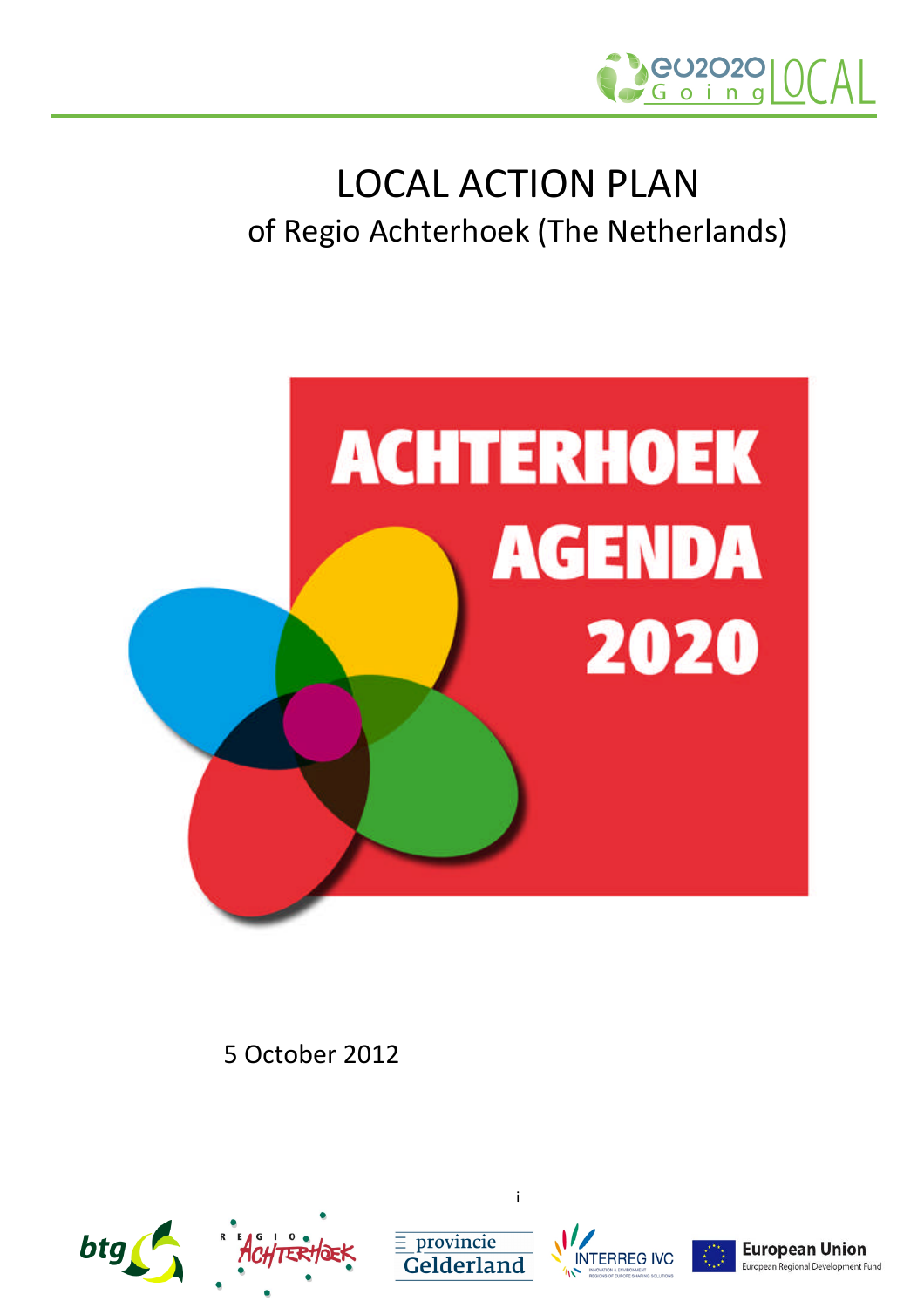# LOCAL ACTION PLAN

of Regio Achterhoek (The Netherlands)

ACHTERHOEK AGENDA 2020

5 October 2012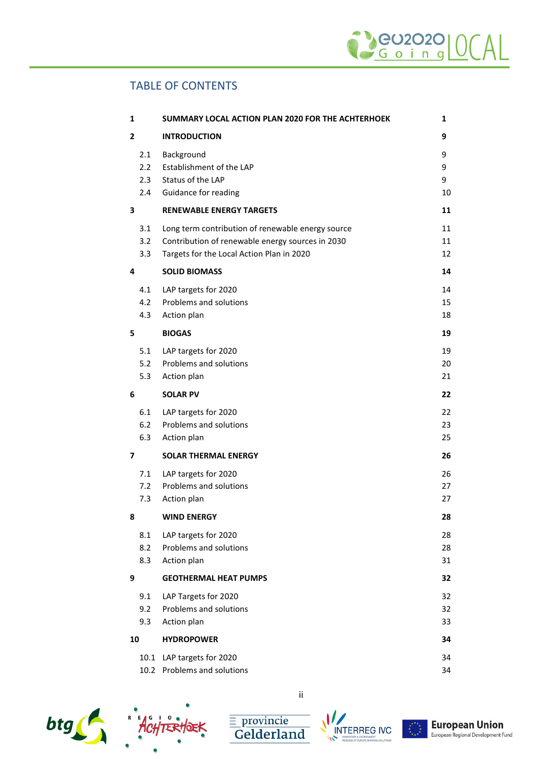## TABLE OF CONTENTS

| | | |
|---|---|---|
| **1** | **SUMMARY LOCAL ACTION PLAN 2020 FOR THE ACHTERHOEK** | **1** |
| **2** | **INTRODUCTION** | **9** |
| 2.1 | Background | 9 |
| 2.2 | Establishment of the LAP | 9 |
| 2.3 | Status of the LAP | 9 |
| 2.4 | Guidance for reading | 10 |
| **3** | **RENEWABLE ENERGY TARGETS** | **11** |
| 3.1 | Long term contribution of renewable energy source | 11 |
| 3.2 | Contribution of renewable energy sources in 2030 | 11 |
| 3.3 | Targets for the Local Action Plan in 2020 | 12 |
| **4** | **SOLID BIOMASS** | **14** |
| 4.1 | LAP targets for 2020 | 14 |
| 4.2 | Problems and solutions | 15 |
| 4.3 | Action plan | 18 |
| **5** | **BIOGAS** | **19** |
| 5.1 | LAP targets for 2020 | 19 |
| 5.2 | Problems and solutions | 20 |
| 5.3 | Action plan | 21 |
| **6** | **SOLAR PV** | **22** |
| 6.1 | LAP targets for 2020 | 22 |
| 6.2 | Problems and solutions | 23 |
| 6.3 | Action plan | 25 |
| **7** | **SOLAR THERMAL ENERGY** | **26** |
| 7.1 | LAP targets for 2020 | 26 |
| 7.2 | Problems and solutions | 27 |
| 7.3 | Action plan | 27 |
| **8** | **WIND ENERGY** | **28** |
| 8.1 | LAP targets for 2020 | 28 |
| 8.2 | Problems and solutions | 28 |
| 8.3 | Action plan | 31 |
| **9** | **GEOTHERMAL HEAT PUMPS** | **32** |
| 9.1 | LAP Targets for 2020 | 32 |
| 9.2 | Problems and solutions | 32 |
| 9.3 | Action plan | 33 |
| **10** | **HYDROPOWER** | **34** |
| 10.1 | LAP targets for 2020 | 34 |
| 10.2 | Problems and solutions | 34 |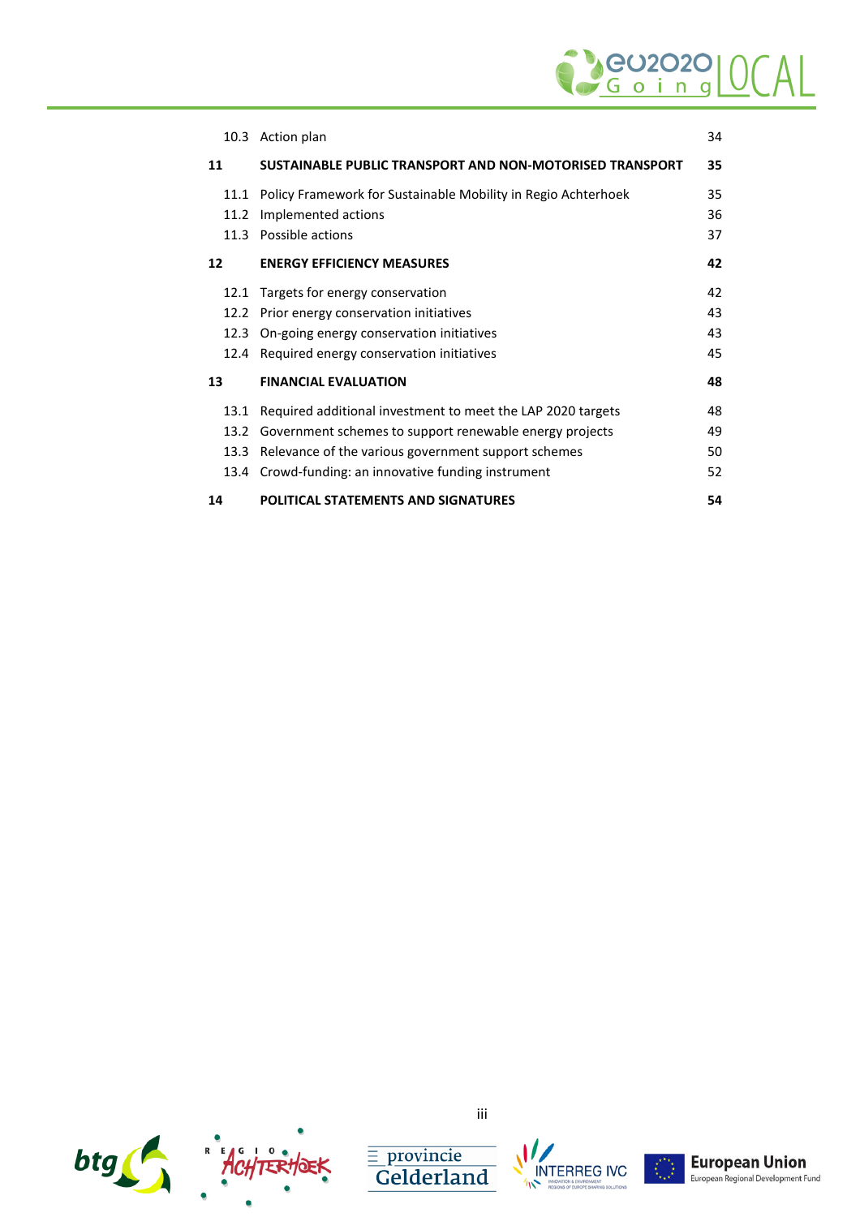| | | |
|---|---|---|
| 10.3 | Action plan | 34 |
| **11** | **SUSTAINABLE PUBLIC TRANSPORT AND NON-MOTORISED TRANSPORT** | **35** |
| 11.1 | Policy Framework for Sustainable Mobility in Regio Achterhoek | 35 |
| 11.2 | Implemented actions | 36 |
| 11.3 | Possible actions | 37 |
| **12** | **ENERGY EFFICIENCY MEASURES** | **42** |
| 12.1 | Targets for energy conservation | 42 |
| 12.2 | Prior energy conservation initiatives | 43 |
| 12.3 | On-going energy conservation initiatives | 43 |
| 12.4 | Required energy conservation initiatives | 45 |
| **13** | **FINANCIAL EVALUATION** | **48** |
| 13.1 | Required additional investment to meet the LAP 2020 targets | 48 |
| 13.2 | Government schemes to support renewable energy projects | 49 |
| 13.3 | Relevance of the various government support schemes | 50 |
| 13.4 | Crowd-funding: an innovative funding instrument | 52 |
| **14** | **POLITICAL STATEMENTS AND SIGNATURES** | **54** |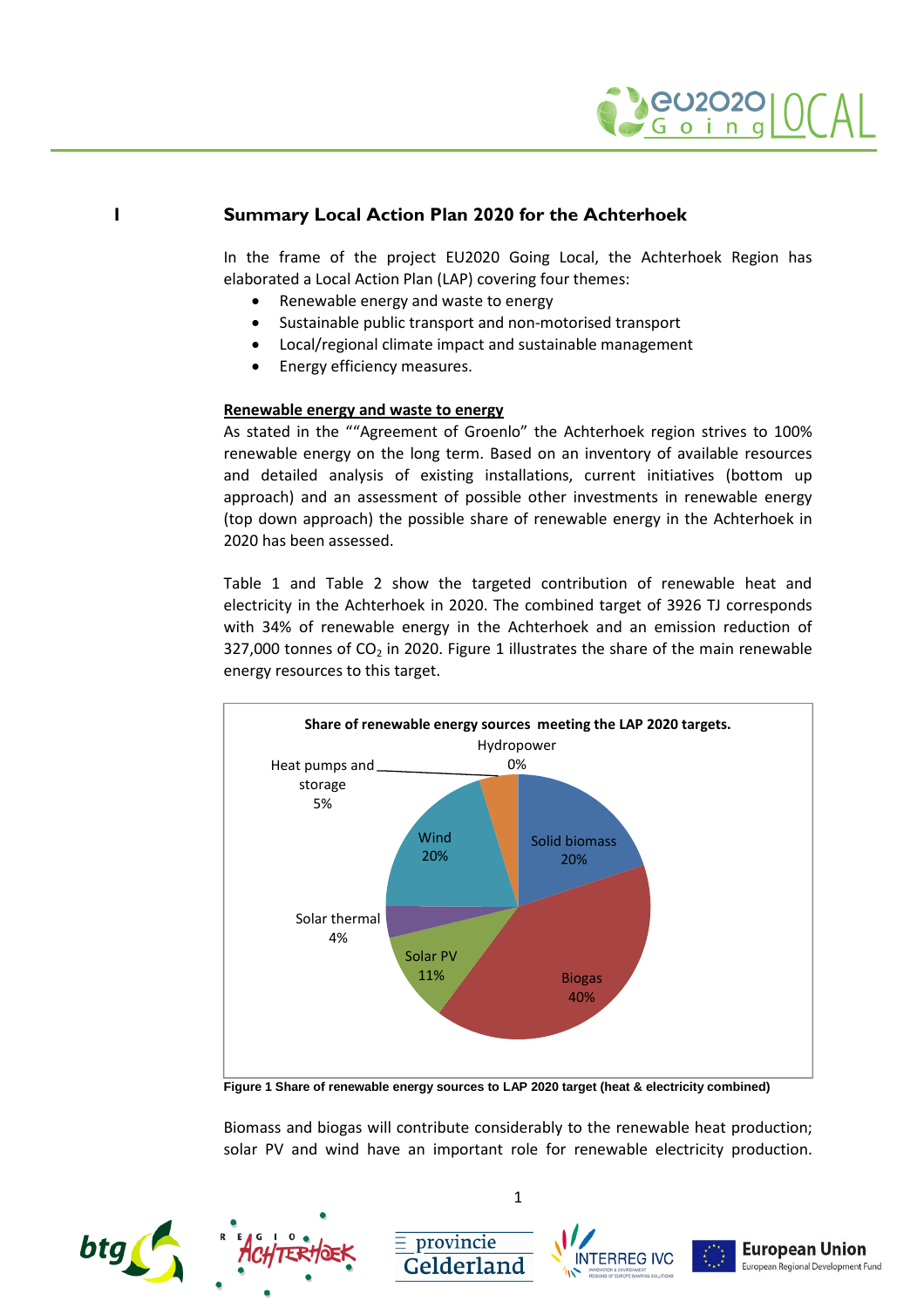# I Summary Local Action Plan 2020 for the Achterhoek

In the frame of the project EU2020 Going Local, the Achterhoek Region has elaborated a Local Action Plan (LAP) covering four themes:

- Renewable energy and waste to energy
- Sustainable public transport and non-motorised transport
- Local/regional climate impact and sustainable management
- Energy efficiency measures.

## Renewable energy and waste to energy

As stated in the ""Agreement of Groenlo" the Achterhoek region strives to 100% renewable energy on the long term. Based on an inventory of available resources and detailed analysis of existing installations, current initiatives (bottom up approach) and an assessment of possible other investments in renewable energy (top down approach) the possible share of renewable energy in the Achterhoek in 2020 has been assessed.

Table 1 and Table 2 show the targeted contribution of renewable heat and electricity in the Achterhoek in 2020. The combined target of 3926 TJ corresponds with 34% of renewable energy in the Achterhoek and an emission reduction of 327,000 tonnes of $CO_2$ in 2020. Figure 1 illustrates the share of the main renewable energy resources to this target.

**Share of renewable energy sources meeting the LAP 2020 targets.**

| Source | Share |
|---|---|
| Solid biomass | 20% |
| Biogas | 40% |
| Solar PV | 11% |
| Solar thermal | 4% |
| Wind | 20% |
| Heat pumps and storage | 5% |
| Hydropower | 0% |

**Figure 1 Share of renewable energy sources to LAP 2020 target (heat & electricity combined)**

Biomass and biogas will contribute considerably to the renewable heat production; solar PV and wind have an important role for renewable electricity production.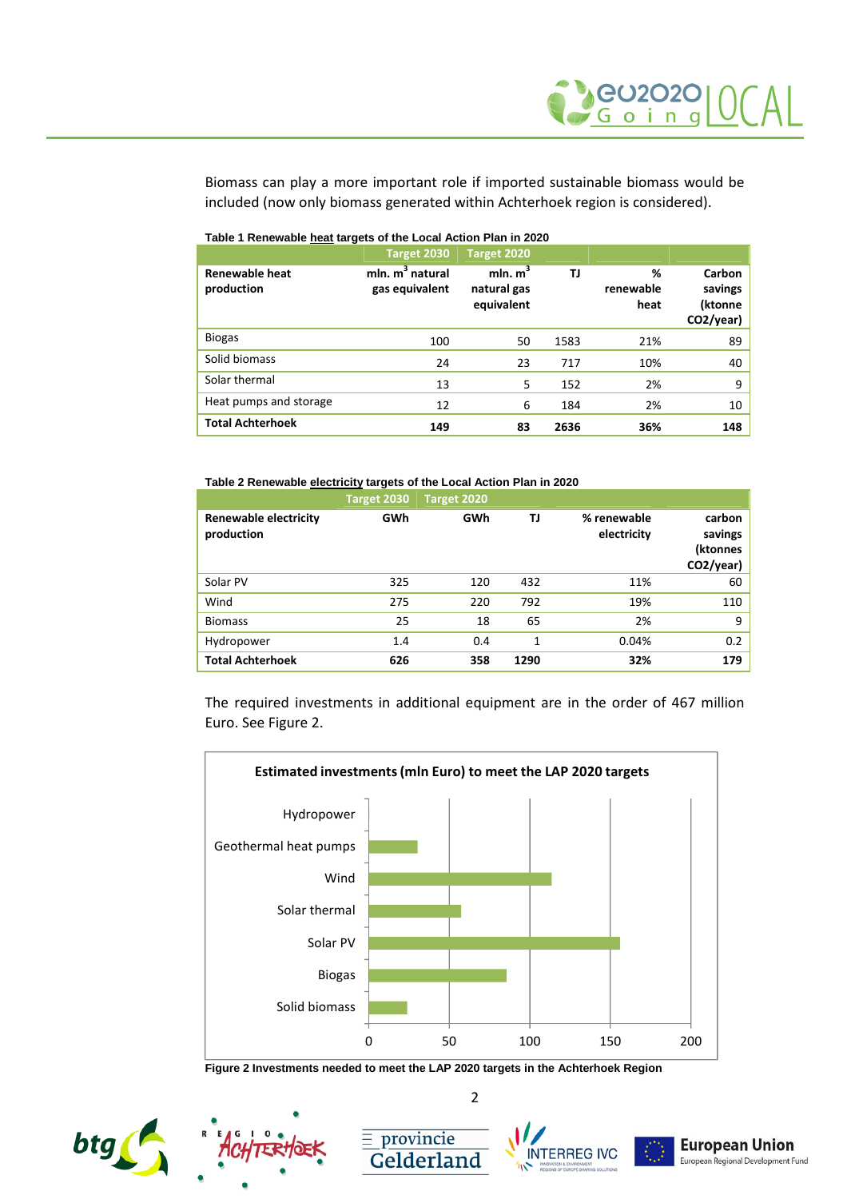Biomass can play a more important role if imported sustainable biomass would be included (now only biomass generated within Achterhoek region is considered).

**Table 1 Renewable heat targets of the Local Action Plan in 2020**

| | Target 2030 | Target 2020 | | | |
|---|---|---|---|---|---|
| **Renewable heat production** | **mln. m$^3$ natural gas equivalent** | **mln. m$^3$ natural gas equivalent** | **TJ** | **% renewable heat** | **Carbon savings (ktonne $CO_2$/year)** |
| Biogas | 100 | 50 | 1583 | 21% | 89 |
| Solid biomass | 24 | 23 | 717 | 10% | 40 |
| Solar thermal | 13 | 5 | 152 | 2% | 9 |
| Heat pumps and storage | 12 | 6 | 184 | 2% | 10 |
| **Total Achterhoek** | **149** | **83** | **2636** | **36%** | **148** |

**Table 2 Renewable electricity targets of the Local Action Plan in 2020**

| | Target 2030 | Target 2020 | | | |
|---|---|---|---|---|---|
| **Renewable electricity production** | **GWh** | **GWh** | **TJ** | **% renewable electricity** | **carbon savings (ktonnes $CO_2$/year)** |
| Solar PV | 325 | 120 | 432 | 11% | 60 |
| Wind | 275 | 220 | 792 | 19% | 110 |
| Biomass | 25 | 18 | 65 | 2% | 9 |
| Hydropower | 1.4 | 0.4 | 1 | 0.04% | 0.2 |
| **Total Achterhoek** | **626** | **358** | **1290** | **32%** | **179** |

The required investments in additional equipment are in the order of 467 million Euro. See Figure 2.

**Estimated investments (mln Euro) to meet the LAP 2020 targets**

Figure 2 Investments needed to meet the LAP 2020 targets in the Achterhoek Region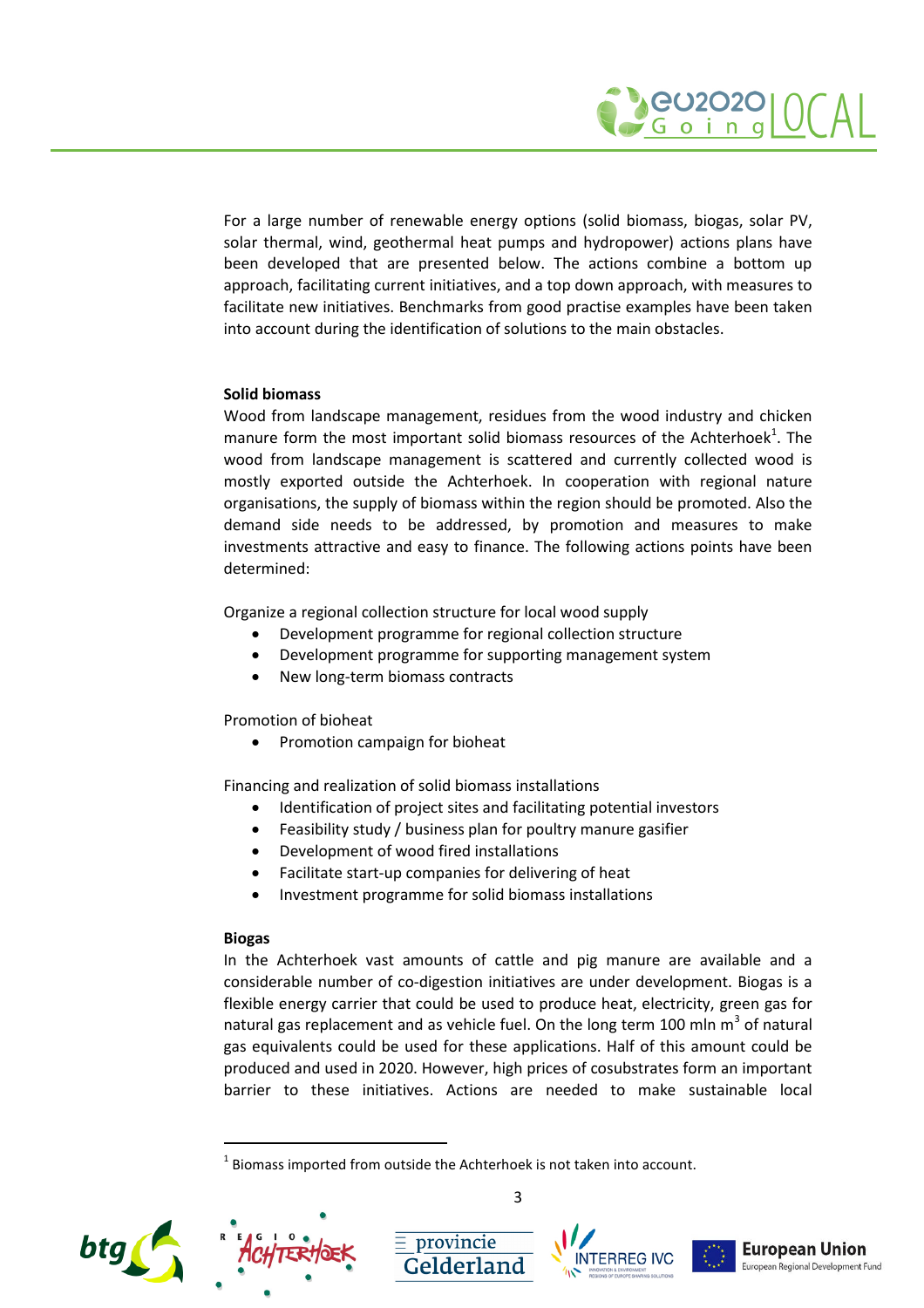For a large number of renewable energy options (solid biomass, biogas, solar PV, solar thermal, wind, geothermal heat pumps and hydropower) actions plans have been developed that are presented below. The actions combine a bottom up approach, facilitating current initiatives, and a top down approach, with measures to facilitate new initiatives. Benchmarks from good practise examples have been taken into account during the identification of solutions to the main obstacles.

**Solid biomass**

Wood from landscape management, residues from the wood industry and chicken manure form the most important solid biomass resources of the Achterhoek[1]. The wood from landscape management is scattered and currently collected wood is mostly exported outside the Achterhoek. In cooperation with regional nature organisations, the supply of biomass within the region should be promoted. Also the demand side needs to be addressed, by promotion and measures to make investments attractive and easy to finance. The following actions points have been determined:

Organize a regional collection structure for local wood supply

- Development programme for regional collection structure
- Development programme for supporting management system
- New long-term biomass contracts

Promotion of bioheat

- Promotion campaign for bioheat

Financing and realization of solid biomass installations

- Identification of project sites and facilitating potential investors
- Feasibility study / business plan for poultry manure gasifier
- Development of wood fired installations
- Facilitate start-up companies for delivering of heat
- Investment programme for solid biomass installations

**Biogas**

In the Achterhoek vast amounts of cattle and pig manure are available and a considerable number of co-digestion initiatives are under development. Biogas is a flexible energy carrier that could be used to produce heat, electricity, green gas for natural gas replacement and as vehicle fuel. On the long term 100 mln $m^3$ of natural gas equivalents could be used for these applications. Half of this amount could be produced and used in 2020. However, high prices of cosubstrates form an important barrier to these initiatives. Actions are needed to make sustainable local

[1] Biomass imported from outside the Achterhoek is not taken into account.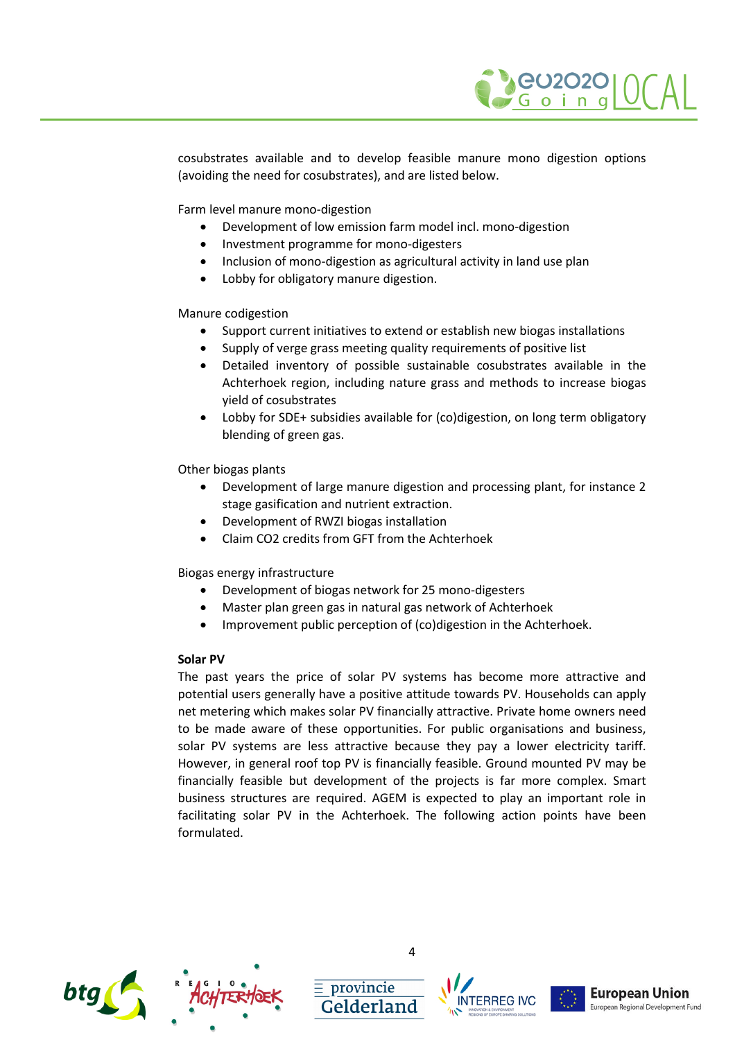cosubstrates available and to develop feasible manure mono digestion options (avoiding the need for cosubstrates), and are listed below.

Farm level manure mono-digestion

- Development of low emission farm model incl. mono-digestion
- Investment programme for mono-digesters
- Inclusion of mono-digestion as agricultural activity in land use plan
- Lobby for obligatory manure digestion.

Manure codigestion

- Support current initiatives to extend or establish new biogas installations
- Supply of verge grass meeting quality requirements of positive list
- Detailed inventory of possible sustainable cosubstrates available in the Achterhoek region, including nature grass and methods to increase biogas yield of cosubstrates
- Lobby for SDE+ subsidies available for (co)digestion, on long term obligatory blending of green gas.

Other biogas plants

- Development of large manure digestion and processing plant, for instance 2 stage gasification and nutrient extraction.
- Development of RWZI biogas installation
- Claim CO2 credits from GFT from the Achterhoek

Biogas energy infrastructure

- Development of biogas network for 25 mono-digesters
- Master plan green gas in natural gas network of Achterhoek
- Improvement public perception of (co)digestion in the Achterhoek.

**Solar PV**

The past years the price of solar PV systems has become more attractive and potential users generally have a positive attitude towards PV. Households can apply net metering which makes solar PV financially attractive. Private home owners need to be made aware of these opportunities. For public organisations and business, solar PV systems are less attractive because they pay a lower electricity tariff. However, in general roof top PV is financially feasible. Ground mounted PV may be financially feasible but development of the projects is far more complex. Smart business structures are required. AGEM is expected to play an important role in facilitating solar PV in the Achterhoek. The following action points have been formulated.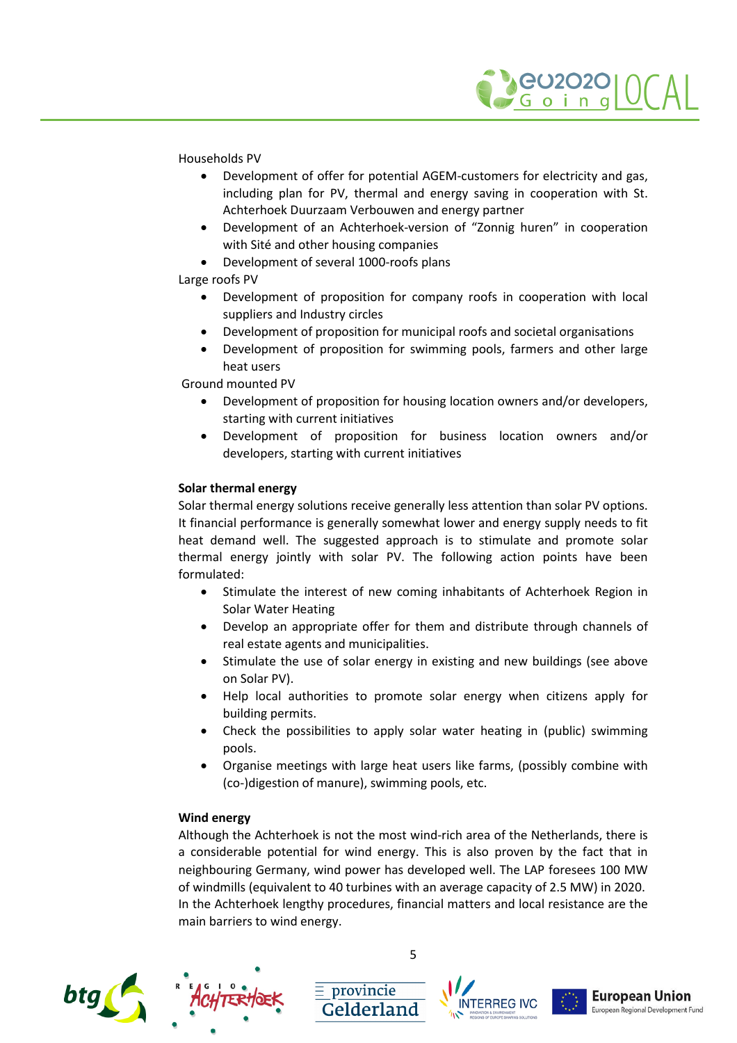Households PV

- Development of offer for potential AGEM-customers for electricity and gas, including plan for PV, thermal and energy saving in cooperation with St. Achterhoek Duurzaam Verbouwen and energy partner
- Development of an Achterhoek-version of "Zonnig huren" in cooperation with Sité and other housing companies
- Development of several 1000-roofs plans

Large roofs PV

- Development of proposition for company roofs in cooperation with local suppliers and Industry circles
- Development of proposition for municipal roofs and societal organisations
- Development of proposition for swimming pools, farmers and other large heat users

Ground mounted PV

- Development of proposition for housing location owners and/or developers, starting with current initiatives
- Development of proposition for business location owners and/or developers, starting with current initiatives

**Solar thermal energy**

Solar thermal energy solutions receive generally less attention than solar PV options. It financial performance is generally somewhat lower and energy supply needs to fit heat demand well. The suggested approach is to stimulate and promote solar thermal energy jointly with solar PV. The following action points have been formulated:

- Stimulate the interest of new coming inhabitants of Achterhoek Region in Solar Water Heating
- Develop an appropriate offer for them and distribute through channels of real estate agents and municipalities.
- Stimulate the use of solar energy in existing and new buildings (see above on Solar PV).
- Help local authorities to promote solar energy when citizens apply for building permits.
- Check the possibilities to apply solar water heating in (public) swimming pools.
- Organise meetings with large heat users like farms, (possibly combine with (co-)digestion of manure), swimming pools, etc.

**Wind energy**

Although the Achterhoek is not the most wind-rich area of the Netherlands, there is a considerable potential for wind energy. This is also proven by the fact that in neighbouring Germany, wind power has developed well. The LAP foresees 100 MW of windmills (equivalent to 40 turbines with an average capacity of 2.5 MW) in 2020. In the Achterhoek lengthy procedures, financial matters and local resistance are the main barriers to wind energy.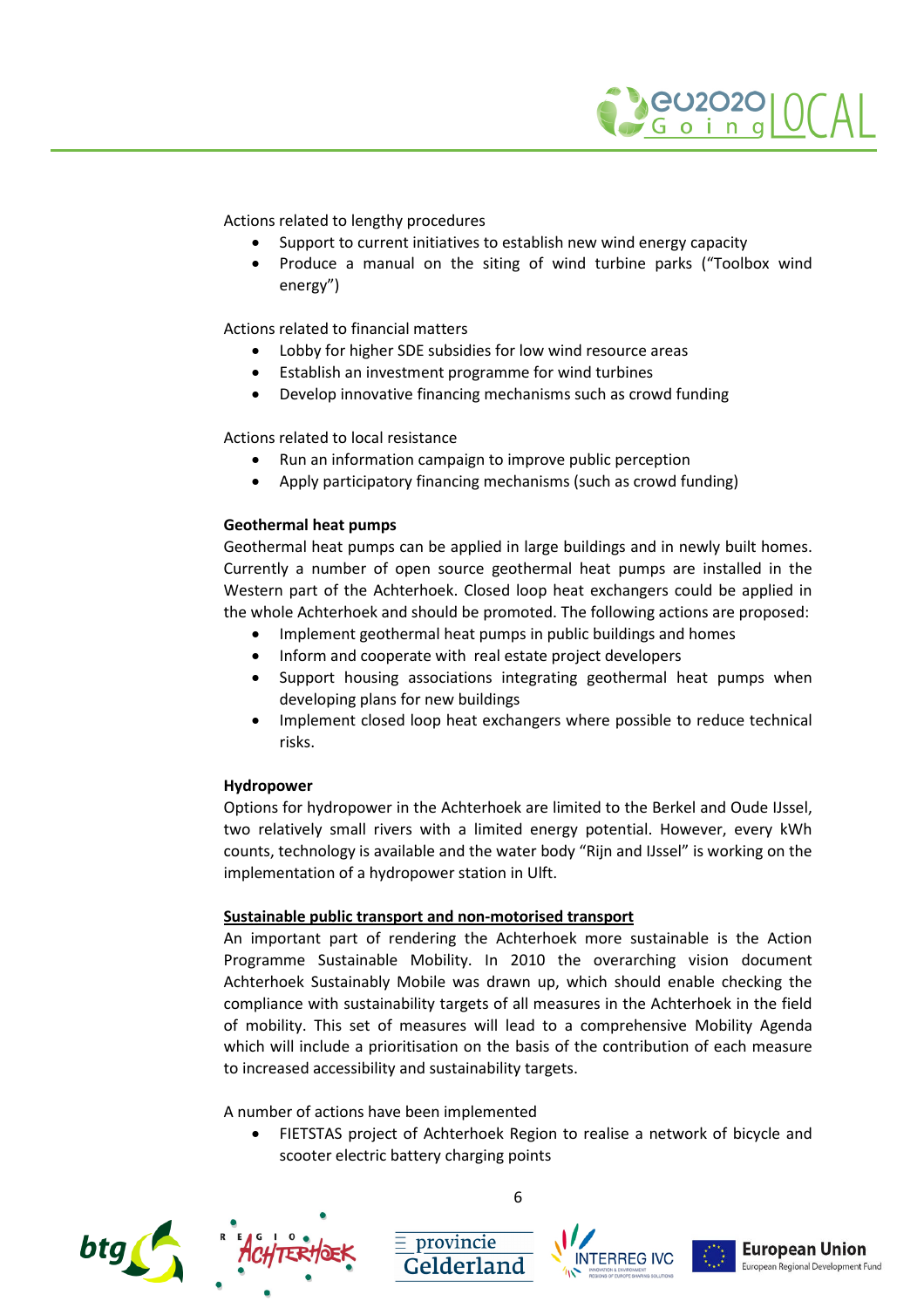Actions related to lengthy procedures

- Support to current initiatives to establish new wind energy capacity
- Produce a manual on the siting of wind turbine parks ("Toolbox wind energy")

Actions related to financial matters

- Lobby for higher SDE subsidies for low wind resource areas
- Establish an investment programme for wind turbines
- Develop innovative financing mechanisms such as crowd funding

Actions related to local resistance

- Run an information campaign to improve public perception
- Apply participatory financing mechanisms (such as crowd funding)

**Geothermal heat pumps**

Geothermal heat pumps can be applied in large buildings and in newly built homes. Currently a number of open source geothermal heat pumps are installed in the Western part of the Achterhoek. Closed loop heat exchangers could be applied in the whole Achterhoek and should be promoted. The following actions are proposed:

- Implement geothermal heat pumps in public buildings and homes
- Inform and cooperate with real estate project developers
- Support housing associations integrating geothermal heat pumps when developing plans for new buildings
- Implement closed loop heat exchangers where possible to reduce technical risks.

**Hydropower**

Options for hydropower in the Achterhoek are limited to the Berkel and Oude IJssel, two relatively small rivers with a limited energy potential. However, every kWh counts, technology is available and the water body "Rijn and IJssel" is working on the implementation of a hydropower station in Ulft.

<u>**Sustainable public transport and non-motorised transport**</u>

An important part of rendering the Achterhoek more sustainable is the Action Programme Sustainable Mobility. In 2010 the overarching vision document Achterhoek Sustainably Mobile was drawn up, which should enable checking the compliance with sustainability targets of all measures in the Achterhoek in the field of mobility. This set of measures will lead to a comprehensive Mobility Agenda which will include a prioritisation on the basis of the contribution of each measure to increased accessibility and sustainability targets.

A number of actions have been implemented

- FIETSTAS project of Achterhoek Region to realise a network of bicycle and scooter electric battery charging points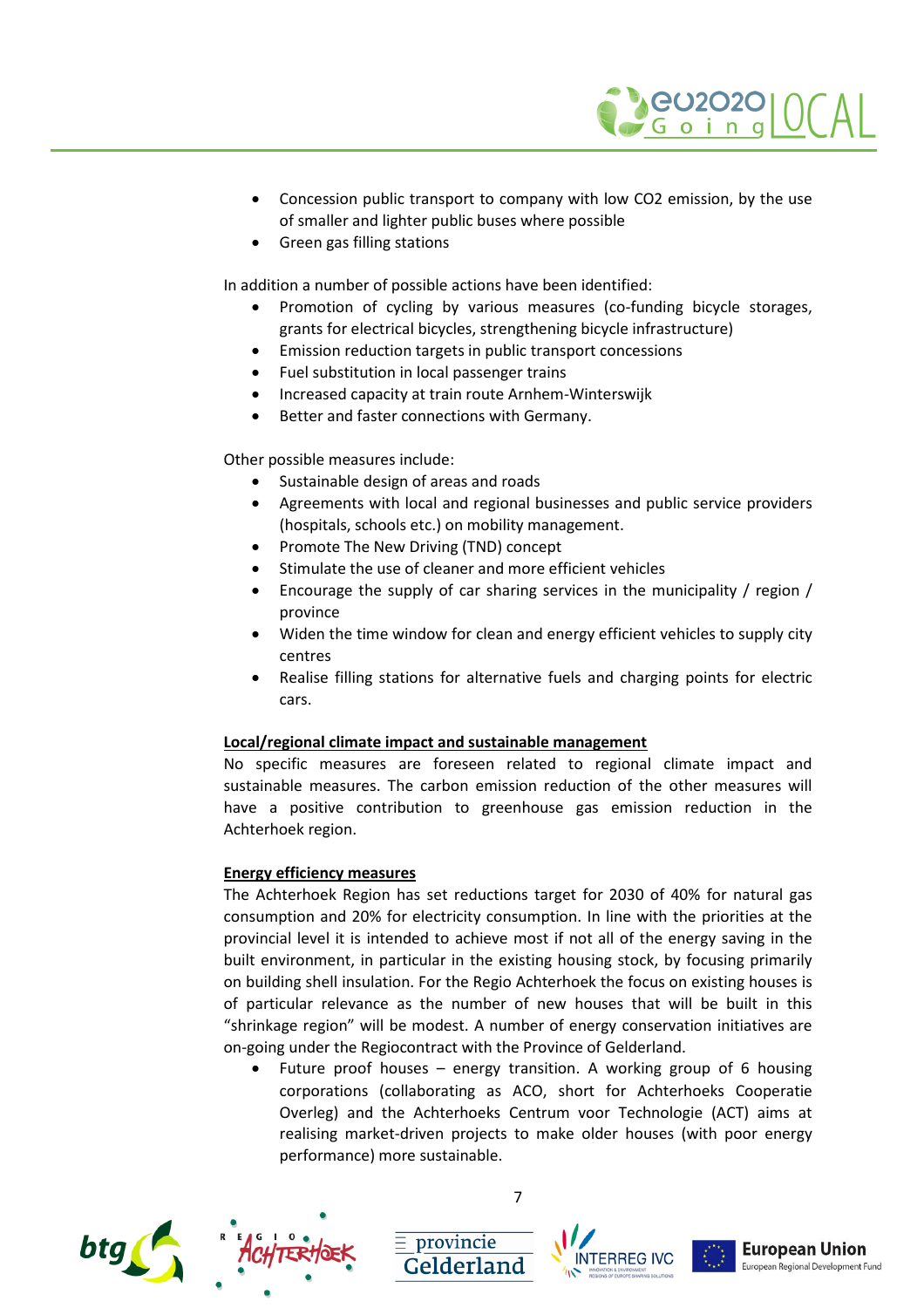- Concession public transport to company with low CO2 emission, by the use of smaller and lighter public buses where possible
- Green gas filling stations

In addition a number of possible actions have been identified:

- Promotion of cycling by various measures (co-funding bicycle storages, grants for electrical bicycles, strengthening bicycle infrastructure)
- Emission reduction targets in public transport concessions
- Fuel substitution in local passenger trains
- Increased capacity at train route Arnhem-Winterswijk
- Better and faster connections with Germany.

Other possible measures include:

- Sustainable design of areas and roads
- Agreements with local and regional businesses and public service providers (hospitals, schools etc.) on mobility management.
- Promote The New Driving (TND) concept
- Stimulate the use of cleaner and more efficient vehicles
- Encourage the supply of car sharing services in the municipality / region / province
- Widen the time window for clean and energy efficient vehicles to supply city centres
- Realise filling stations for alternative fuels and charging points for electric cars.

**Local/regional climate impact and sustainable management**

No specific measures are foreseen related to regional climate impact and sustainable measures. The carbon emission reduction of the other measures will have a positive contribution to greenhouse gas emission reduction in the Achterhoek region.

**Energy efficiency measures**

The Achterhoek Region has set reductions target for 2030 of 40% for natural gas consumption and 20% for electricity consumption. In line with the priorities at the provincial level it is intended to achieve most if not all of the energy saving in the built environment, in particular in the existing housing stock, by focusing primarily on building shell insulation. For the Regio Achterhoek the focus on existing houses is of particular relevance as the number of new houses that will be built in this "shrinkage region" will be modest. A number of energy conservation initiatives are on-going under the Regiocontract with the Province of Gelderland.

- Future proof houses – energy transition. A working group of 6 housing corporations (collaborating as ACO, short for Achterhoeks Cooperatie Overleg) and the Achterhoeks Centrum voor Technologie (ACT) aims at realising market-driven projects to make older houses (with poor energy performance) more sustainable.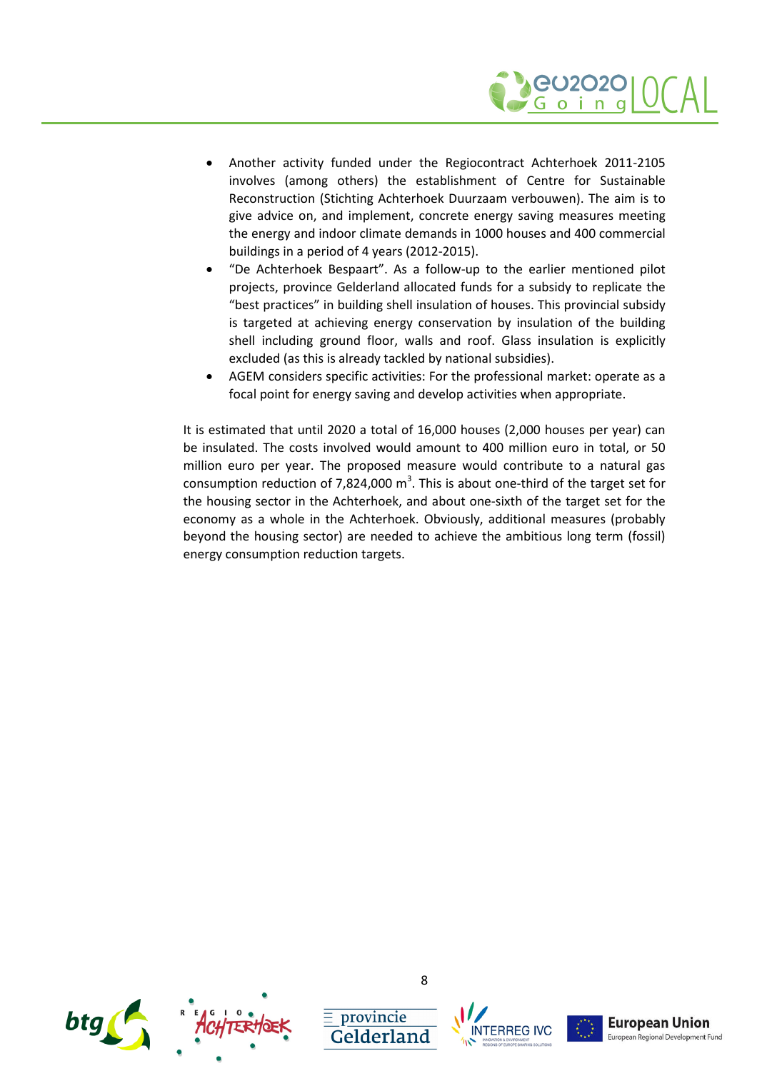- Another activity funded under the Regiocontract Achterhoek 2011-2105 involves (among others) the establishment of Centre for Sustainable Reconstruction (Stichting Achterhoek Duurzaam verbouwen). The aim is to give advice on, and implement, concrete energy saving measures meeting the energy and indoor climate demands in 1000 houses and 400 commercial buildings in a period of 4 years (2012-2015).
- "De Achterhoek Bespaart". As a follow-up to the earlier mentioned pilot projects, province Gelderland allocated funds for a subsidy to replicate the "best practices" in building shell insulation of houses. This provincial subsidy is targeted at achieving energy conservation by insulation of the building shell including ground floor, walls and roof. Glass insulation is explicitly excluded (as this is already tackled by national subsidies).
- AGEM considers specific activities: For the professional market: operate as a focal point for energy saving and develop activities when appropriate.

It is estimated that until 2020 a total of 16,000 houses (2,000 houses per year) can be insulated. The costs involved would amount to 400 million euro in total, or 50 million euro per year. The proposed measure would contribute to a natural gas consumption reduction of 7,824,000 $m^3$. This is about one-third of the target set for the housing sector in the Achterhoek, and about one-sixth of the target set for the economy as a whole in the Achterhoek. Obviously, additional measures (probably beyond the housing sector) are needed to achieve the ambitious long term (fossil) energy consumption reduction targets.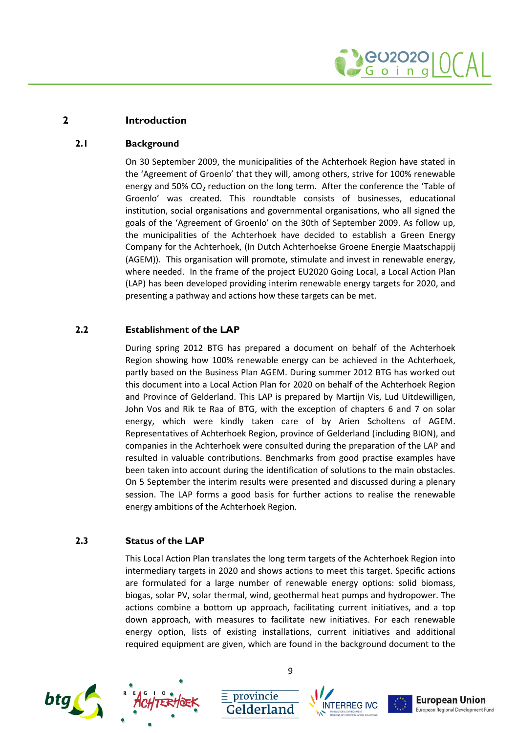# 2 Introduction

## 2.1 Background

On 30 September 2009, the municipalities of the Achterhoek Region have stated in the 'Agreement of Groenlo' that they will, among others, strive for 100% renewable energy and 50% $CO_2$ reduction on the long term. After the conference the 'Table of Groenlo' was created. This roundtable consists of businesses, educational institution, social organisations and governmental organisations, who all signed the goals of the 'Agreement of Groenlo' on the 30th of September 2009. As follow up, the municipalities of the Achterhoek have decided to establish a Green Energy Company for the Achterhoek, (In Dutch Achterhoekse Groene Energie Maatschappij (AGEM)). This organisation will promote, stimulate and invest in renewable energy, where needed. In the frame of the project EU2020 Going Local, a Local Action Plan (LAP) has been developed providing interim renewable energy targets for 2020, and presenting a pathway and actions how these targets can be met.

## 2.2 Establishment of the LAP

During spring 2012 BTG has prepared a document on behalf of the Achterhoek Region showing how 100% renewable energy can be achieved in the Achterhoek, partly based on the Business Plan AGEM. During summer 2012 BTG has worked out this document into a Local Action Plan for 2020 on behalf of the Achterhoek Region and Province of Gelderland. This LAP is prepared by Martijn Vis, Lud Uitdewilligen, John Vos and Rik te Raa of BTG, with the exception of chapters 6 and 7 on solar energy, which were kindly taken care of by Arien Scholtens of AGEM. Representatives of Achterhoek Region, province of Gelderland (including BION), and companies in the Achterhoek were consulted during the preparation of the LAP and resulted in valuable contributions. Benchmarks from good practise examples have been taken into account during the identification of solutions to the main obstacles. On 5 September the interim results were presented and discussed during a plenary session. The LAP forms a good basis for further actions to realise the renewable energy ambitions of the Achterhoek Region.

## 2.3 Status of the LAP

This Local Action Plan translates the long term targets of the Achterhoek Region into intermediary targets in 2020 and shows actions to meet this target. Specific actions are formulated for a large number of renewable energy options: solid biomass, biogas, solar PV, solar thermal, wind, geothermal heat pumps and hydropower. The actions combine a bottom up approach, facilitating current initiatives, and a top down approach, with measures to facilitate new initiatives. For each renewable energy option, lists of existing installations, current initiatives and additional required equipment are given, which are found in the background document to the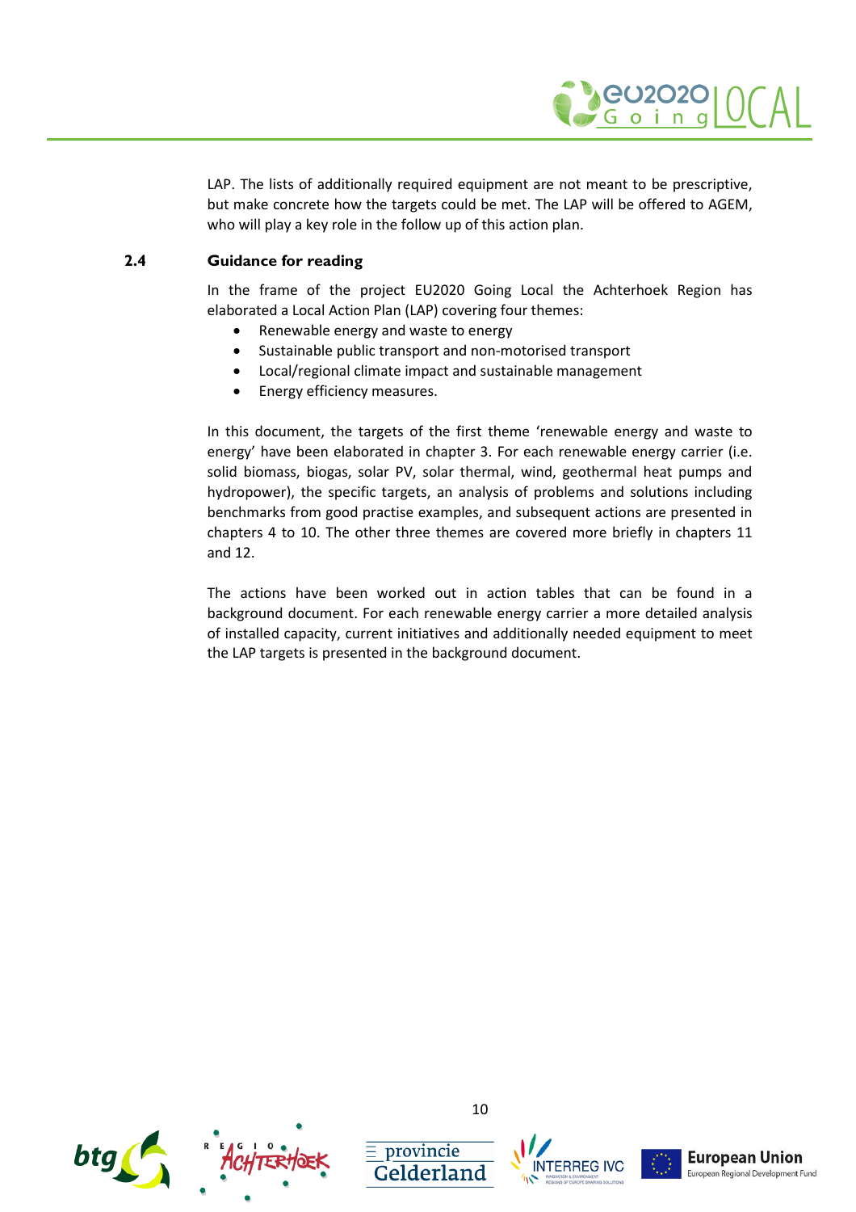LAP. The lists of additionally required equipment are not meant to be prescriptive, but make concrete how the targets could be met. The LAP will be offered to AGEM, who will play a key role in the follow up of this action plan.

### 2.4 Guidance for reading

In the frame of the project EU2020 Going Local the Achterhoek Region has elaborated a Local Action Plan (LAP) covering four themes:

- Renewable energy and waste to energy
- Sustainable public transport and non-motorised transport
- Local/regional climate impact and sustainable management
- Energy efficiency measures.

In this document, the targets of the first theme 'renewable energy and waste to energy' have been elaborated in chapter 3. For each renewable energy carrier (i.e. solid biomass, biogas, solar PV, solar thermal, wind, geothermal heat pumps and hydropower), the specific targets, an analysis of problems and solutions including benchmarks from good practise examples, and subsequent actions are presented in chapters 4 to 10. The other three themes are covered more briefly in chapters 11 and 12.

The actions have been worked out in action tables that can be found in a background document. For each renewable energy carrier a more detailed analysis of installed capacity, current initiatives and additionally needed equipment to meet the LAP targets is presented in the background document.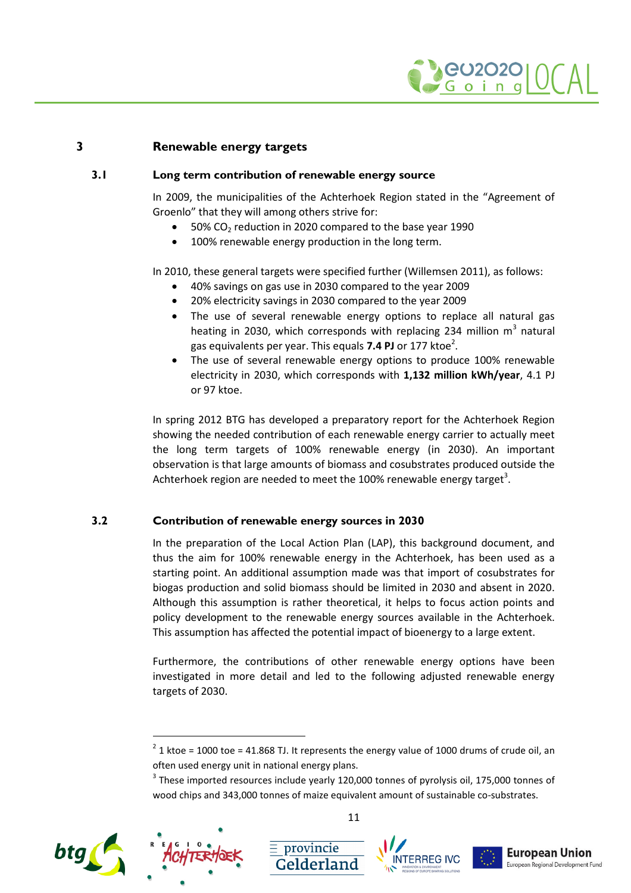# 3 Renewable energy targets

## 3.1 Long term contribution of renewable energy source

In 2009, the municipalities of the Achterhoek Region stated in the "Agreement of Groenlo" that they will among others strive for:

- 50% $CO_2$ reduction in 2020 compared to the base year 1990
- 100% renewable energy production in the long term.

In 2010, these general targets were specified further (Willemsen 2011), as follows:

- 40% savings on gas use in 2030 compared to the year 2009
- 20% electricity savings in 2030 compared to the year 2009
- The use of several renewable energy options to replace all natural gas heating in 2030, which corresponds with replacing 234 million $m^3$ natural gas equivalents per year. This equals **7.4 PJ** or 177 ktoe[2].
- The use of several renewable energy options to produce 100% renewable electricity in 2030, which corresponds with **1,132 million kWh/year**, 4.1 PJ or 97 ktoe.

In spring 2012 BTG has developed a preparatory report for the Achterhoek Region showing the needed contribution of each renewable energy carrier to actually meet the long term targets of 100% renewable energy (in 2030). An important observation is that large amounts of biomass and cosubstrates produced outside the Achterhoek region are needed to meet the 100% renewable energy target[3].

## 3.2 Contribution of renewable energy sources in 2030

In the preparation of the Local Action Plan (LAP), this background document, and thus the aim for 100% renewable energy in the Achterhoek, has been used as a starting point. An additional assumption made was that import of cosubstrates for biogas production and solid biomass should be limited in 2030 and absent in 2020. Although this assumption is rather theoretical, it helps to focus action points and policy development to the renewable energy sources available in the Achterhoek. This assumption has affected the potential impact of bioenergy to a large extent.

Furthermore, the contributions of other renewable energy options have been investigated in more detail and led to the following adjusted renewable energy targets of 2030.

---

[2] 1 ktoe = 1000 toe = 41.868 TJ. It represents the energy value of 1000 drums of crude oil, an often used energy unit in national energy plans.

[3] These imported resources include yearly 120,000 tonnes of pyrolysis oil, 175,000 tonnes of wood chips and 343,000 tonnes of maize equivalent amount of sustainable co-substrates.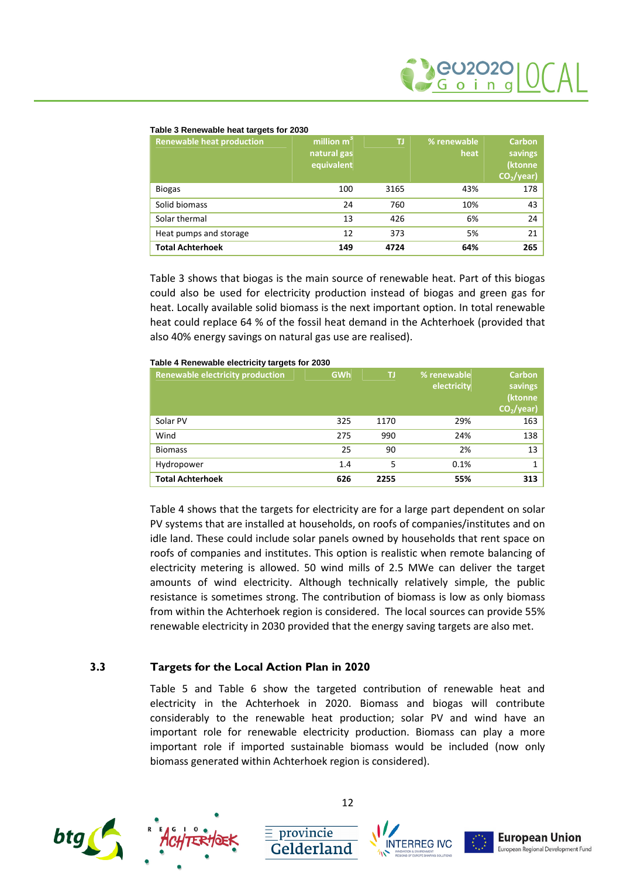**Table 3 Renewable heat targets for 2030**

| Renewable heat production | million $m^3$ natural gas equivalent | TJ | % renewable heat | Carbon savings (ktonne $CO_2$/year) |
|---|---|---|---|---|
| Biogas | 100 | 3165 | 43% | 178 |
| Solid biomass | 24 | 760 | 10% | 43 |
| Solar thermal | 13 | 426 | 6% | 24 |
| Heat pumps and storage | 12 | 373 | 5% | 21 |
| **Total Achterhoek** | **149** | **4724** | **64%** | **265** |

Table 3 shows that biogas is the main source of renewable heat. Part of this biogas could also be used for electricity production instead of biogas and green gas for heat. Locally available solid biomass is the next important option. In total renewable heat could replace 64 % of the fossil heat demand in the Achterhoek (provided that also 40% energy savings on natural gas use are realised).

**Table 4 Renewable electricity targets for 2030**

| Renewable electricity production | GWh | TJ | % renewable electricity | Carbon savings (ktonne $CO_2$/year) |
|---|---|---|---|---|
| Solar PV | 325 | 1170 | 29% | 163 |
| Wind | 275 | 990 | 24% | 138 |
| Biomass | 25 | 90 | 2% | 13 |
| Hydropower | 1.4 | 5 | 0.1% | 1 |
| **Total Achterhoek** | **626** | **2255** | **55%** | **313** |

Table 4 shows that the targets for electricity are for a large part dependent on solar PV systems that are installed at households, on roofs of companies/institutes and on idle land. These could include solar panels owned by households that rent space on roofs of companies and institutes. This option is realistic when remote balancing of electricity metering is allowed. 50 wind mills of 2.5 MWe can deliver the target amounts of wind electricity. Although technically relatively simple, the public resistance is sometimes strong. The contribution of biomass is low as only biomass from within the Achterhoek region is considered. The local sources can provide 55% renewable electricity in 2030 provided that the energy saving targets are also met.

### 3.3 Targets for the Local Action Plan in 2020

Table 5 and Table 6 show the targeted contribution of renewable heat and electricity in the Achterhoek in 2020. Biomass and biogas will contribute considerably to the renewable heat production; solar PV and wind have an important role for renewable electricity production. Biomass can play a more important role if imported sustainable biomass would be included (now only biomass generated within Achterhoek region is considered).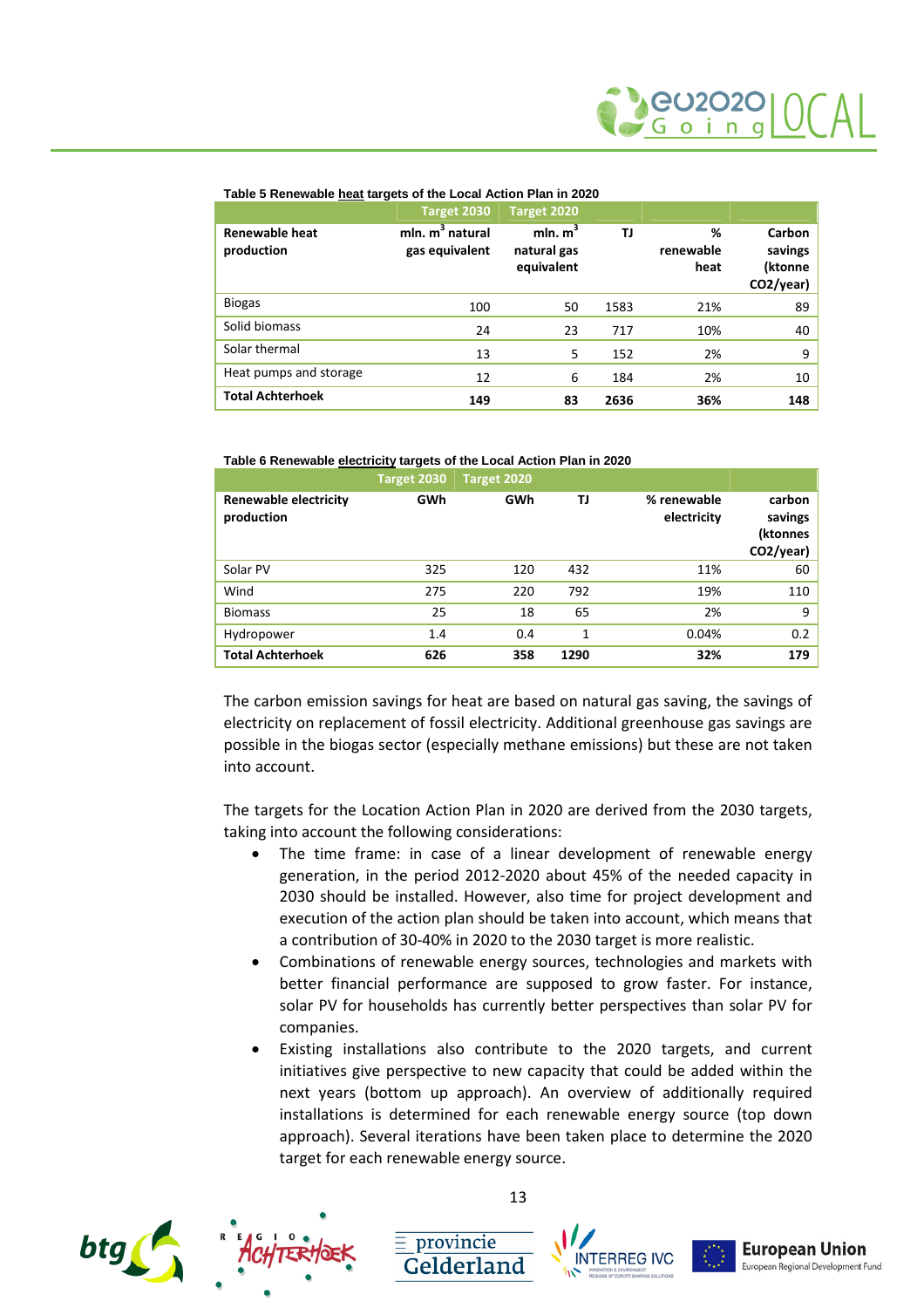**Table 5 Renewable heat targets of the Local Action Plan in 2020**

| | Target 2030 | Target 2020 | | | |
|---|---|---|---|---|---|
| **Renewable heat production** | **mln. m$^3$ natural gas equivalent** | **mln. m$^3$ natural gas equivalent** | **TJ** | **% renewable heat** | **Carbon savings (ktonne $CO_2$/year)** |
| Biogas | 100 | 50 | 1583 | 21% | 89 |
| Solid biomass | 24 | 23 | 717 | 10% | 40 |
| Solar thermal | 13 | 5 | 152 | 2% | 9 |
| Heat pumps and storage | 12 | 6 | 184 | 2% | 10 |
| **Total Achterhoek** | **149** | **83** | **2636** | **36%** | **148** |

**Table 6 Renewable electricity targets of the Local Action Plan in 2020**

| | Target 2030 | Target 2020 | | | |
|---|---|---|---|---|---|
| **Renewable electricity production** | **GWh** | **GWh** | **TJ** | **% renewable electricity** | **carbon savings (ktonnes $CO_2$/year)** |
| Solar PV | 325 | 120 | 432 | 11% | 60 |
| Wind | 275 | 220 | 792 | 19% | 110 |
| Biomass | 25 | 18 | 65 | 2% | 9 |
| Hydropower | 1.4 | 0.4 | 1 | 0.04% | 0.2 |
| **Total Achterhoek** | **626** | **358** | **1290** | **32%** | **179** |

The carbon emission savings for heat are based on natural gas saving, the savings of electricity on replacement of fossil electricity. Additional greenhouse gas savings are possible in the biogas sector (especially methane emissions) but these are not taken into account.

The targets for the Location Action Plan in 2020 are derived from the 2030 targets, taking into account the following considerations:

- The time frame: in case of a linear development of renewable energy generation, in the period 2012-2020 about 45% of the needed capacity in 2030 should be installed. However, also time for project development and execution of the action plan should be taken into account, which means that a contribution of 30-40% in 2020 to the 2030 target is more realistic.
- Combinations of renewable energy sources, technologies and markets with better financial performance are supposed to grow faster. For instance, solar PV for households has currently better perspectives than solar PV for companies.
- Existing installations also contribute to the 2020 targets, and current initiatives give perspective to new capacity that could be added within the next years (bottom up approach). An overview of additionally required installations is determined for each renewable energy source (top down approach). Several iterations have taken place to determine the 2020 target for each renewable energy source.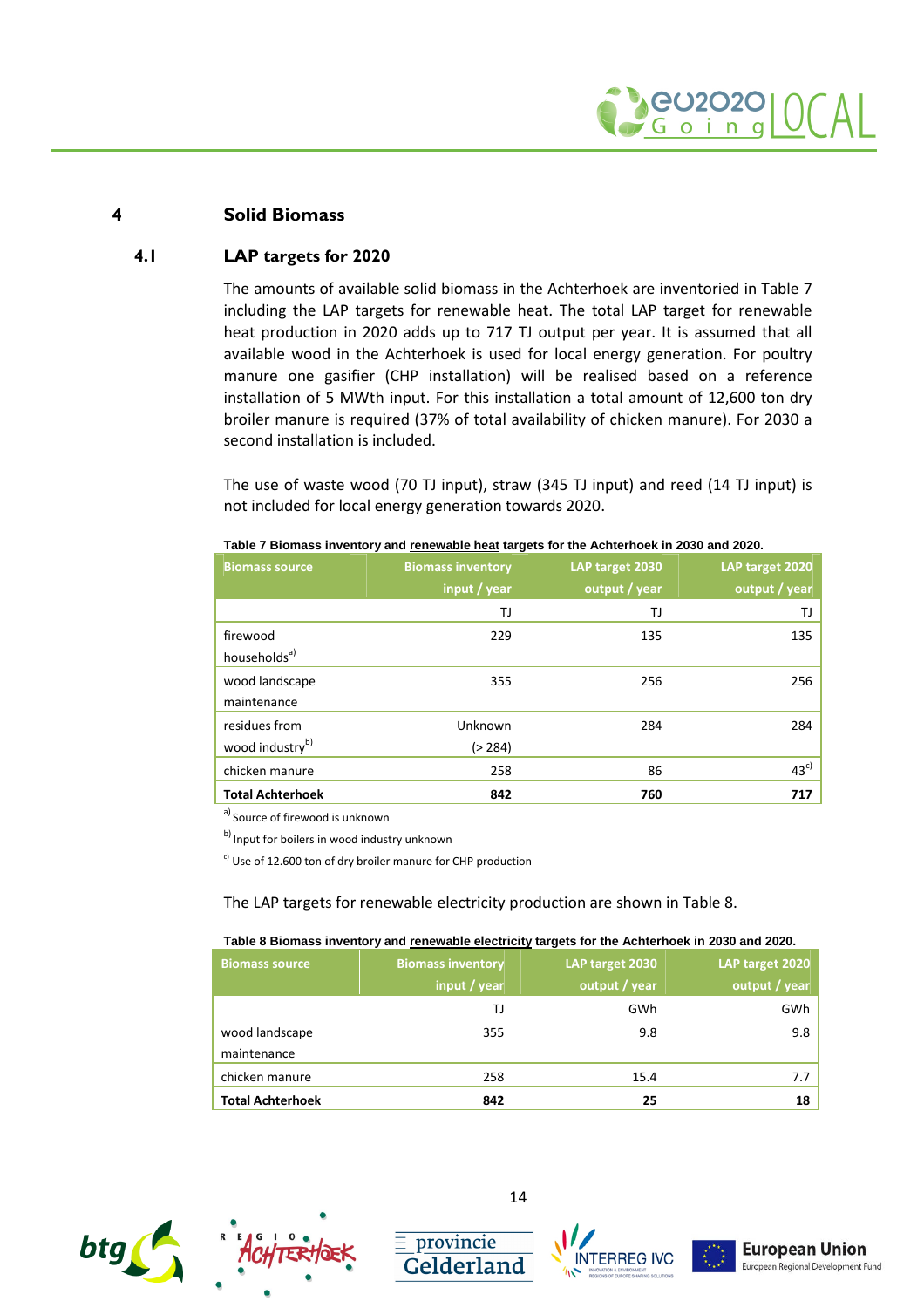# 4 Solid Biomass

## 4.1 LAP targets for 2020

The amounts of available solid biomass in the Achterhoek are inventoried in Table 7 including the LAP targets for renewable heat. The total LAP target for renewable heat production in 2020 adds up to 717 TJ output per year. It is assumed that all available wood in the Achterhoek is used for local energy generation. For poultry manure one gasifier (CHP installation) will be realised based on a reference installation of 5 MWth input. For this installation a total amount of 12,600 ton dry broiler manure is required (37% of total availability of chicken manure). For 2030 a second installation is included.

The use of waste wood (70 TJ input), straw (345 TJ input) and reed (14 TJ input) is not included for local energy generation towards 2020.

**Table 7 Biomass inventory and renewable heat targets for the Achterhoek in 2030 and 2020.**

| Biomass source | Biomass inventory input / year | LAP target 2030 output / year | LAP target 2020 output / year |
|---|---|---|---|
| | TJ | TJ | TJ |
| firewood households[a)] | 229 | 135 | 135 |
| wood landscape maintenance | 355 | 256 | 256 |
| residues from wood industry[b)] | Unknown (> 284) | 284 | 284 |
| chicken manure | 258 | 86 | 43[c)] |
| **Total Achterhoek** | **842** | **760** | **717** |

[a)] Source of firewood is unknown

[b)] Input for boilers in wood industry unknown

[c)] Use of 12.600 ton of dry broiler manure for CHP production

The LAP targets for renewable electricity production are shown in Table 8.

**Table 8 Biomass inventory and renewable electricity targets for the Achterhoek in 2030 and 2020.**

| Biomass source | Biomass inventory input / year | LAP target 2030 output / year | LAP target 2020 output / year |
|---|---|---|---|
| | TJ | GWh | GWh |
| wood landscape maintenance | 355 | 9.8 | 9.8 |
| chicken manure | 258 | 15.4 | 7.7 |
| **Total Achterhoek** | **842** | **25** | **18** |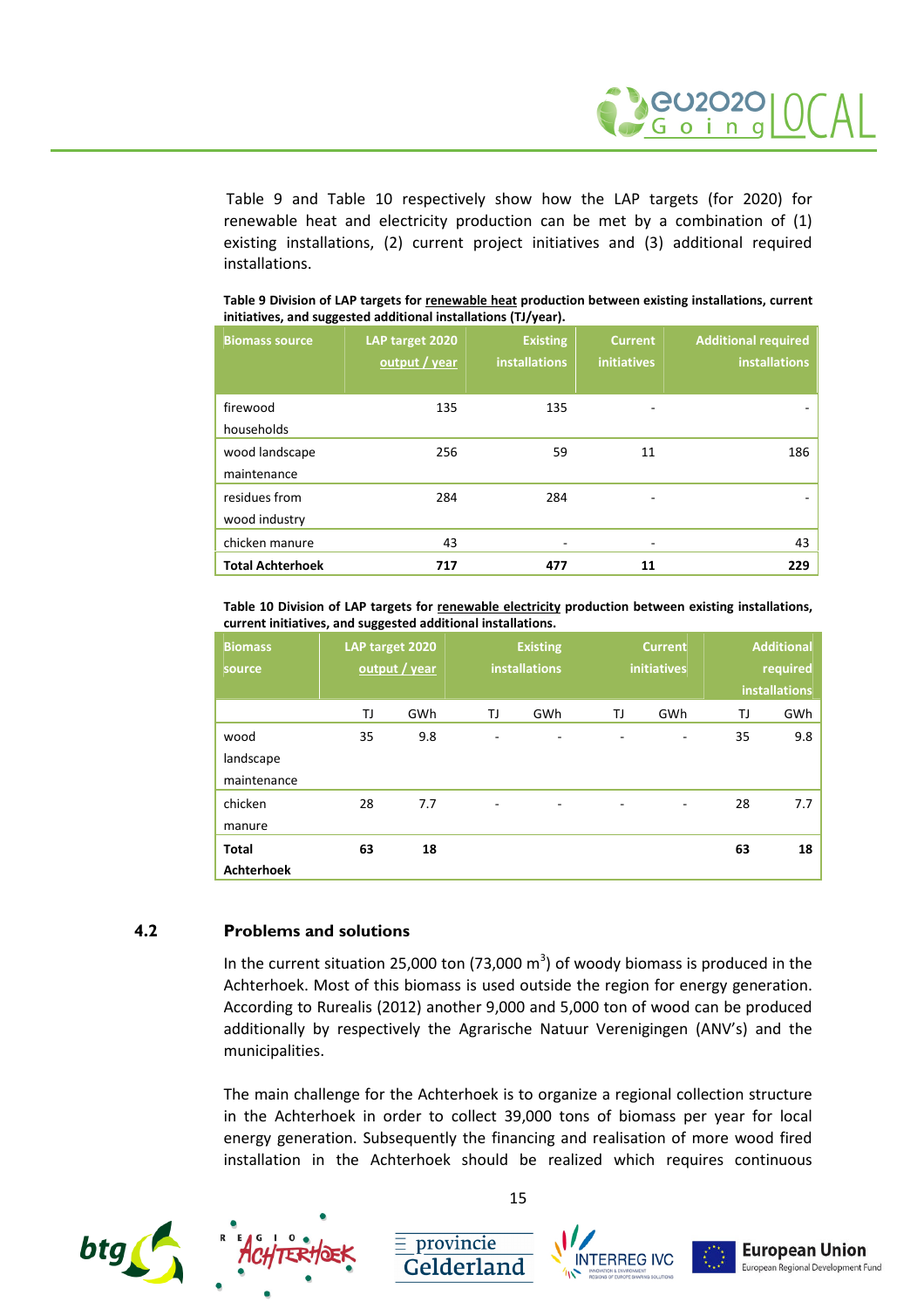Table 9 and Table 10 respectively show how the LAP targets (for 2020) for renewable heat and electricity production can be met by a combination of (1) existing installations, (2) current project initiatives and (3) additional required installations.

**Table 9 Division of LAP targets for renewable heat production between existing installations, current initiatives, and suggested additional installations (TJ/year).**

| Biomass source | LAP target 2020 output / year | Existing installations | Current initiatives | Additional required installations |
|---|---|---|---|---|
| firewood households | 135 | 135 | - | - |
| wood landscape maintenance | 256 | 59 | 11 | 186 |
| residues from wood industry | 284 | 284 | - | - |
| chicken manure | 43 | - | - | 43 |
| **Total Achterhoek** | **717** | **477** | **11** | **229** |

**Table 10 Division of LAP targets for renewable electricity production between existing installations, current initiatives, and suggested additional installations.**

| Biomass source | LAP target 2020 output / year | | Existing installations | | Current initiatives | | Additional required installations | |
|---|---|---|---|---|---|---|---|---|
| | TJ | GWh | TJ | GWh | TJ | GWh | TJ | GWh |
| wood landscape maintenance | 35 | 9.8 | - | - | - | - | 35 | 9.8 |
| chicken manure | 28 | 7.7 | - | - | - | - | 28 | 7.7 |
| **Total Achterhoek** | **63** | **18** | | | | | **63** | **18** |

## 4.2 Problems and solutions

In the current situation 25,000 ton (73,000 m$^3$) of woody biomass is produced in the Achterhoek. Most of this biomass is used outside the region for energy generation. According to Rurealis (2012) another 9,000 and 5,000 ton of wood can be produced additionally by respectively the Agrarische Natuur Verenigingen (ANV's) and the municipalities.

The main challenge for the Achterhoek is to organize a regional collection structure in the Achterhoek in order to collect 39,000 tons of biomass per year for local energy generation. Subsequently the financing and realisation of more wood fired installation in the Achterhoek should be realized which requires continuous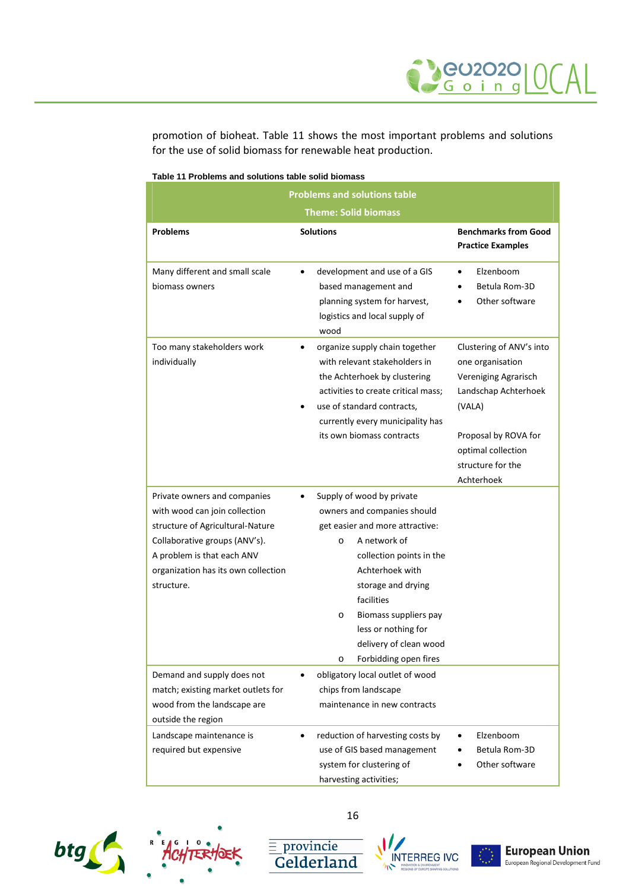promotion of bioheat. Table 11 shows the most important problems and solutions for the use of solid biomass for renewable heat production.

**Table 11 Problems and solutions table solid biomass**

| Problems and solutions table<br>Theme: Solid biomass | | |
|---|---|---|
| **Problems** | **Solutions** | **Benchmarks from Good Practice Examples** |
| Many different and small scale biomass owners | • development and use of a GIS based management and planning system for harvest, logistics and local supply of wood | • Elzenboom<br>• Betula Rom-3D<br>• Other software |
| Too many stakeholders work individually | • organize supply chain together with relevant stakeholders in the Achterhoek by clustering activities to create critical mass;<br>• use of standard contracts, currently every municipality has its own biomass contracts | Clustering of ANV's into one organisation Vereniging Agrarisch Landschap Achterhoek (VALA)<br><br>Proposal by ROVA for optimal collection structure for the Achterhoek |
| Private owners and companies with wood can join collection structure of Agricultural-Nature Collaborative groups (ANV's). A problem is that each ANV organization has its own collection structure. | • Supply of wood by private owners and companies should get easier and more attractive:<br>  o A network of collection points in the Achterhoek with storage and drying facilities<br>  o Biomass suppliers pay less or nothing for delivery of clean wood<br>  o Forbidding open fires | |
| Demand and supply does not match; existing market outlets for wood from the landscape are outside the region | • obligatory local outlet of wood chips from landscape maintenance in new contracts | |
| Landscape maintenance is required but expensive | • reduction of harvesting costs by use of GIS based management system for clustering of harvesting activities; | • Elzenboom<br>• Betula Rom-3D<br>• Other software |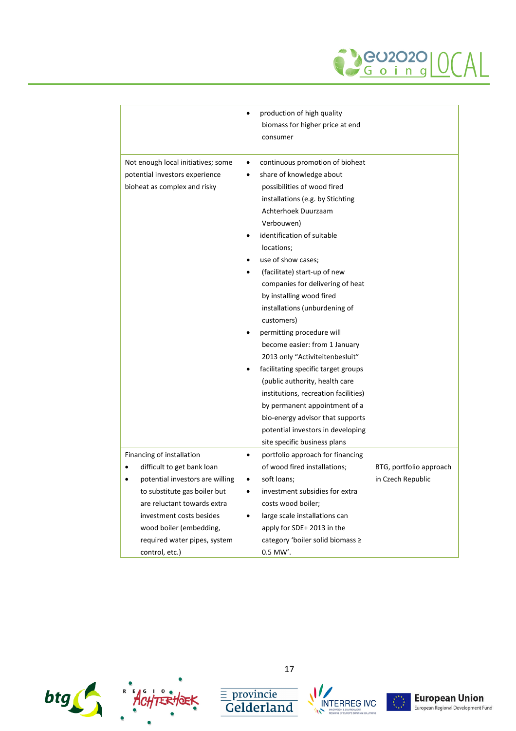| | | |
|---|---|---|
| | • production of high quality biomass for higher price at end consumer | |
| Not enough local initiatives; some potential investors experience bioheat as complex and risky | • continuous promotion of bioheat<br>• share of knowledge about possibilities of wood fired installations (e.g. by Stichting Achterhoek Duurzaam Verbouwen)<br>• identification of suitable locations;<br>• use of show cases;<br>• (facilitate) start-up of new companies for delivering of heat by installing wood fired installations (unburdening of customers)<br>• permitting procedure will become easier: from 1 January 2013 only "Activiteitenbesluit"<br>• facilitating specific target groups (public authority, health care institutions, recreation facilities) by permanent appointment of a bio-energy advisor that supports potential investors in developing site specific business plans | |
| Financing of installation<br>• difficult to get bank loan<br>• potential investors are willing to substitute gas boiler but are reluctant towards extra investment costs besides wood boiler (embedding, required water pipes, system control, etc.) | • portfolio approach for financing of wood fired installations;<br>• soft loans;<br>• investment subsidies for extra costs wood boiler;<br>• large scale installations can apply for SDE+ 2013 in the category 'boiler solid biomass ≥ 0.5 MW'. | BTG, portfolio approach in Czech Republic |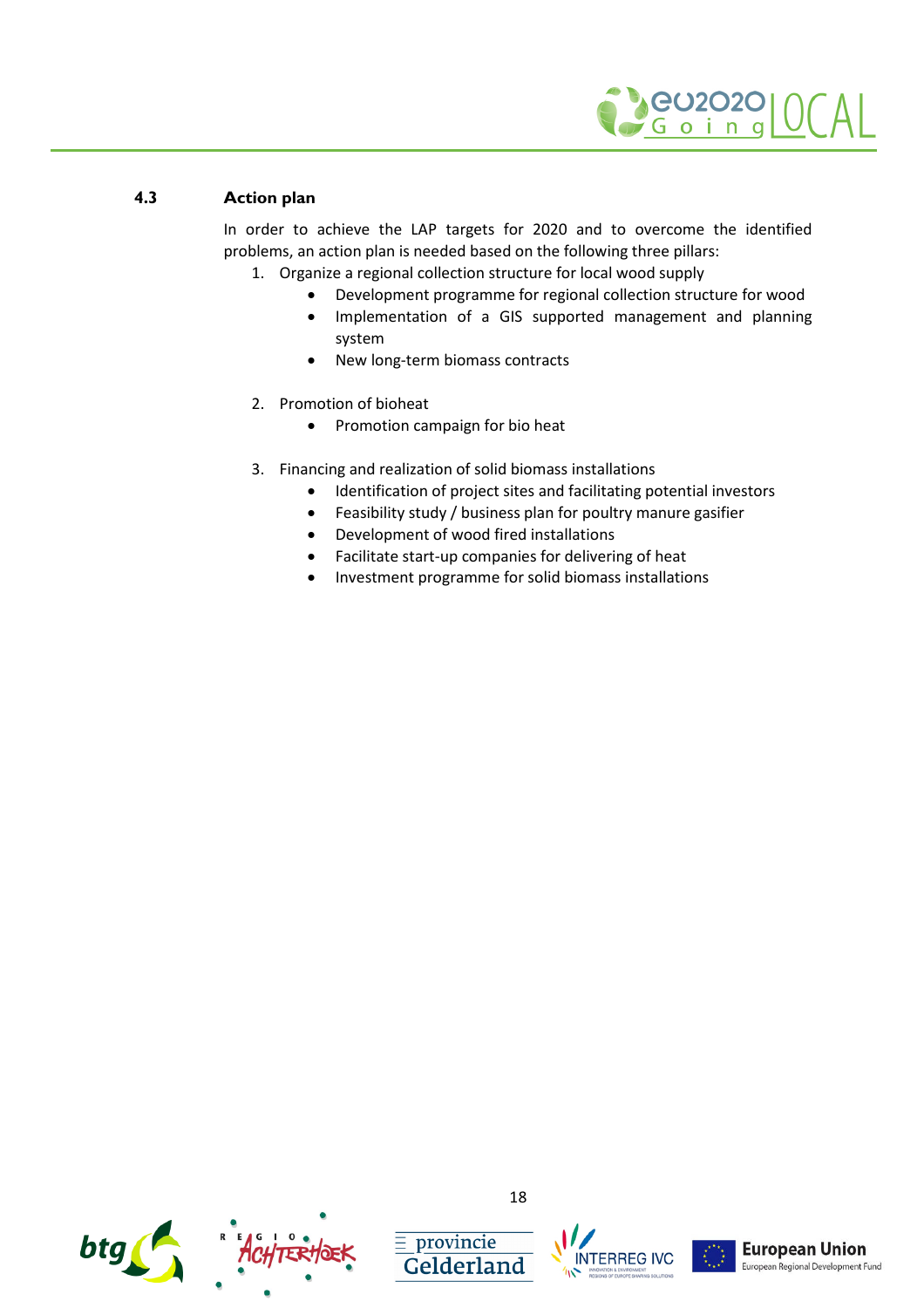### 4.3 Action plan

In order to achieve the LAP targets for 2020 and to overcome the identified problems, an action plan is needed based on the following three pillars:

1. Organize a regional collection structure for local wood supply
    - Development programme for regional collection structure for wood
    - Implementation of a GIS supported management and planning system
    - New long-term biomass contracts

2. Promotion of bioheat
    - Promotion campaign for bio heat

3. Financing and realization of solid biomass installations
    - Identification of project sites and facilitating potential investors
    - Feasibility study / business plan for poultry manure gasifier
    - Development of wood fired installations
    - Facilitate start-up companies for delivering of heat
    - Investment programme for solid biomass installations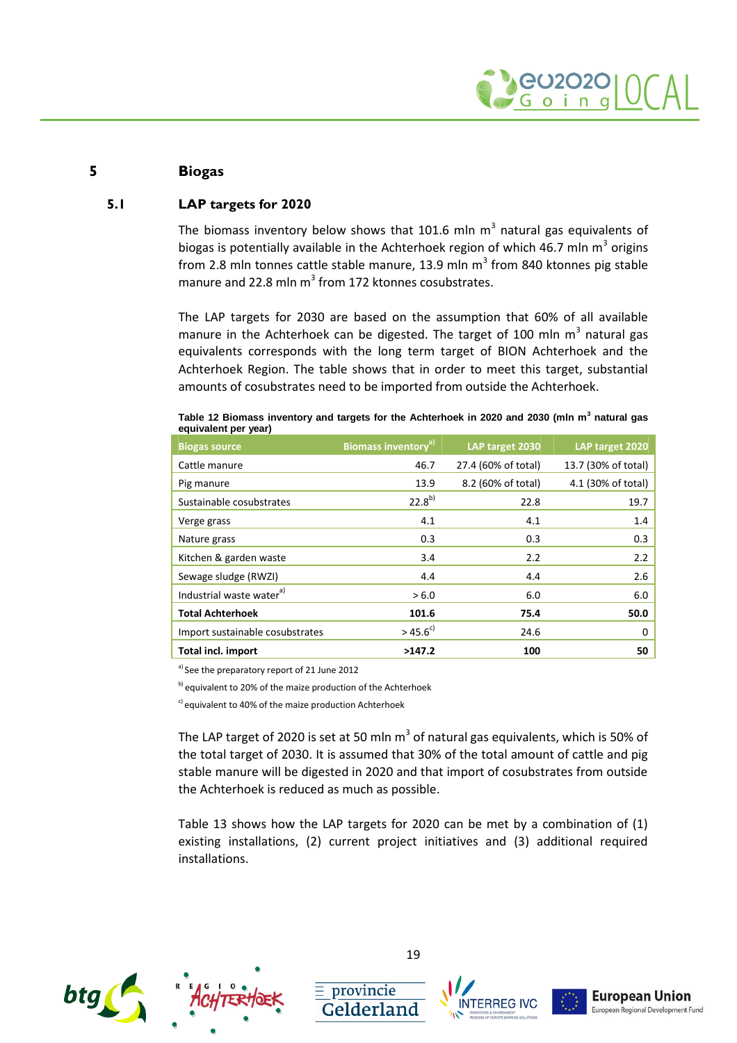# 5 Biogas

## 5.1 LAP targets for 2020

The biomass inventory below shows that 101.6 mln $m^3$ natural gas equivalents of biogas is potentially available in the Achterhoek region of which 46.7 mln $m^3$ origins from 2.8 mln tonnes cattle stable manure, 13.9 mln $m^3$ from 840 ktonnes pig stable manure and 22.8 mln $m^3$ from 172 ktonnes cosubstrates.

The LAP targets for 2030 are based on the assumption that 60% of all available manure in the Achterhoek can be digested. The target of 100 mln $m^3$ natural gas equivalents corresponds with the long term target of BION Achterhoek and the Achterhoek Region. The table shows that in order to meet this target, substantial amounts of cosubstrates need to be imported from outside the Achterhoek.

**Table 12 Biomass inventory and targets for the Achterhoek in 2020 and 2030 (mln $m^3$ natural gas equivalent per year)**

| Biogas source | Biomass inventory[a] | LAP target 2030 | LAP target 2020 |
|---|---|---|---|
| Cattle manure | 46.7 | 27.4 (60% of total) | 13.7 (30% of total) |
| Pig manure | 13.9 | 8.2 (60% of total) | 4.1 (30% of total) |
| Sustainable cosubstrates | 22.8[b] | 22.8 | 19.7 |
| Verge grass | 4.1 | 4.1 | 1.4 |
| Nature grass | 0.3 | 0.3 | 0.3 |
| Kitchen & garden waste | 3.4 | 2.2 | 2.2 |
| Sewage sludge (RWZI) | 4.4 | 4.4 | 2.6 |
| Industrial waste water[a] | > 6.0 | 6.0 | 6.0 |
| **Total Achterhoek** | **101.6** | **75.4** | **50.0** |
| Import sustainable cosubstrates | > 45.6[c] | 24.6 | 0 |
| **Total incl. import** | **>147.2** | **100** | **50** |

[a] See the preparatory report of 21 June 2012

[b] equivalent to 20% of the maize production of the Achterhoek

[c] equivalent to 40% of the maize production Achterhoek

The LAP target of 2020 is set at 50 mln $m^3$ of natural gas equivalents, which is 50% of the total target of 2030. It is assumed that 30% of the total amount of cattle and pig stable manure will be digested in 2020 and that import of cosubstrates from outside the Achterhoek is reduced as much as possible.

Table 13 shows how the LAP targets for 2020 can be met by a combination of (1) existing installations, (2) current project initiatives and (3) additional required installations.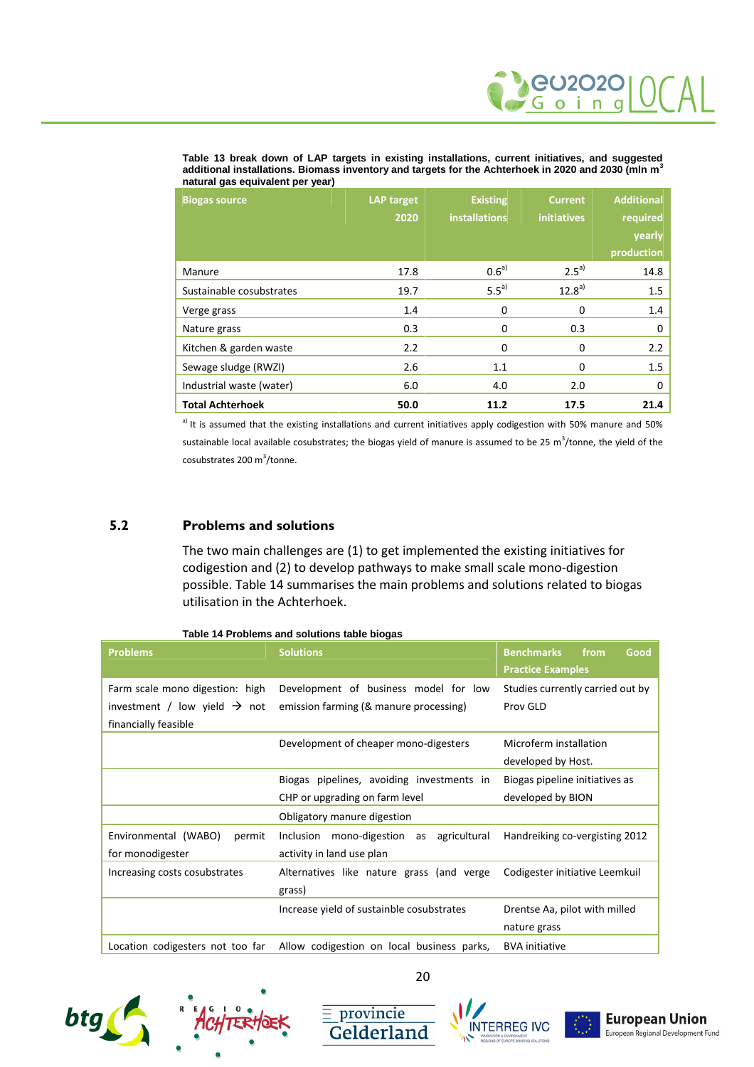**Table 13 break down of LAP targets in existing installations, current initiatives, and suggested additional installations. Biomass inventory and targets for the Achterhoek in 2020 and 2030 (mln m$^3$ natural gas equivalent per year)**

| Biogas source | LAP target 2020 | Existing installations | Current initiatives | Additional required yearly production |
|---|---|---|---|---|
| Manure | 17.8 | 0.6[a)] | 2.5[a)] | 14.8 |
| Sustainable cosubstrates | 19.7 | 5.5[a)] | 12.8[a)] | 1.5 |
| Verge grass | 1.4 | 0 | 0 | 1.4 |
| Nature grass | 0.3 | 0 | 0.3 | 0 |
| Kitchen & garden waste | 2.2 | 0 | 0 | 2.2 |
| Sewage sludge (RWZI) | 2.6 | 1.1 | 0 | 1.5 |
| Industrial waste (water) | 6.0 | 4.0 | 2.0 | 0 |
| **Total Achterhoek** | **50.0** | **11.2** | **17.5** | **21.4** |

[a)] It is assumed that the existing installations and current initiatives apply codigestion with 50% manure and 50% sustainable local available cosubstrates; the biogas yield of manure is assumed to be 25 m$^3$/tonne, the yield of the cosubstrates 200 m$^3$/tonne.

## 5.2 Problems and solutions

The two main challenges are (1) to get implemented the existing initiatives for codigestion and (2) to develop pathways to make small scale mono-digestion possible. Table 14 summarises the main problems and solutions related to biogas utilisation in the Achterhoek.

**Table 14 Problems and solutions table biogas**

| Problems | Solutions | Benchmarks from Good Practice Examples |
|---|---|---|
| Farm scale mono digestion: high investment / low yield → not financially feasible | Development of business model for low emission farming (& manure processing) | Studies currently carried out by Prov GLD |
| | Development of cheaper mono-digesters | Microferm installation developed by Host. |
| | Biogas pipelines, avoiding investments in CHP or upgrading on farm level | Biogas pipeline initiatives as developed by BION |
| | Obligatory manure digestion | |
| Environmental (WABO) permit for monodigester | Inclusion mono-digestion as agricultural activity in land use plan | Handreiking co-vergisting 2012 |
| Increasing costs cosubstrates | Alternatives like nature grass (and verge grass) | Codigester initiative Leemkuil |
| | Increase yield of sustainble cosubstrates | Drentse Aa, pilot with milled nature grass |
| Location codigesters not too far | Allow codigestion on local business parks, | BVA initiative |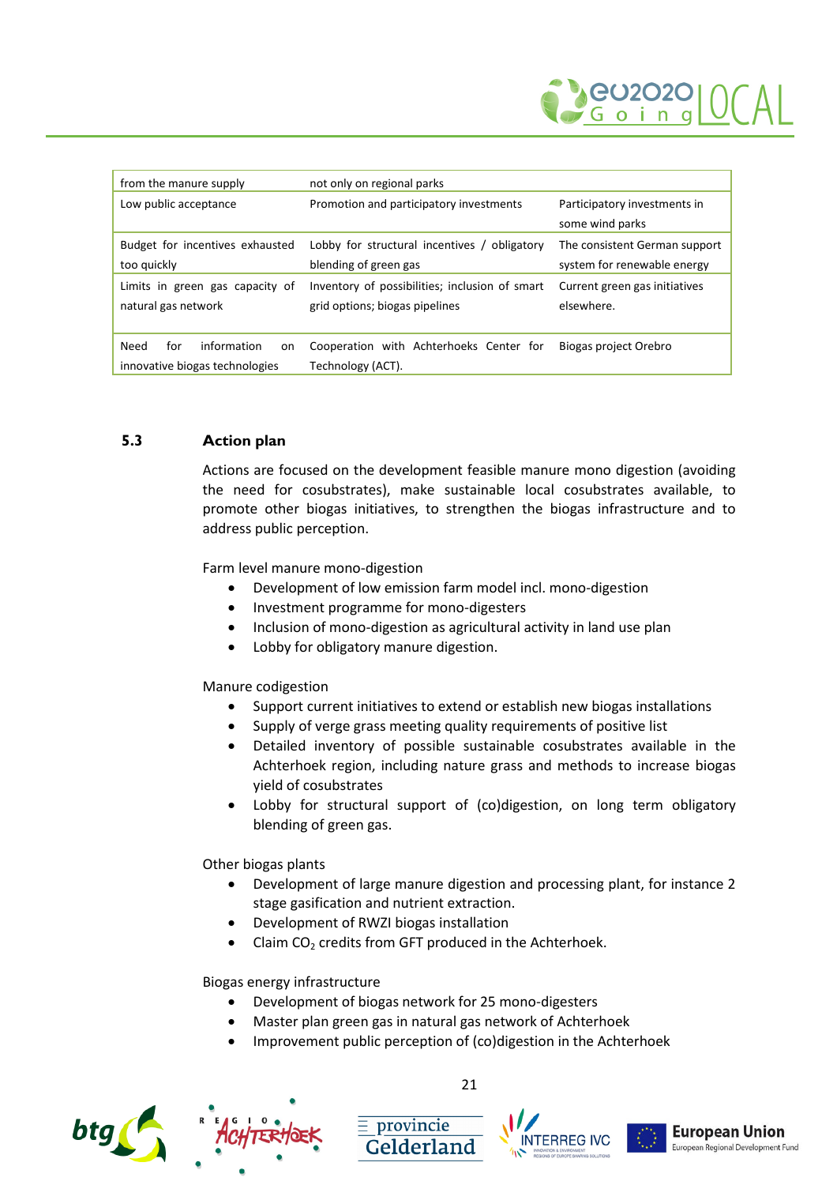| | | |
|---|---|---|
| from the manure supply | not only on regional parks | |
| Low public acceptance | Promotion and participatory investments | Participatory investments in some wind parks |
| Budget for incentives exhausted too quickly | Lobby for structural incentives / obligatory blending of green gas | The consistent German support system for renewable energy |
| Limits in green gas capacity of natural gas network | Inventory of possibilities; inclusion of smart grid options; biogas pipelines | Current green gas initiatives elsewhere. |
| Need for information on innovative biogas technologies | Cooperation with Achterhoeks Center for Technology (ACT). | Biogas project Orebro |

### 5.3 Action plan

Actions are focused on the development feasible manure mono digestion (avoiding the need for cosubstrates), make sustainable local cosubstrates available, to promote other biogas initiatives, to strengthen the biogas infrastructure and to address public perception.

Farm level manure mono-digestion

- Development of low emission farm model incl. mono-digestion
- Investment programme for mono-digesters
- Inclusion of mono-digestion as agricultural activity in land use plan
- Lobby for obligatory manure digestion.

Manure codigestion

- Support current initiatives to extend or establish new biogas installations
- Supply of verge grass meeting quality requirements of positive list
- Detailed inventory of possible sustainable cosubstrates available in the Achterhoek region, including nature grass and methods to increase biogas yield of cosubstrates
- Lobby for structural support of (co)digestion, on long term obligatory blending of green gas.

Other biogas plants

- Development of large manure digestion and processing plant, for instance 2 stage gasification and nutrient extraction.
- Development of RWZI biogas installation
- Claim $CO_2$ credits from GFT produced in the Achterhoek.

Biogas energy infrastructure

- Development of biogas network for 25 mono-digesters
- Master plan green gas in natural gas network of Achterhoek
- Improvement public perception of (co)digestion in the Achterhoek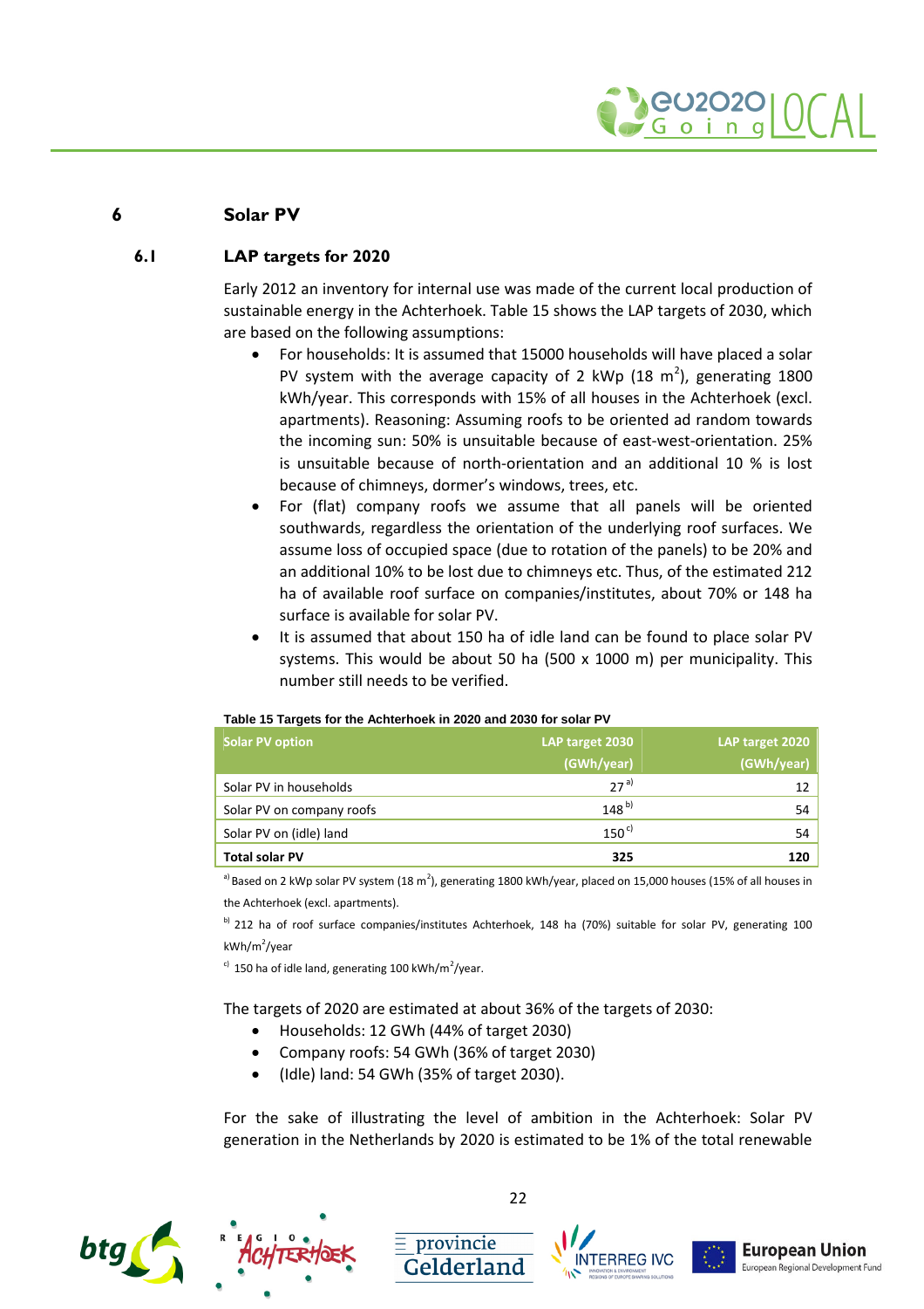# 6 Solar PV

## 6.1 LAP targets for 2020

Early 2012 an inventory for internal use was made of the current local production of sustainable energy in the Achterhoek. Table 15 shows the LAP targets of 2030, which are based on the following assumptions:

- For households: It is assumed that 15000 households will have placed a solar PV system with the average capacity of 2 kWp (18 $m^2$), generating 1800 kWh/year. This corresponds with 15% of all houses in the Achterhoek (excl. apartments). Reasoning: Assuming roofs to be oriented ad random towards the incoming sun: 50% is unsuitable because of east-west-orientation. 25% is unsuitable because of north-orientation and an additional 10 % is lost because of chimneys, dormer's windows, trees, etc.
- For (flat) company roofs we assume that all panels will be oriented southwards, regardless the orientation of the underlying roof surfaces. We assume loss of occupied space (due to rotation of the panels) to be 20% and an additional 10% to be lost due to chimneys etc. Thus, of the estimated 212 ha of available roof surface on companies/institutes, about 70% or 148 ha surface is available for solar PV.
- It is assumed that about 150 ha of idle land can be found to place solar PV systems. This would be about 50 ha (500 x 1000 m) per municipality. This number still needs to be verified.

**Table 15 Targets for the Achterhoek in 2020 and 2030 for solar PV**

| Solar PV option | LAP target 2030 (GWh/year) | LAP target 2020 (GWh/year) |
|---|---|---|
| Solar PV in households | 27 [a)] | 12 |
| Solar PV on company roofs | 148 [b)] | 54 |
| Solar PV on (idle) land | 150 [c)] | 54 |
| **Total solar PV** | **325** | **120** |

[a)] Based on 2 kWp solar PV system (18 $m^2$), generating 1800 kWh/year, placed on 15,000 houses (15% of all houses in the Achterhoek (excl. apartments).

[b)] 212 ha of roof surface companies/institutes Achterhoek, 148 ha (70%) suitable for solar PV, generating 100 kWh/$m^2$/year

[c)] 150 ha of idle land, generating 100 kWh/$m^2$/year.

The targets of 2020 are estimated at about 36% of the targets of 2030:

- Households: 12 GWh (44% of target 2030)
- Company roofs: 54 GWh (36% of target 2030)
- (Idle) land: 54 GWh (35% of target 2030).

For the sake of illustrating the level of ambition in the Achterhoek: Solar PV generation in the Netherlands by 2020 is estimated to be 1% of the total renewable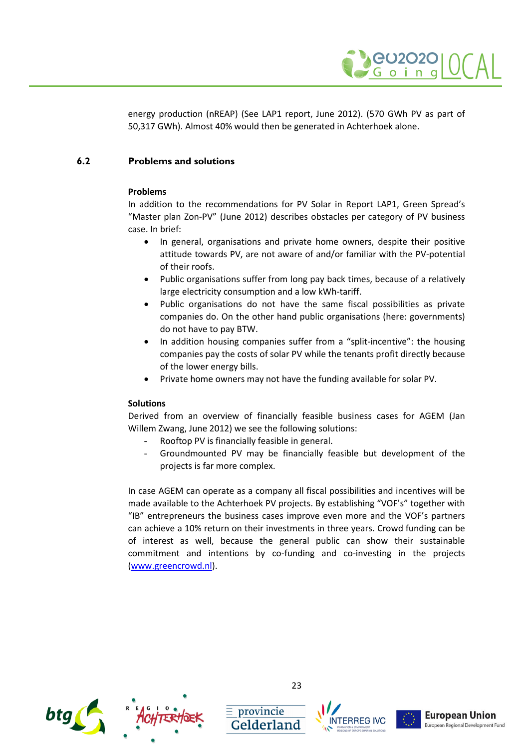energy production (nREAP) (See LAP1 report, June 2012). (570 GWh PV as part of 50,317 GWh). Almost 40% would then be generated in Achterhoek alone.

## 6.2 Problems and solutions

**Problems**

In addition to the recommendations for PV Solar in Report LAP1, Green Spread's "Master plan Zon-PV" (June 2012) describes obstacles per category of PV business case. In brief:

- In general, organisations and private home owners, despite their positive attitude towards PV, are not aware of and/or familiar with the PV-potential of their roofs.
- Public organisations suffer from long pay back times, because of a relatively large electricity consumption and a low kWh-tariff.
- Public organisations do not have the same fiscal possibilities as private companies do. On the other hand public organisations (here: governments) do not have to pay BTW.
- In addition housing companies suffer from a "split-incentive": the housing companies pay the costs of solar PV while the tenants profit directly because of the lower energy bills.
- Private home owners may not have the funding available for solar PV.

**Solutions**

Derived from an overview of financially feasible business cases for AGEM (Jan Willem Zwang, June 2012) we see the following solutions:

- Rooftop PV is financially feasible in general.
- Groundmounted PV may be financially feasible but development of the projects is far more complex.

In case AGEM can operate as a company all fiscal possibilities and incentives will be made available to the Achterhoek PV projects. By establishing "VOF's" together with "IB" entrepreneurs the business cases improve even more and the VOF's partners can achieve a 10% return on their investments in three years. Crowd funding can be of interest as well, because the general public can show their sustainable commitment and intentions by co-funding and co-investing in the projects (www.greencrowd.nl).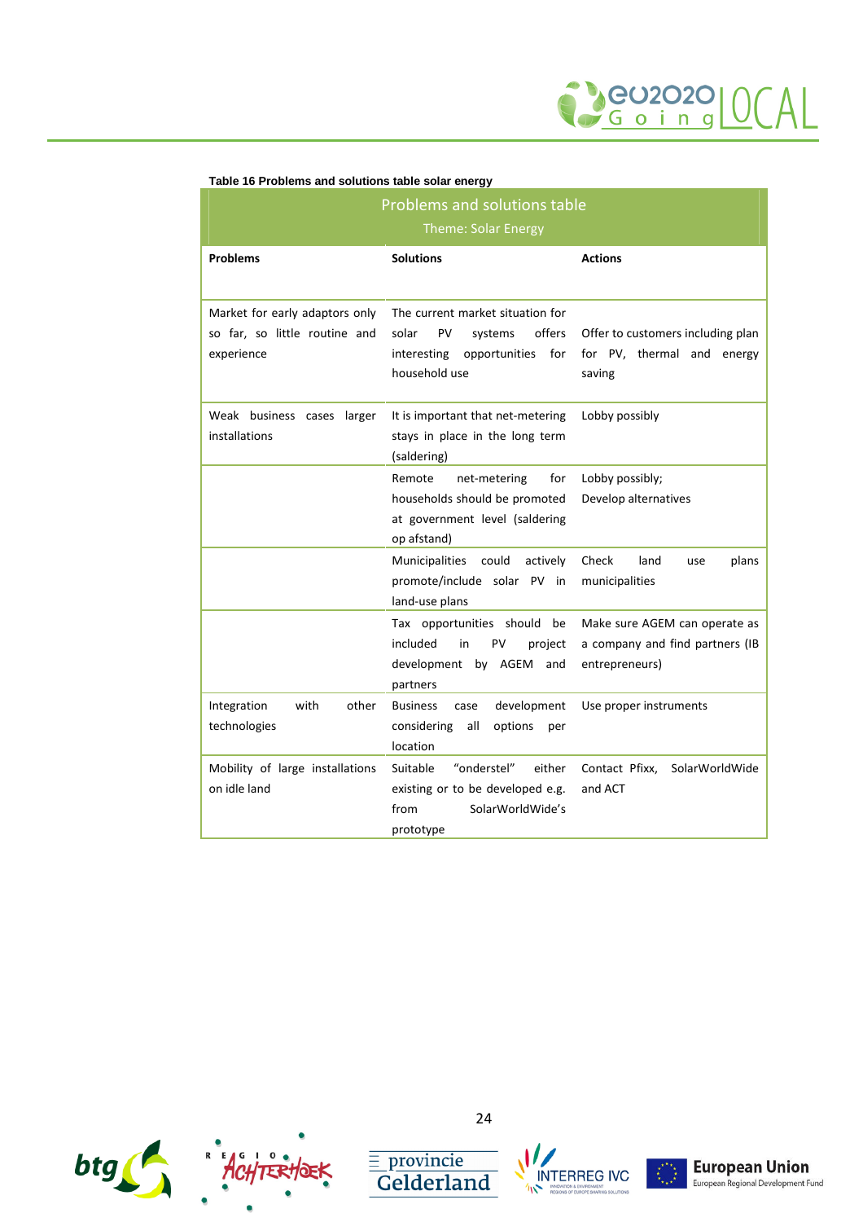**Table 16 Problems and solutions table solar energy**

| Problems and solutions table<br>Theme: Solar Energy | | |
|---|---|---|
| **Problems** | **Solutions** | **Actions** |
| Market for early adaptors only so far, so little routine and experience | The current market situation for solar PV systems offers interesting opportunities for household use | Offer to customers including plan for PV, thermal and energy saving |
| Weak business cases larger installations | It is important that net-metering stays in place in the long term (saldering) | Lobby possibly |
| | Remote net-metering for households should be promoted at government level (saldering op afstand) | Lobby possibly;<br>Develop alternatives |
| | Municipalities could actively promote/include solar PV in land-use plans | Check land use plans municipalities |
| | Tax opportunities should be included in PV project development by AGEM and partners | Make sure AGEM can operate as a company and find partners (IB entrepreneurs) |
| Integration with other technologies | Business case development considering all options per location | Use proper instruments |
| Mobility of large installations on idle land | Suitable "onderstel" either existing or to be developed e.g. from SolarWorldWide's prototype | Contact Pfixx, SolarWorldWide and ACT |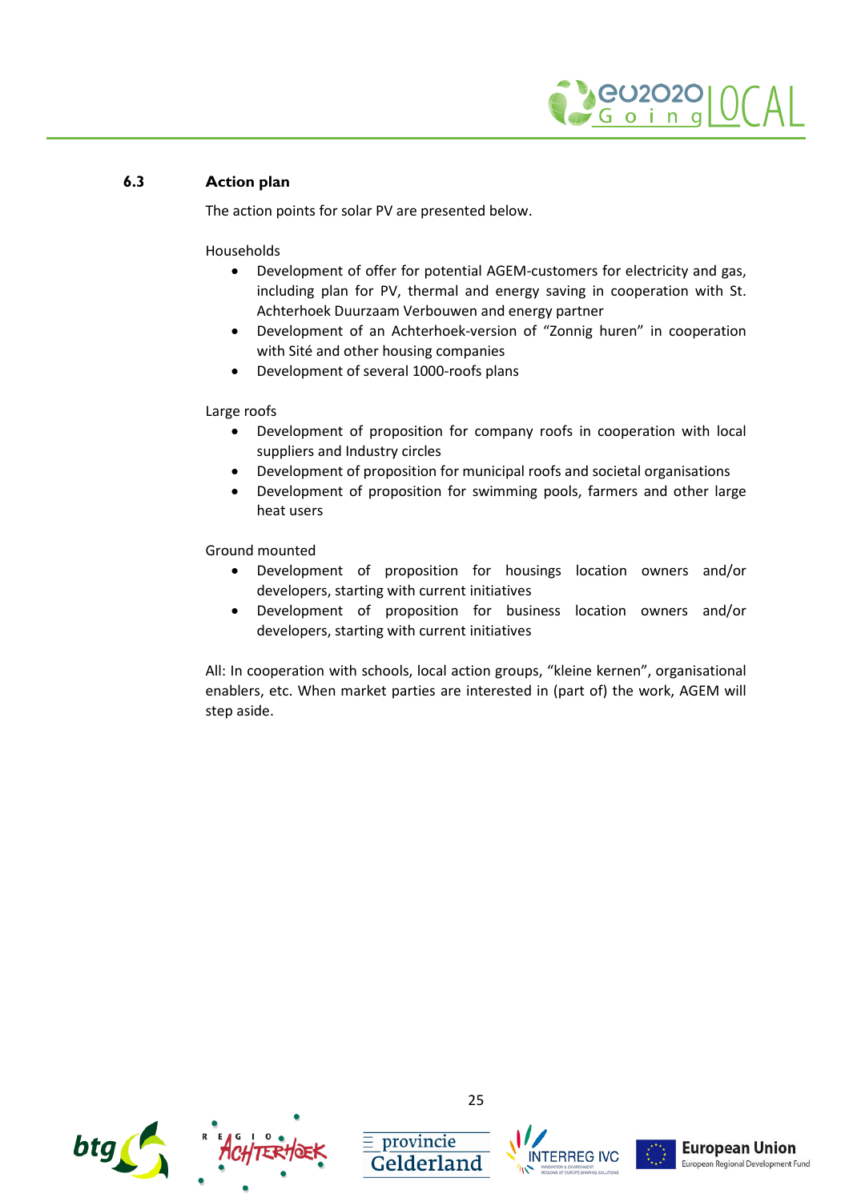### 6.3 Action plan

The action points for solar PV are presented below.

Households

- Development of offer for potential AGEM-customers for electricity and gas, including plan for PV, thermal and energy saving in cooperation with St. Achterhoek Duurzaam Verbouwen and energy partner
- Development of an Achterhoek-version of "Zonnig huren" in cooperation with Sité and other housing companies
- Development of several 1000-roofs plans

Large roofs

- Development of proposition for company roofs in cooperation with local suppliers and Industry circles
- Development of proposition for municipal roofs and societal organisations
- Development of proposition for swimming pools, farmers and other large heat users

Ground mounted

- Development of proposition for housings location owners and/or developers, starting with current initiatives
- Development of proposition for business location owners and/or developers, starting with current initiatives

All: In cooperation with schools, local action groups, "kleine kernen", organisational enablers, etc. When market parties are interested in (part of) the work, AGEM will step aside.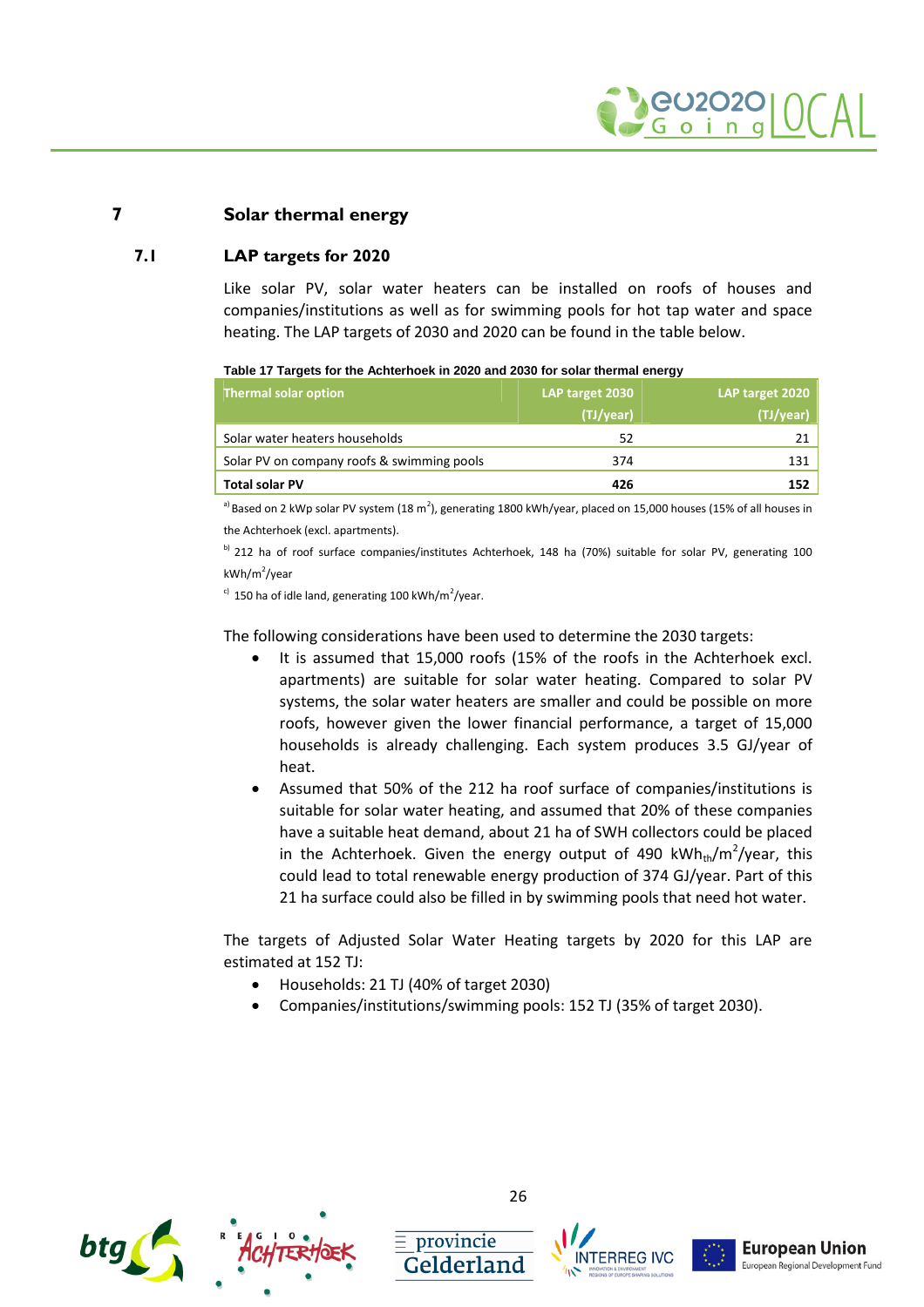# 7 Solar thermal energy

## 7.1 LAP targets for 2020

Like solar PV, solar water heaters can be installed on roofs of houses and companies/institutions as well as for swimming pools for hot tap water and space heating. The LAP targets of 2030 and 2020 can be found in the table below.

**Table 17 Targets for the Achterhoek in 2020 and 2030 for solar thermal energy**

| Thermal solar option | LAP target 2030 (TJ/year) | LAP target 2020 (TJ/year) |
|---|---|---|
| Solar water heaters households | 52 | 21 |
| Solar PV on company roofs & swimming pools | 374 | 131 |
| **Total solar PV** | **426** | **152** |

[a] Based on 2 kWp solar PV system (18 $m^2$), generating 1800 kWh/year, placed on 15,000 houses (15% of all houses in the Achterhoek (excl. apartments).

[b] 212 ha of roof surface companies/institutes Achterhoek, 148 ha (70%) suitable for solar PV, generating 100 kWh/$m^2$/year

[c] 150 ha of idle land, generating 100 kWh/$m^2$/year.

The following considerations have been used to determine the 2030 targets:

- It is assumed that 15,000 roofs (15% of the roofs in the Achterhoek excl. apartments) are suitable for solar water heating. Compared to solar PV systems, the solar water heaters are smaller and could be possible on more roofs, however given the lower financial performance, a target of 15,000 households is already challenging. Each system produces 3.5 GJ/year of heat.
- Assumed that 50% of the 212 ha roof surface of companies/institutions is suitable for solar water heating, and assumed that 20% of these companies have a suitable heat demand, about 21 ha of SWH collectors could be placed in the Achterhoek. Given the energy output of 490 $kWh_{th}/m^2$/year, this could lead to total renewable energy production of 374 GJ/year. Part of this 21 ha surface could also be filled in by swimming pools that need hot water.

The targets of Adjusted Solar Water Heating targets by 2020 for this LAP are estimated at 152 TJ:

- Households: 21 TJ (40% of target 2030)
- Companies/institutions/swimming pools: 152 TJ (35% of target 2030).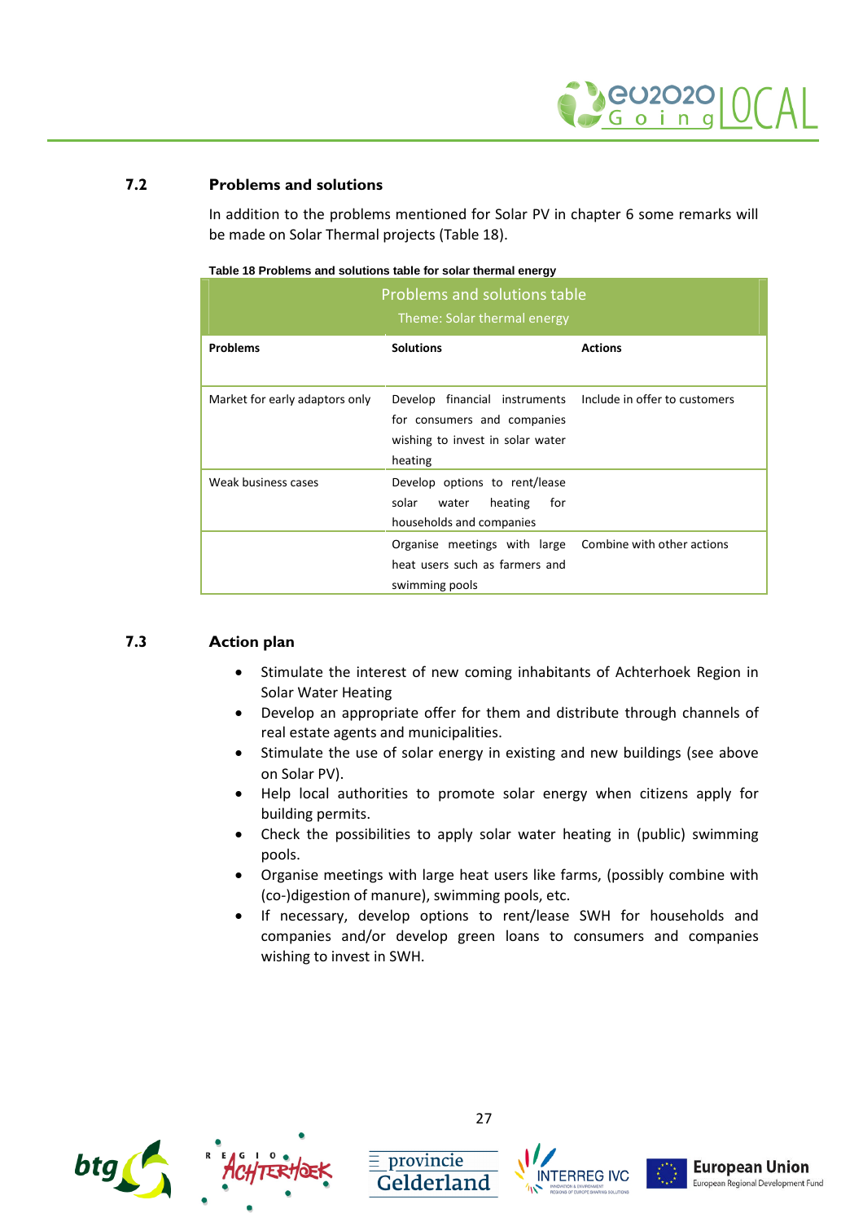### 7.2 Problems and solutions

In addition to the problems mentioned for Solar PV in chapter 6 some remarks will be made on Solar Thermal projects (Table 18).

**Table 18 Problems and solutions table for solar thermal energy**

| Problems and solutions table<br>Theme: Solar thermal energy | | |
|---|---|---|
| **Problems** | **Solutions** | **Actions** |
| Market for early adaptors only | Develop financial instruments for consumers and companies wishing to invest in solar water heating | Include in offer to customers |
| Weak business cases | Develop options to rent/lease solar water heating for households and companies | |
| | Organise meetings with large heat users such as farmers and swimming pools | Combine with other actions |

### 7.3 Action plan

- Stimulate the interest of new coming inhabitants of Achterhoek Region in Solar Water Heating
- Develop an appropriate offer for them and distribute through channels of real estate agents and municipalities.
- Stimulate the use of solar energy in existing and new buildings (see above on Solar PV).
- Help local authorities to promote solar energy when citizens apply for building permits.
- Check the possibilities to apply solar water heating in (public) swimming pools.
- Organise meetings with large heat users like farms, (possibly combine with (co-)digestion of manure), swimming pools, etc.
- If necessary, develop options to rent/lease SWH for households and companies and/or develop green loans to consumers and companies wishing to invest in SWH.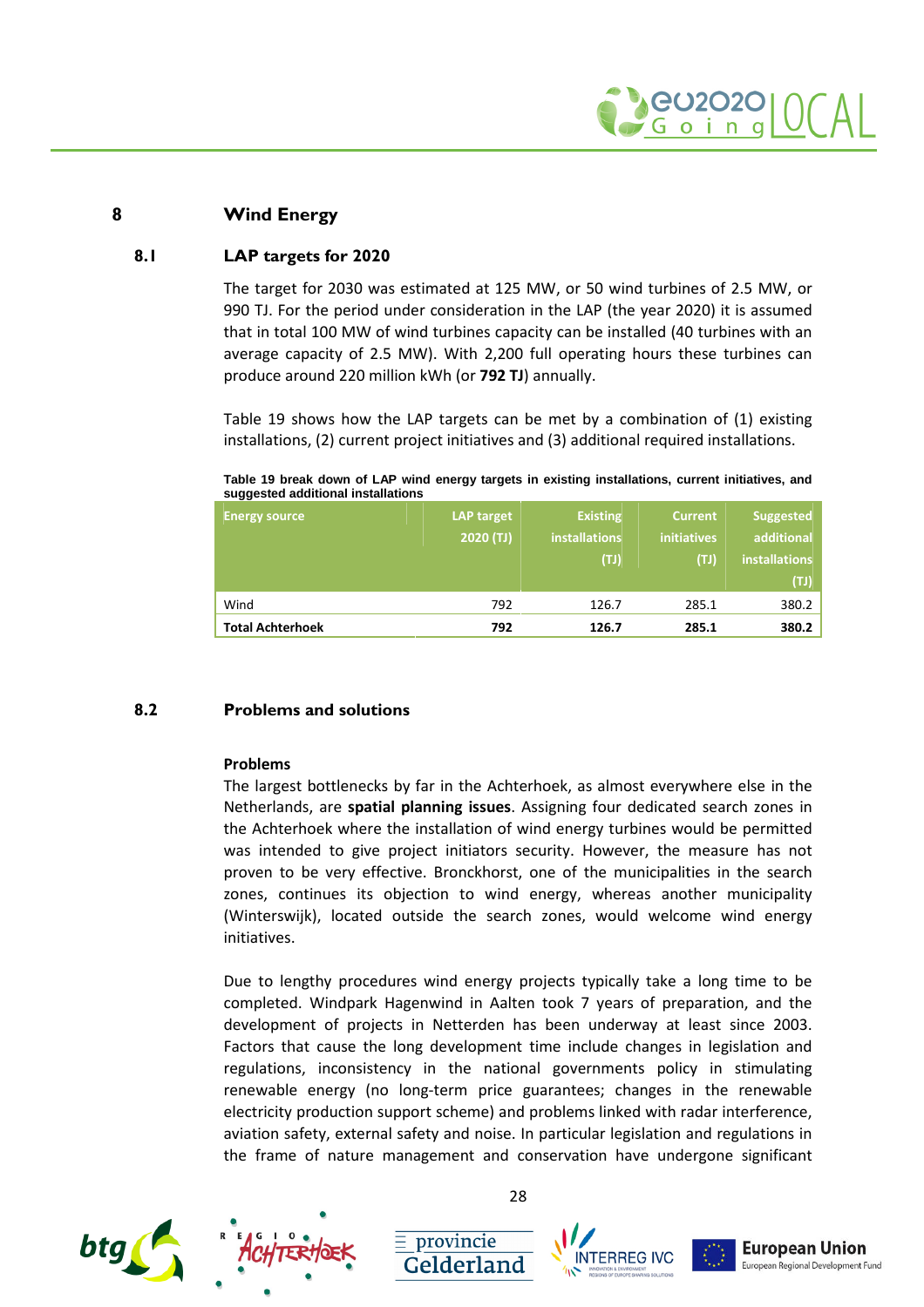# 8 Wind Energy

## 8.1 LAP targets for 2020

The target for 2030 was estimated at 125 MW, or 50 wind turbines of 2.5 MW, or 990 TJ. For the period under consideration in the LAP (the year 2020) it is assumed that in total 100 MW of wind turbines capacity can be installed (40 turbines with an average capacity of 2.5 MW). With 2,200 full operating hours these turbines can produce around 220 million kWh (or **792 TJ**) annually.

Table 19 shows how the LAP targets can be met by a combination of (1) existing installations, (2) current project initiatives and (3) additional required installations.

**Table 19 break down of LAP wind energy targets in existing installations, current initiatives, and suggested additional installations**

| Energy source | LAP target 2020 (TJ) | Existing installations (TJ) | Current initiatives (TJ) | Suggested additional installations (TJ) |
|---|---|---|---|---|
| Wind | 792 | 126.7 | 285.1 | 380.2 |
| **Total Achterhoek** | **792** | **126.7** | **285.1** | **380.2** |

## 8.2 Problems and solutions

**Problems**

The largest bottlenecks by far in the Achterhoek, as almost everywhere else in the Netherlands, are **spatial planning issues**. Assigning four dedicated search zones in the Achterhoek where the installation of wind energy turbines would be permitted was intended to give project initiators security. However, the measure has not proven to be very effective. Bronckhorst, one of the municipalities in the search zones, continues its objection to wind energy, whereas another municipality (Winterswijk), located outside the search zones, would welcome wind energy initiatives.

Due to lengthy procedures wind energy projects typically take a long time to be completed. Windpark Hagenwind in Aalten took 7 years of preparation, and the development of projects in Netterden has been underway at least since 2003. Factors that cause the long development time include changes in legislation and regulations, inconsistency in the national governments policy in stimulating renewable energy (no long-term price guarantees; changes in the renewable electricity production support scheme) and problems linked with radar interference, aviation safety, external safety and noise. In particular legislation and regulations in the frame of nature management and conservation have undergone significant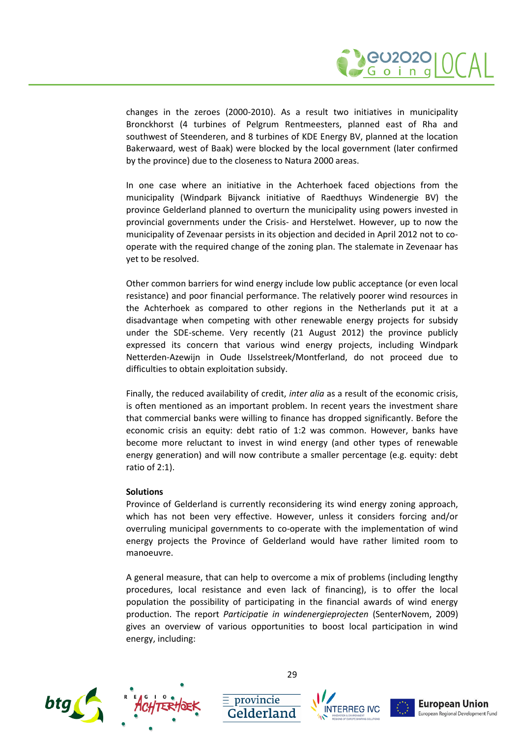changes in the zeroes (2000-2010). As a result two initiatives in municipality Bronckhorst (4 turbines of Pelgrum Rentmeesters, planned east of Rha and southwest of Steenderen, and 8 turbines of KDE Energy BV, planned at the location Bakerwaard, west of Baak) were blocked by the local government (later confirmed by the province) due to the closeness to Natura 2000 areas.

In one case where an initiative in the Achterhoek faced objections from the municipality (Windpark Bijvanck initiative of Raedthuys Windenergie BV) the province Gelderland planned to overturn the municipality using powers invested in provincial governments under the Crisis- and Herstelwet. However, up to now the municipality of Zevenaar persists in its objection and decided in April 2012 not to co-operate with the required change of the zoning plan. The stalemate in Zevenaar has yet to be resolved.

Other common barriers for wind energy include low public acceptance (or even local resistance) and poor financial performance. The relatively poorer wind resources in the Achterhoek as compared to other regions in the Netherlands put it at a disadvantage when competing with other renewable energy projects for subsidy under the SDE-scheme. Very recently (21 August 2012) the province publicly expressed its concern that various wind energy projects, including Windpark Netterden-Azewijn in Oude IJsselstreek/Montferland, do not proceed due to difficulties to obtain exploitation subsidy.

Finally, the reduced availability of credit, *inter alia* as a result of the economic crisis, is often mentioned as an important problem. In recent years the investment share that commercial banks were willing to finance has dropped significantly. Before the economic crisis an equity: debt ratio of 1:2 was common. However, banks have become more reluctant to invest in wind energy (and other types of renewable energy generation) and will now contribute a smaller percentage (e.g. equity: debt ratio of 2:1).

**Solutions**

Province of Gelderland is currently reconsidering its wind energy zoning approach, which has not been very effective. However, unless it considers forcing and/or overruling municipal governments to co-operate with the implementation of wind energy projects the Province of Gelderland would have rather limited room to manoeuvre.

A general measure, that can help to overcome a mix of problems (including lengthy procedures, local resistance and even lack of financing), is to offer the local population the possibility of participating in the financial awards of wind energy production. The report *Participatie in windenergieprojecten* (SenterNovem, 2009) gives an overview of various opportunities to boost local participation in wind energy, including: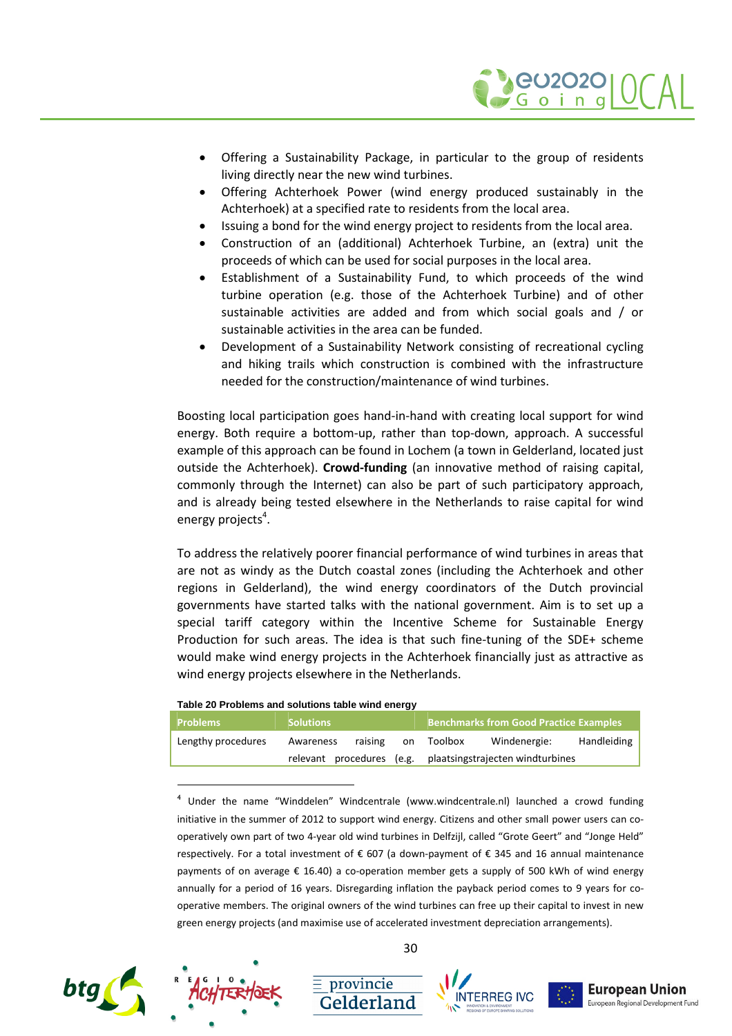- Offering a Sustainability Package, in particular to the group of residents living directly near the new wind turbines.
- Offering Achterhoek Power (wind energy produced sustainably in the Achterhoek) at a specified rate to residents from the local area.
- Issuing a bond for the wind energy project to residents from the local area.
- Construction of an (additional) Achterhoek Turbine, an (extra) unit the proceeds of which can be used for social purposes in the local area.
- Establishment of a Sustainability Fund, to which proceeds of the wind turbine operation (e.g. those of the Achterhoek Turbine) and of other sustainable activities are added and from which social goals and / or sustainable activities in the area can be funded.
- Development of a Sustainability Network consisting of recreational cycling and hiking trails which construction is combined with the infrastructure needed for the construction/maintenance of wind turbines.

Boosting local participation goes hand-in-hand with creating local support for wind energy. Both require a bottom-up, rather than top-down, approach. A successful example of this approach can be found in Lochem (a town in Gelderland, located just outside the Achterhoek). **Crowd-funding** (an innovative method of raising capital, commonly through the Internet) can also be part of such participatory approach, and is already being tested elsewhere in the Netherlands to raise capital for wind energy projects[4].

To address the relatively poorer financial performance of wind turbines in areas that are not as windy as the Dutch coastal zones (including the Achterhoek and other regions in Gelderland), the wind energy coordinators of the Dutch provincial governments have started talks with the national government. Aim is to set up a special tariff category within the Incentive Scheme for Sustainable Energy Production for such areas. The idea is that such fine-tuning of the SDE+ scheme would make wind energy projects in the Achterhoek financially just as attractive as wind energy projects elsewhere in the Netherlands.

**Table 20 Problems and solutions table wind energy**

| Problems | Solutions | Benchmarks from Good Practice Examples |
|---|---|---|
| Lengthy procedures | Awareness raising on relevant procedures (e.g. | Toolbox Windenergie: Handleiding plaatsingstrajecten windturbines |

[4] Under the name "Winddelen" Windcentrale (www.windcentrale.nl) launched a crowd funding initiative in the summer of 2012 to support wind energy. Citizens and other small power users can co-operatively own part of two 4-year old wind turbines in Delfzijl, called "Grote Geert" and "Jonge Held" respectively. For a total investment of € 607 (a down-payment of € 345 and 16 annual maintenance payments of on average € 16.40) a co-operation member gets a supply of 500 kWh of wind energy annually for a period of 16 years. Disregarding inflation the payback period comes to 9 years for co-operative members. The original owners of the wind turbines can free up their capital to invest in new green energy projects (and maximise use of accelerated investment depreciation arrangements).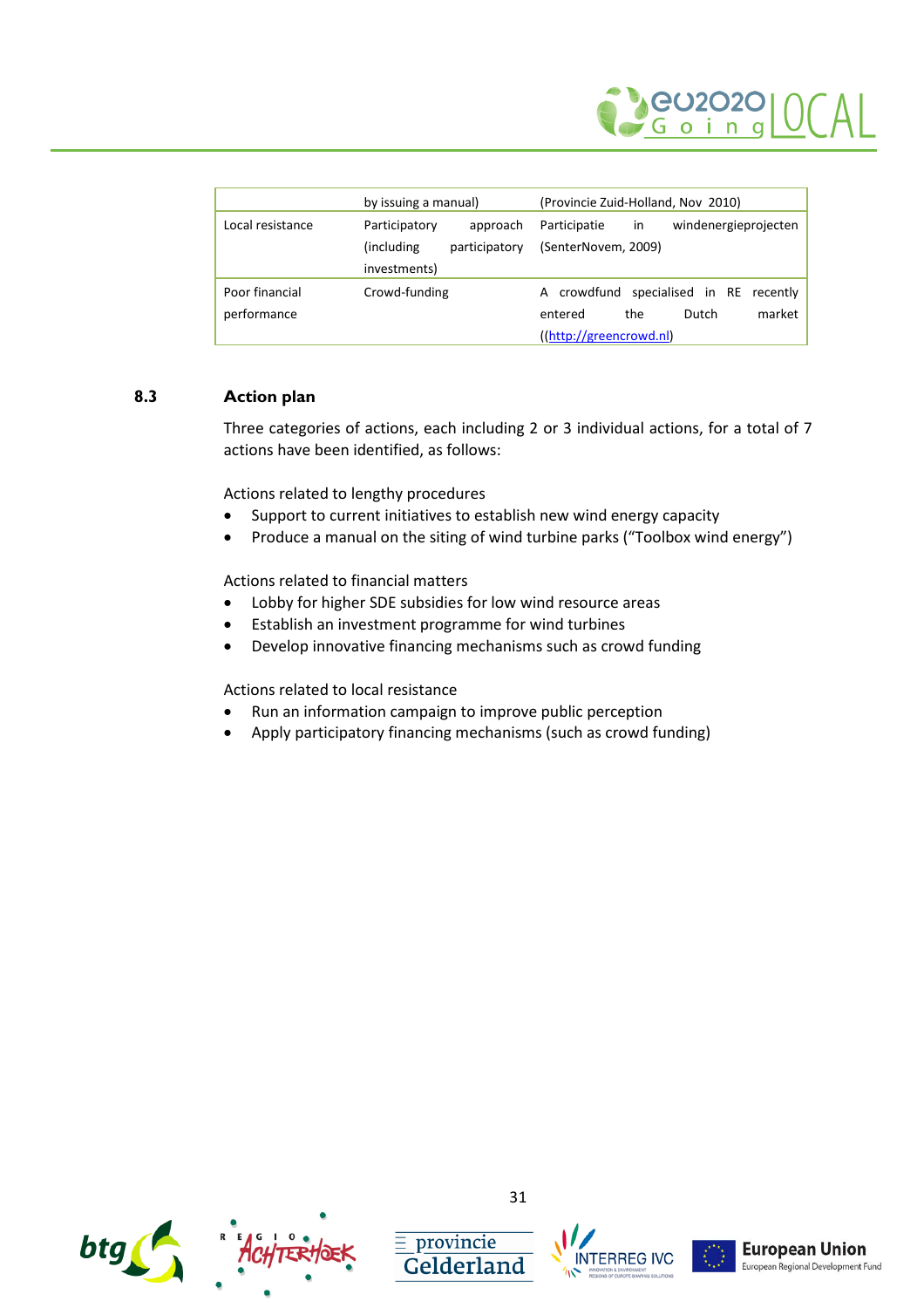| | | |
|---|---|---|
| | by issuing a manual) | (Provincie Zuid-Holland, Nov 2010) |
| Local resistance | Participatory approach (including participatory investments) | Participatie in windenergieprojecten (SenterNovem, 2009) |
| Poor financial performance | Crowd-funding | A crowdfund specialised in RE recently entered the Dutch market ((http://greencrowd.nl) |

## 8.3 Action plan

Three categories of actions, each including 2 or 3 individual actions, for a total of 7 actions have been identified, as follows:

Actions related to lengthy procedures

- Support to current initiatives to establish new wind energy capacity
- Produce a manual on the siting of wind turbine parks ("Toolbox wind energy")

Actions related to financial matters

- Lobby for higher SDE subsidies for low wind resource areas
- Establish an investment programme for wind turbines
- Develop innovative financing mechanisms such as crowd funding

Actions related to local resistance

- Run an information campaign to improve public perception
- Apply participatory financing mechanisms (such as crowd funding)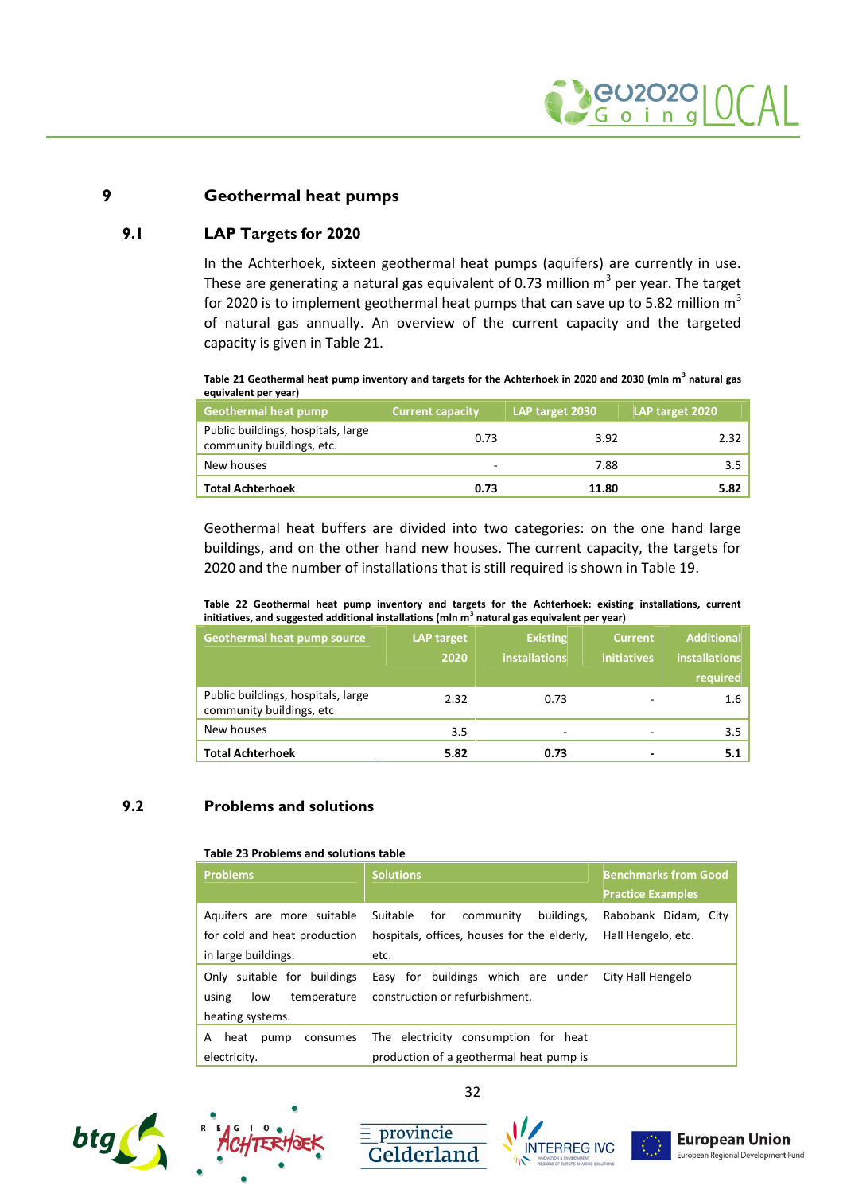# 9 Geothermal heat pumps

## 9.1 LAP Targets for 2020

In the Achterhoek, sixteen geothermal heat pumps (aquifers) are currently in use. These are generating a natural gas equivalent of 0.73 million $m^3$ per year. The target for 2020 is to implement geothermal heat pumps that can save up to 5.82 million $m^3$ of natural gas annually. An overview of the current capacity and the targeted capacity is given in Table 21.

**Table 21 Geothermal heat pump inventory and targets for the Achterhoek in 2020 and 2030 (mln $m^3$ natural gas equivalent per year)**

| Geothermal heat pump | Current capacity | LAP target 2030 | LAP target 2020 |
|---|---|---|---|
| Public buildings, hospitals, large community buildings, etc. | 0.73 | 3.92 | 2.32 |
| New houses | - | 7.88 | 3.5 |
| **Total Achterhoek** | **0.73** | **11.80** | **5.82** |

Geothermal heat buffers are divided into two categories: on the one hand large buildings, and on the other hand new houses. The current capacity, the targets for 2020 and the number of installations that is still required is shown in Table 19.

**Table 22 Geothermal heat pump inventory and targets for the Achterhoek: existing installations, current initiatives, and suggested additional installations (mln $m^3$ natural gas equivalent per year)**

| Geothermal heat pump source | LAP target 2020 | Existing installations | Current initiatives | Additional installations required |
|---|---|---|---|---|
| Public buildings, hospitals, large community buildings, etc | 2.32 | 0.73 | - | 1.6 |
| New houses | 3.5 | - | - | 3.5 |
| **Total Achterhoek** | **5.82** | **0.73** | **-** | **5.1** |

## 9.2 Problems and solutions

**Table 23 Problems and solutions table**

| Problems | Solutions | Benchmarks from Good Practice Examples |
|---|---|---|
| Aquifers are more suitable for cold and heat production in large buildings. | Suitable for community buildings, hospitals, offices, houses for the elderly, etc. | Rabobank Didam, City Hall Hengelo, etc. |
| Only suitable for buildings using low temperature heating systems. | Easy for buildings which are under construction or refurbishment. | City Hall Hengelo |
| A heat pump consumes electricity. | The electricity consumption for heat production of a geothermal heat pump is | |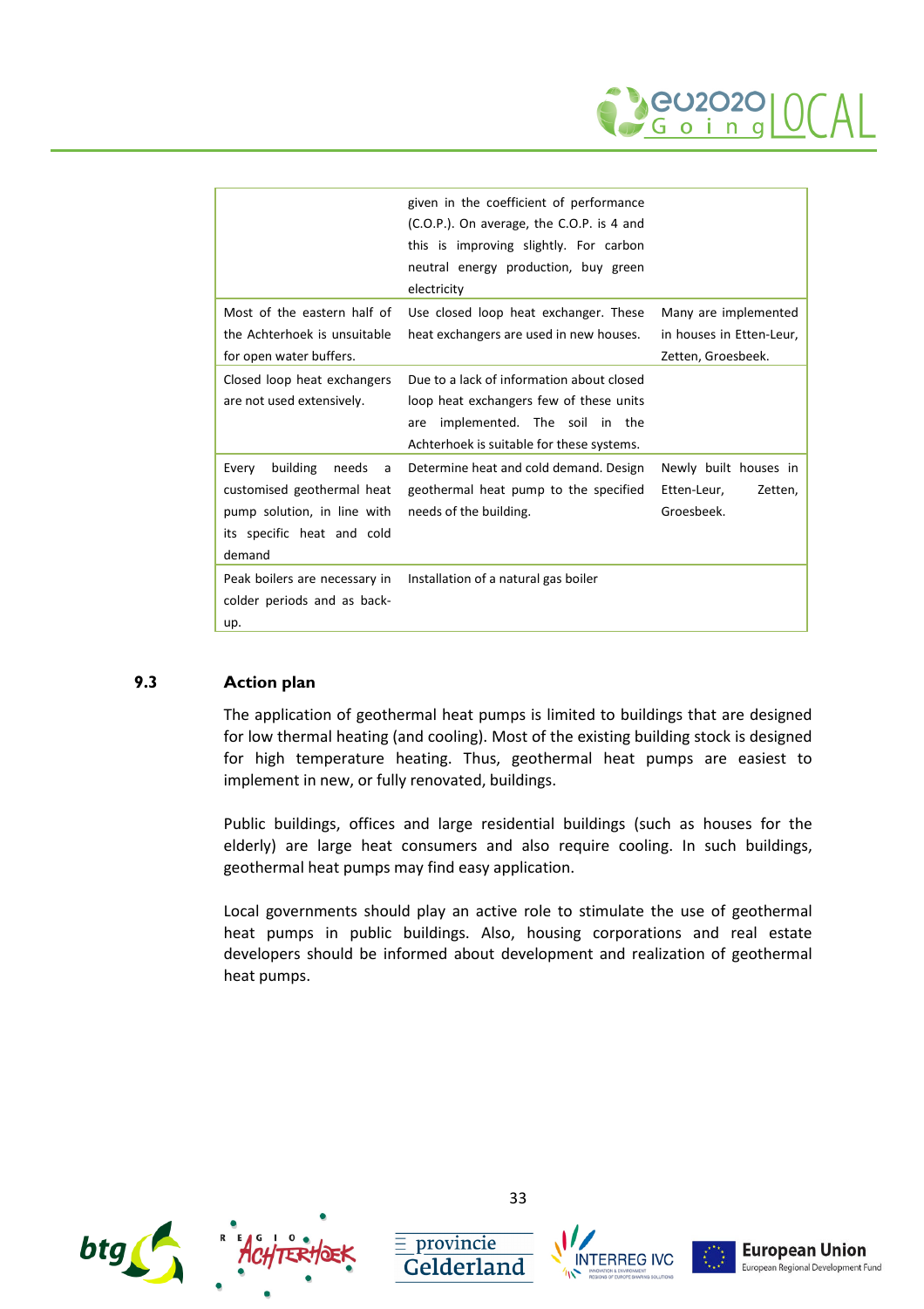| | | |
|---|---|---|
| | given in the coefficient of performance (C.O.P.). On average, the C.O.P. is 4 and this is improving slightly. For carbon neutral energy production, buy green electricity | |
| Most of the eastern half of the Achterhoek is unsuitable for open water buffers. | Use closed loop heat exchanger. These heat exchangers are used in new houses. | Many are implemented in houses in Etten-Leur, Zetten, Groesbeek. |
| Closed loop heat exchangers are not used extensively. | Due to a lack of information about closed loop heat exchangers few of these units are implemented. The soil in the Achterhoek is suitable for these systems. | |
| Every building needs a customised geothermal heat pump solution, in line with its specific heat and cold demand | Determine heat and cold demand. Design geothermal heat pump to the specified needs of the building. | Newly built houses in Etten-Leur, Zetten, Groesbeek. |
| Peak boilers are necessary in colder periods and as back-up. | Installation of a natural gas boiler | |

### 9.3 Action plan

The application of geothermal heat pumps is limited to buildings that are designed for low thermal heating (and cooling). Most of the existing building stock is designed for high temperature heating. Thus, geothermal heat pumps are easiest to implement in new, or fully renovated, buildings.

Public buildings, offices and large residential buildings (such as houses for the elderly) are large heat consumers and also require cooling. In such buildings, geothermal heat pumps may find easy application.

Local governments should play an active role to stimulate the use of geothermal heat pumps in public buildings. Also, housing corporations and real estate developers should be informed about development and realization of geothermal heat pumps.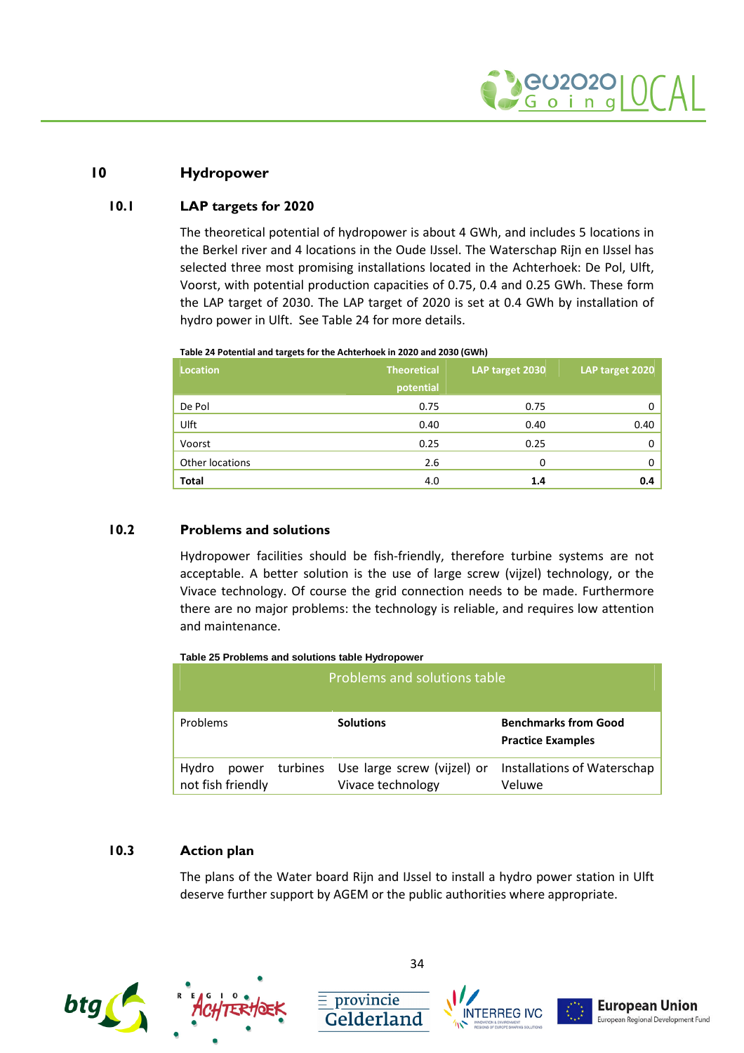# 10 Hydropower

## 10.1 LAP targets for 2020

The theoretical potential of hydropower is about 4 GWh, and includes 5 locations in the Berkel river and 4 locations in the Oude IJssel. The Waterschap Rijn en IJssel has selected three most promising installations located in the Achterhoek: De Pol, Ulft, Voorst, with potential production capacities of 0.75, 0.4 and 0.25 GWh. These form the LAP target of 2030. The LAP target of 2020 is set at 0.4 GWh by installation of hydro power in Ulft. See Table 24 for more details.

**Table 24 Potential and targets for the Achterhoek in 2020 and 2030 (GWh)**

| Location | Theoretical potential | LAP target 2030 | LAP target 2020 |
|---|---|---|---|
| De Pol | 0.75 | 0.75 | 0 |
| Ulft | 0.40 | 0.40 | 0.40 |
| Voorst | 0.25 | 0.25 | 0 |
| Other locations | 2.6 | 0 | 0 |
| **Total** | 4.0 | **1.4** | **0.4** |

## 10.2 Problems and solutions

Hydropower facilities should be fish-friendly, therefore turbine systems are not acceptable. A better solution is the use of large screw (vijzel) technology, or the Vivace technology. Of course the grid connection needs to be made. Furthermore there are no major problems: the technology is reliable, and requires low attention and maintenance.

**Table 25 Problems and solutions table Hydropower**

| Problems and solutions table | | |
|---|---|---|
| Problems | **Solutions** | **Benchmarks from Good Practice Examples** |
| Hydro power turbines not fish friendly | Use large screw (vijzel) or Vivace technology | Installations of Waterschap Veluwe |

## 10.3 Action plan

The plans of the Water board Rijn and IJssel to install a hydro power station in Ulft deserve further support by AGEM or the public authorities where appropriate.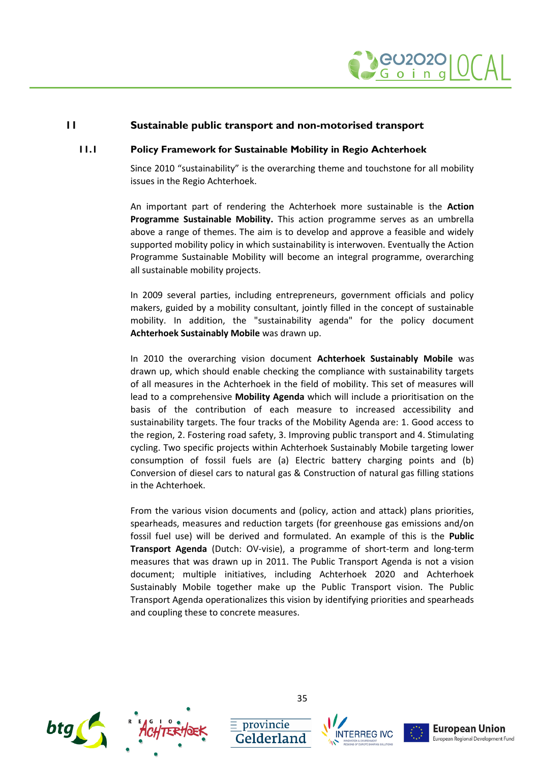# 11 Sustainable public transport and non-motorised transport

## 11.1 Policy Framework for Sustainable Mobility in Regio Achterhoek

Since 2010 "sustainability" is the overarching theme and touchstone for all mobility issues in the Regio Achterhoek.

An important part of rendering the Achterhoek more sustainable is the **Action Programme Sustainable Mobility.** This action programme serves as an umbrella above a range of themes. The aim is to develop and approve a feasible and widely supported mobility policy in which sustainability is interwoven. Eventually the Action Programme Sustainable Mobility will become an integral programme, overarching all sustainable mobility projects.

In 2009 several parties, including entrepreneurs, government officials and policy makers, guided by a mobility consultant, jointly filled in the concept of sustainable mobility. In addition, the "sustainability agenda" for the policy document **Achterhoek Sustainably Mobile** was drawn up.

In 2010 the overarching vision document **Achterhoek Sustainably Mobile** was drawn up, which should enable checking the compliance with sustainability targets of all measures in the Achterhoek in the field of mobility. This set of measures will lead to a comprehensive **Mobility Agenda** which will include a prioritisation on the basis of the contribution of each measure to increased accessibility and sustainability targets. The four tracks of the Mobility Agenda are: 1. Good access to the region, 2. Fostering road safety, 3. Improving public transport and 4. Stimulating cycling. Two specific projects within Achterhoek Sustainably Mobile targeting lower consumption of fossil fuels are (a) Electric battery charging points and (b) Conversion of diesel cars to natural gas & Construction of natural gas filling stations in the Achterhoek.

From the various vision documents and (policy, action and attack) plans priorities, spearheads, measures and reduction targets (for greenhouse gas emissions and/on fossil fuel use) will be derived and formulated. An example of this is the **Public Transport Agenda** (Dutch: OV-visie), a programme of short-term and long-term measures that was drawn up in 2011. The Public Transport Agenda is not a vision document; multiple initiatives, including Achterhoek 2020 and Achterhoek Sustainably Mobile together make up the Public Transport vision. The Public Transport Agenda operationalizes this vision by identifying priorities and spearheads and coupling these to concrete measures.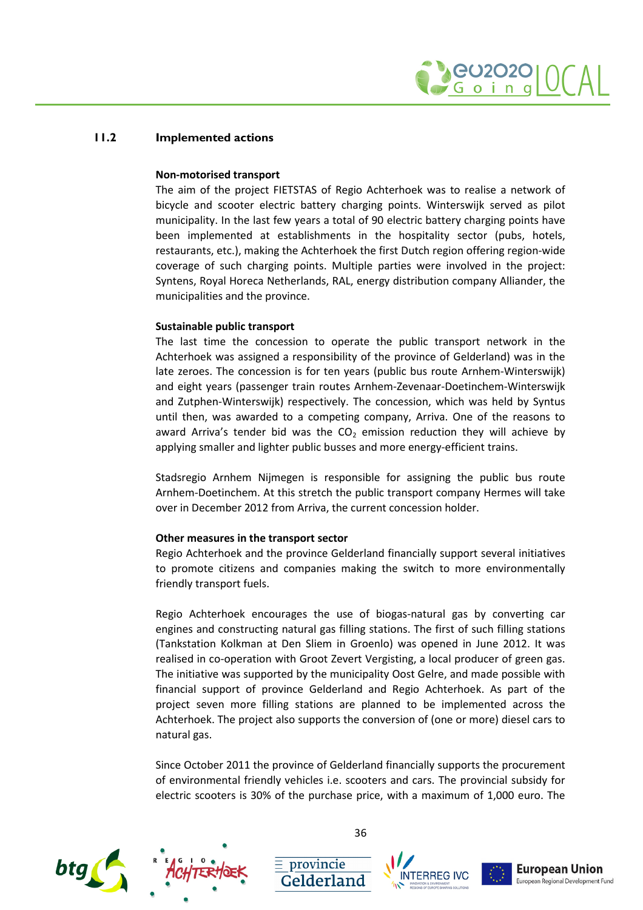## 11.2 Implemented actions

**Non-motorised transport**

The aim of the project FIETSTAS of Regio Achterhoek was to realise a network of bicycle and scooter electric battery charging points. Winterswijk served as pilot municipality. In the last few years a total of 90 electric battery charging points have been implemented at establishments in the hospitality sector (pubs, hotels, restaurants, etc.), making the Achterhoek the first Dutch region offering region-wide coverage of such charging points. Multiple parties were involved in the project: Syntens, Royal Horeca Netherlands, RAL, energy distribution company Alliander, the municipalities and the province.

**Sustainable public transport**

The last time the concession to operate the public transport network in the Achterhoek was assigned a responsibility of the province of Gelderland) was in the late zeroes. The concession is for ten years (public bus route Arnhem-Winterswijk) and eight years (passenger train routes Arnhem-Zevenaar-Doetinchem-Winterswijk and Zutphen-Winterswijk) respectively. The concession, which was held by Syntus until then, was awarded to a competing company, Arriva. One of the reasons to award Arriva's tender bid was the $CO_2$ emission reduction they will achieve by applying smaller and lighter public busses and more energy-efficient trains.

Stadsregio Arnhem Nijmegen is responsible for assigning the public bus route Arnhem-Doetinchem. At this stretch the public transport company Hermes will take over in December 2012 from Arriva, the current concession holder.

**Other measures in the transport sector**

Regio Achterhoek and the province Gelderland financially support several initiatives to promote citizens and companies making the switch to more environmentally friendly transport fuels.

Regio Achterhoek encourages the use of biogas-natural gas by converting car engines and constructing natural gas filling stations. The first of such filling stations (Tankstation Kolkman at Den Sliem in Groenlo) was opened in June 2012. It was realised in co-operation with Groot Zevert Vergisting, a local producer of green gas. The initiative was supported by the municipality Oost Gelre, and made possible with financial support of province Gelderland and Regio Achterhoek. As part of the project seven more filling stations are planned to be implemented across the Achterhoek. The project also supports the conversion of (one or more) diesel cars to natural gas.

Since October 2011 the province of Gelderland financially supports the procurement of environmental friendly vehicles i.e. scooters and cars. The provincial subsidy for electric scooters is 30% of the purchase price, with a maximum of 1,000 euro. The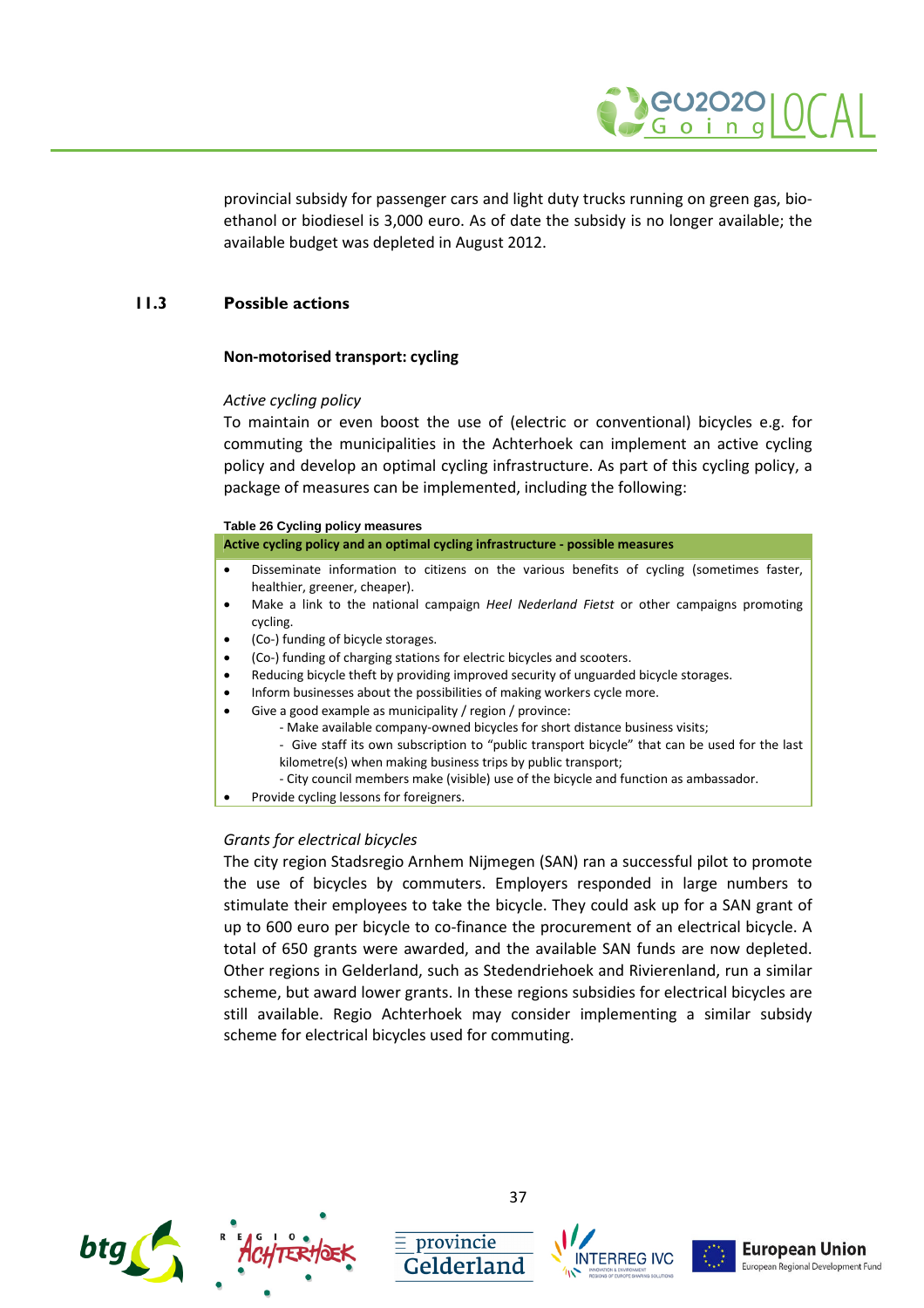provincial subsidy for passenger cars and light duty trucks running on green gas, bio-ethanol or biodiesel is 3,000 euro. As of date the subsidy is no longer available; the available budget was depleted in August 2012.

## 11.3 Possible actions

### Non-motorised transport: cycling

*Active cycling policy*

To maintain or even boost the use of (electric or conventional) bicycles e.g. for commuting the municipalities in the Achterhoek can implement an active cycling policy and develop an optimal cycling infrastructure. As part of this cycling policy, a package of measures can be implemented, including the following:

**Table 26 Cycling policy measures**

| Active cycling policy and an optimal cycling infrastructure - possible measures |
|---|
| • Disseminate information to citizens on the various benefits of cycling (sometimes faster, healthier, greener, cheaper).<br>• Make a link to the national campaign *Heel Nederland Fietst* or other campaigns promoting cycling.<br>• (Co-) funding of bicycle storages.<br>• (Co-) funding of charging stations for electric bicycles and scooters.<br>• Reducing bicycle theft by providing improved security of unguarded bicycle storages.<br>• Inform businesses about the possibilities of making workers cycle more.<br>• Give a good example as municipality / region / province:<br>  - Make available company-owned bicycles for short distance business visits;<br>  - Give staff its own subscription to "public transport bicycle" that can be used for the last kilometre(s) when making business trips by public transport;<br>  - City council members make (visible) use of the bicycle and function as ambassador.<br>• Provide cycling lessons for foreigners. |

*Grants for electrical bicycles*

The city region Stadsregio Arnhem Nijmegen (SAN) ran a successful pilot to promote the use of bicycles by commuters. Employers responded in large numbers to stimulate their employees to take the bicycle. They could ask up for a SAN grant of up to 600 euro per bicycle to co-finance the procurement of an electrical bicycle. A total of 650 grants were awarded, and the available SAN funds are now depleted. Other regions in Gelderland, such as Stedendriehoek and Rivierenland, run a similar scheme, but award lower grants. In these regions subsidies for electrical bicycles are still available. Regio Achterhoek may consider implementing a similar subsidy scheme for electrical bicycles used for commuting.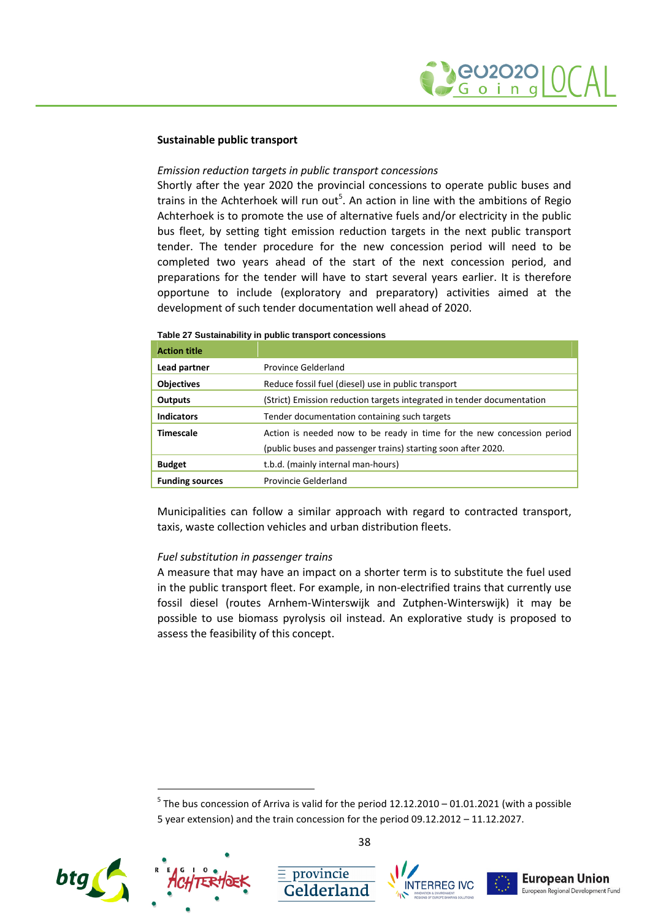**Sustainable public transport**

*Emission reduction targets in public transport concessions*

Shortly after the year 2020 the provincial concessions to operate public buses and trains in the Achterhoek will run out[5]. An action in line with the ambitions of Regio Achterhoek is to promote the use of alternative fuels and/or electricity in the public bus fleet, by setting tight emission reduction targets in the next public transport tender. The tender procedure for the new concession period will need to be completed two years ahead of the start of the next concession period, and preparations for the tender will have to start several years earlier. It is therefore opportune to include (exploratory and preparatory) activities aimed at the development of such tender documentation well ahead of 2020.

**Table 27 Sustainability in public transport concessions**

| Action title | |
|---|---|
| **Lead partner** | Province Gelderland |
| **Objectives** | Reduce fossil fuel (diesel) use in public transport |
| **Outputs** | (Strict) Emission reduction targets integrated in tender documentation |
| **Indicators** | Tender documentation containing such targets |
| **Timescale** | Action is needed now to be ready in time for the new concession period (public buses and passenger trains) starting soon after 2020. |
| **Budget** | t.b.d. (mainly internal man-hours) |
| **Funding sources** | Provincie Gelderland |

Municipalities can follow a similar approach with regard to contracted transport, taxis, waste collection vehicles and urban distribution fleets.

*Fuel substitution in passenger trains*

A measure that may have an impact on a shorter term is to substitute the fuel used in the public transport fleet. For example, in non-electrified trains that currently use fossil diesel (routes Arnhem-Winterswijk and Zutphen-Winterswijk) it may be possible to use biomass pyrolysis oil instead. An explorative study is proposed to assess the feasibility of this concept.

[5] The bus concession of Arriva is valid for the period 12.12.2010 – 01.01.2021 (with a possible 5 year extension) and the train concession for the period 09.12.2012 – 11.12.2027.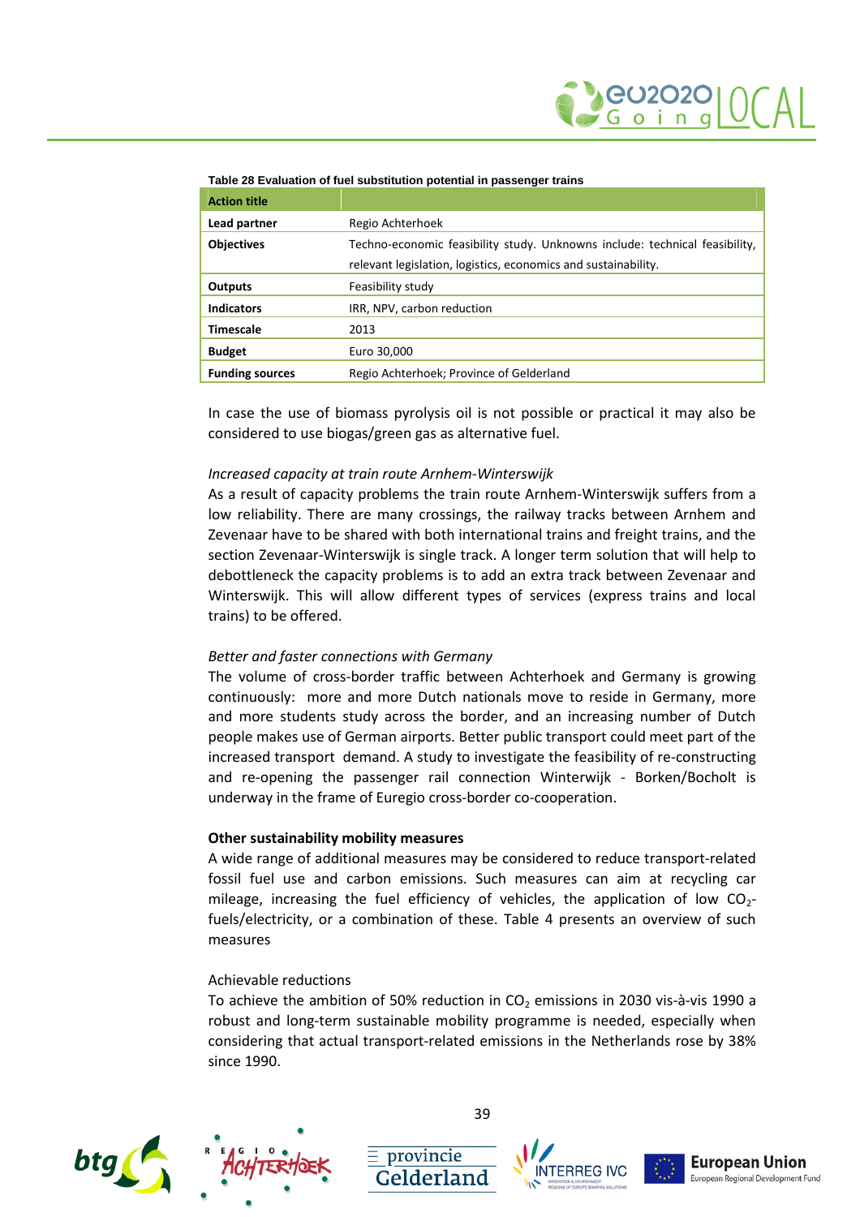Table 28 Evaluation of fuel substitution potential in passenger trains

| Action title | |
|---|---|
| **Lead partner** | Regio Achterhoek |
| **Objectives** | Techno-economic feasibility study. Unknowns include: technical feasibility, relevant legislation, logistics, economics and sustainability. |
| **Outputs** | Feasibility study |
| **Indicators** | IRR, NPV, carbon reduction |
| **Timescale** | 2013 |
| **Budget** | Euro 30,000 |
| **Funding sources** | Regio Achterhoek; Province of Gelderland |

In case the use of biomass pyrolysis oil is not possible or practical it may also be considered to use biogas/green gas as alternative fuel.

*Increased capacity at train route Arnhem-Winterswijk*

As a result of capacity problems the train route Arnhem-Winterswijk suffers from a low reliability. There are many crossings, the railway tracks between Arnhem and Zevenaar have to be shared with both international trains and freight trains, and the section Zevenaar-Winterswijk is single track. A longer term solution that will help to debottleneck the capacity problems is to add an extra track between Zevenaar and Winterswijk. This will allow different types of services (express trains and local trains) to be offered.

*Better and faster connections with Germany*

The volume of cross-border traffic between Achterhoek and Germany is growing continuously: more and more Dutch nationals move to reside in Germany, more and more students study across the border, and an increasing number of Dutch people makes use of German airports. Better public transport could meet part of the increased transport demand. A study to investigate the feasibility of re-constructing and re-opening the passenger rail connection Winterwijk - Borken/Bocholt is underway in the frame of Euregio cross-border co-cooperation.

**Other sustainability mobility measures**

A wide range of additional measures may be considered to reduce transport-related fossil fuel use and carbon emissions. Such measures can aim at recycling car mileage, increasing the fuel efficiency of vehicles, the application of low $CO_2$-fuels/electricity, or a combination of these. Table 4 presents an overview of such measures

Achievable reductions

To achieve the ambition of 50% reduction in $CO_2$ emissions in 2030 vis-à-vis 1990 a robust and long-term sustainable mobility programme is needed, especially when considering that actual transport-related emissions in the Netherlands rose by 38% since 1990.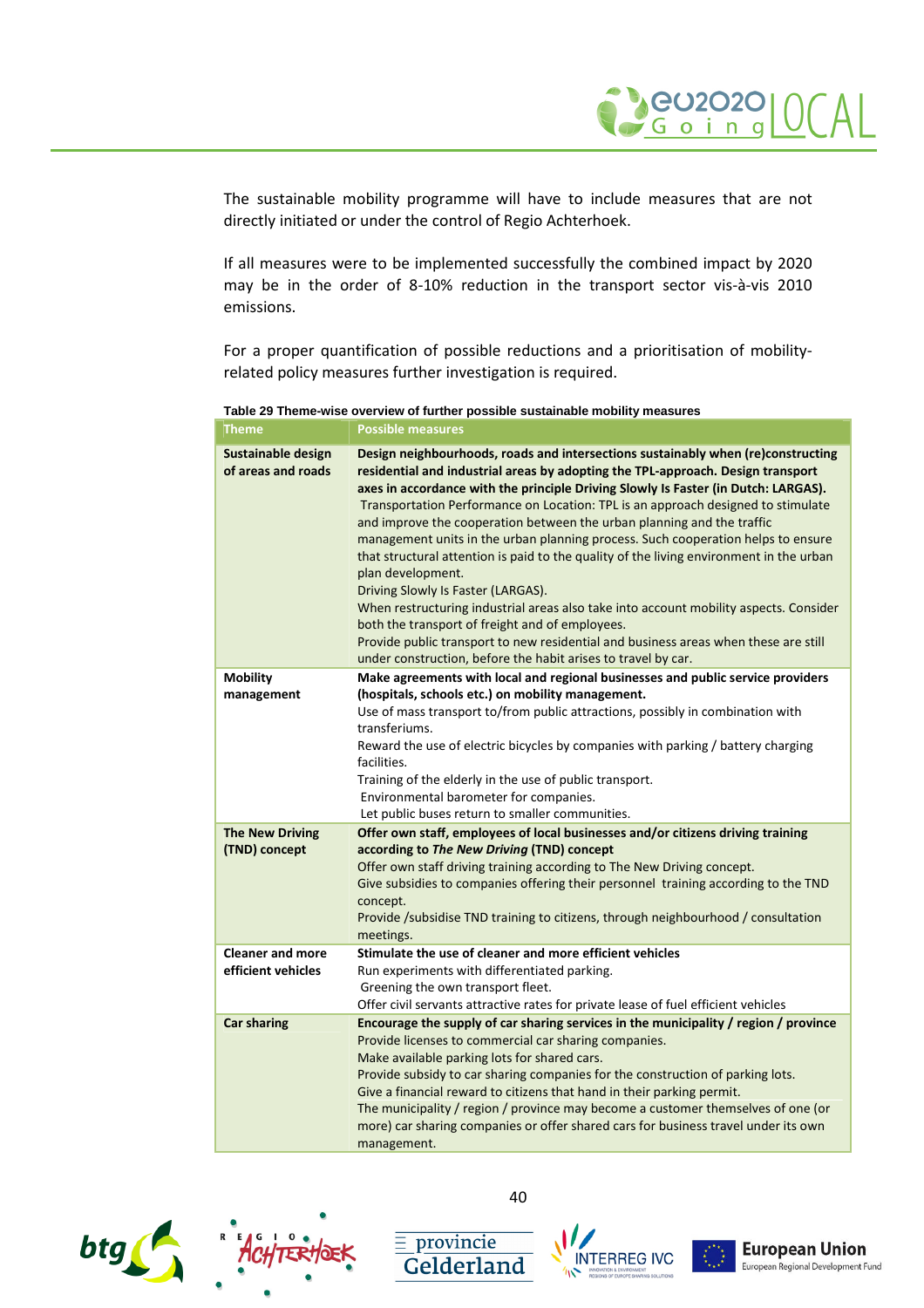The sustainable mobility programme will have to include measures that are not directly initiated or under the control of Regio Achterhoek.

If all measures were to be implemented successfully the combined impact by 2020 may be in the order of 8-10% reduction in the transport sector vis-à-vis 2010 emissions.

For a proper quantification of possible reductions and a prioritisation of mobility-related policy measures further investigation is required.

**Table 29 Theme-wise overview of further possible sustainable mobility measures**

| Theme | Possible measures |
|---|---|
| **Sustainable design of areas and roads** | **Design neighbourhoods, roads and intersections sustainably when (re)constructing residential and industrial areas by adopting the TPL-approach. Design transport axes in accordance with the principle Driving Slowly Is Faster (in Dutch: LARGAS).** <br> Transportation Performance on Location: TPL is an approach designed to stimulate and improve the cooperation between the urban planning and the traffic management units in the urban planning process. Such cooperation helps to ensure that structural attention is paid to the quality of the living environment in the urban plan development. <br> Driving Slowly Is Faster (LARGAS). <br> When restructuring industrial areas also take into account mobility aspects. Consider both the transport of freight and of employees. <br> Provide public transport to new residential and business areas when these are still under construction, before the habit arises to travel by car. |
| **Mobility management** | **Make agreements with local and regional businesses and public service providers (hospitals, schools etc.) on mobility management.** <br> Use of mass transport to/from public attractions, possibly in combination with transferiums. <br> Reward the use of electric bicycles by companies with parking / battery charging facilities. <br> Training of the elderly in the use of public transport. <br> Environmental barometer for companies. <br> Let public buses return to smaller communities. |
| **The New Driving (TND) concept** | **Offer own staff, employees of local businesses and/or citizens driving training according to *The New Driving* (TND) concept** <br> Offer own staff driving training according to The New Driving concept. <br> Give subsidies to companies offering their personnel training according to the TND concept. <br> Provide /subsidise TND training to citizens, through neighbourhood / consultation meetings. |
| **Cleaner and more efficient vehicles** | **Stimulate the use of cleaner and more efficient vehicles** <br> Run experiments with differentiated parking. <br> Greening the own transport fleet. <br> Offer civil servants attractive rates for private lease of fuel efficient vehicles |
| **Car sharing** | **Encourage the supply of car sharing services in the municipality / region / province** <br> Provide licenses to commercial car sharing companies. <br> Make available parking lots for shared cars. <br> Provide subsidy to car sharing companies for the construction of parking lots. <br> Give a financial reward to citizens that hand in their parking permit. <br> The municipality / region / province may become a customer themselves of one (or more) car sharing companies or offer shared cars for business travel under its own management. |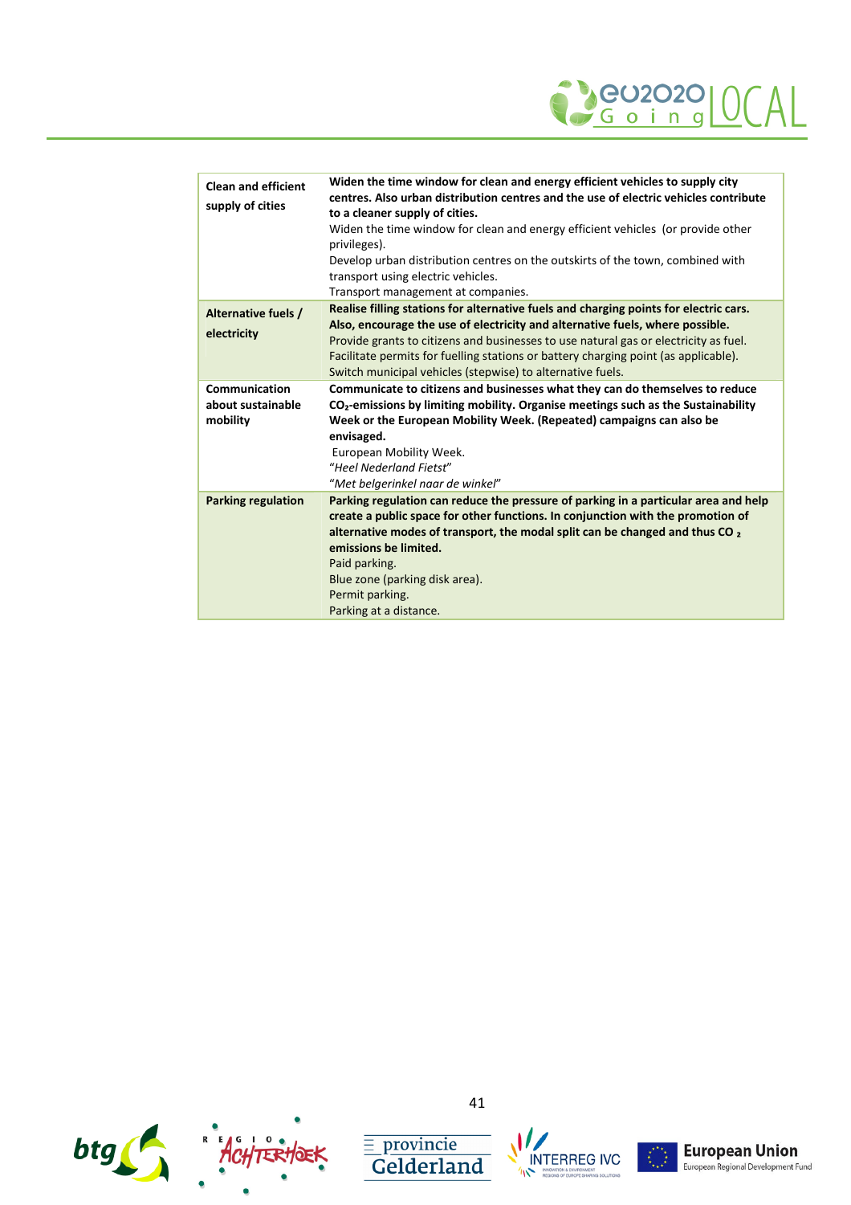| | |
|---|---|
| **Clean and efficient supply of cities** | **Widen the time window for clean and energy efficient vehicles to supply city centres. Also urban distribution centres and the use of electric vehicles contribute to a cleaner supply of cities.**<br>Widen the time window for clean and energy efficient vehicles (or provide other privileges).<br>Develop urban distribution centres on the outskirts of the town, combined with transport using electric vehicles.<br>Transport management at companies. |
| **Alternative fuels / electricity** | **Realise filling stations for alternative fuels and charging points for electric cars. Also, encourage the use of electricity and alternative fuels, where possible.**<br>Provide grants to citizens and businesses to use natural gas or electricity as fuel.<br>Facilitate permits for fuelling stations or battery charging point (as applicable).<br>Switch municipal vehicles (stepwise) to alternative fuels. |
| **Communication about sustainable mobility** | **Communicate to citizens and businesses what they can do themselves to reduce $CO_2$-emissions by limiting mobility. Organise meetings such as the Sustainability Week or the European Mobility Week. (Repeated) campaigns can also be envisaged.**<br>European Mobility Week.<br>"*Heel Nederland Fietst*"<br>"*Met belgerinkel naar de winkel*" |
| **Parking regulation** | **Parking regulation can reduce the pressure of parking in a particular area and help create a public space for other functions. In conjunction with the promotion of alternative modes of transport, the modal split can be changed and thus $CO_2$ emissions be limited.**<br>Paid parking.<br>Blue zone (parking disk area).<br>Permit parking.<br>Parking at a distance. |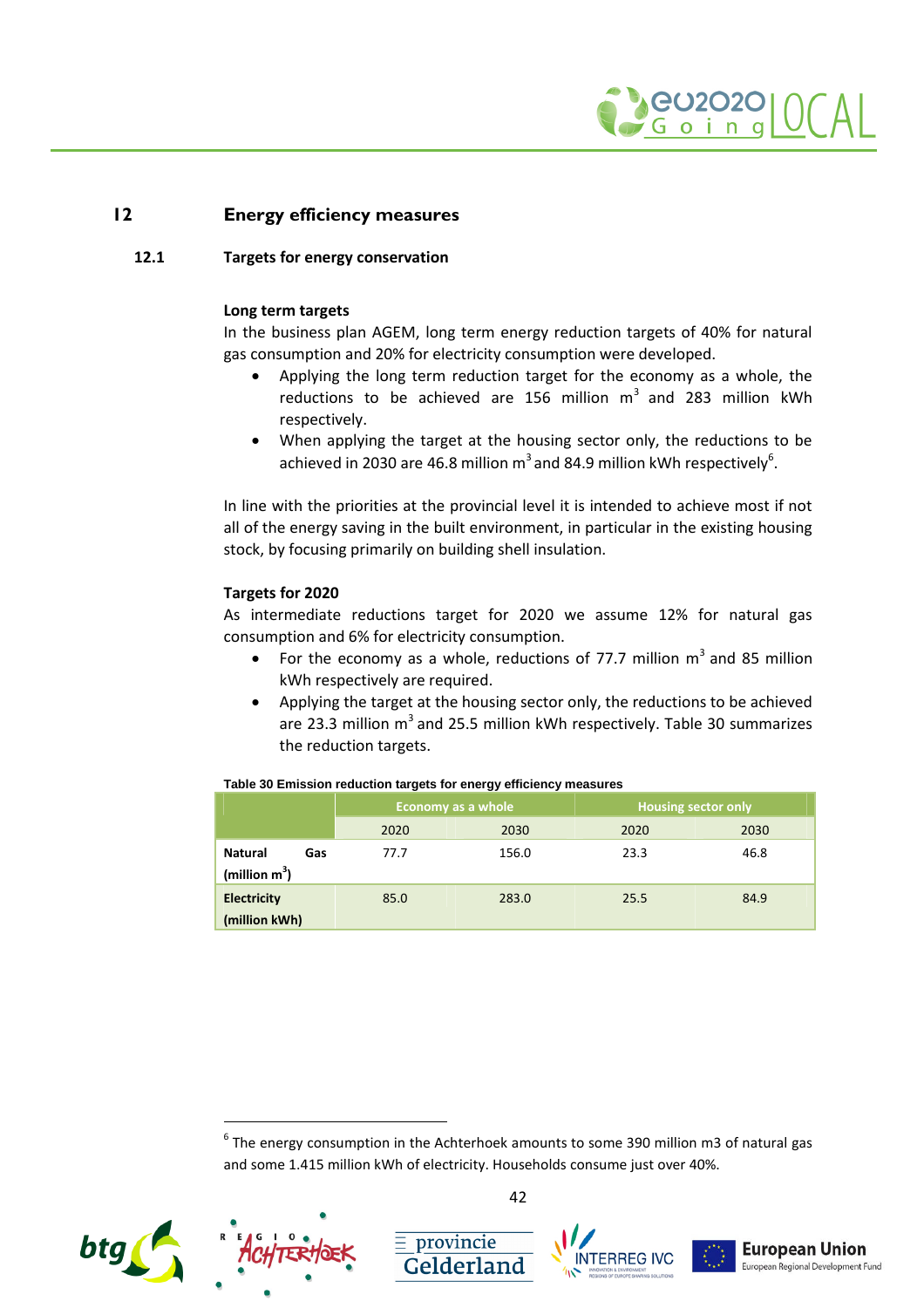# 12 Energy efficiency measures

## 12.1 Targets for energy conservation

**Long term targets**

In the business plan AGEM, long term energy reduction targets of 40% for natural gas consumption and 20% for electricity consumption were developed.

- Applying the long term reduction target for the economy as a whole, the reductions to be achieved are 156 million $m^3$ and 283 million kWh respectively.
- When applying the target at the housing sector only, the reductions to be achieved in 2030 are 46.8 million $m^3$ and 84.9 million kWh respectively[6].

In line with the priorities at the provincial level it is intended to achieve most if not all of the energy saving in the built environment, in particular in the existing housing stock, by focusing primarily on building shell insulation.

**Targets for 2020**

As intermediate reductions target for 2020 we assume 12% for natural gas consumption and 6% for electricity consumption.

- For the economy as a whole, reductions of 77.7 million $m^3$ and 85 million kWh respectively are required.
- Applying the target at the housing sector only, the reductions to be achieved are 23.3 million $m^3$ and 25.5 million kWh respectively. Table 30 summarizes the reduction targets.

**Table 30 Emission reduction targets for energy efficiency measures**

| | Economy as a whole | | Housing sector only | |
|---|---|---|---|---|
| | 2020 | 2030 | 2020 | 2030 |
| **Natural Gas (million $m^3$)** | 77.7 | 156.0 | 23.3 | 46.8 |
| **Electricity (million kWh)** | 85.0 | 283.0 | 25.5 | 84.9 |

[6] The energy consumption in the Achterhoek amounts to some 390 million m3 of natural gas and some 1.415 million kWh of electricity. Households consume just over 40%.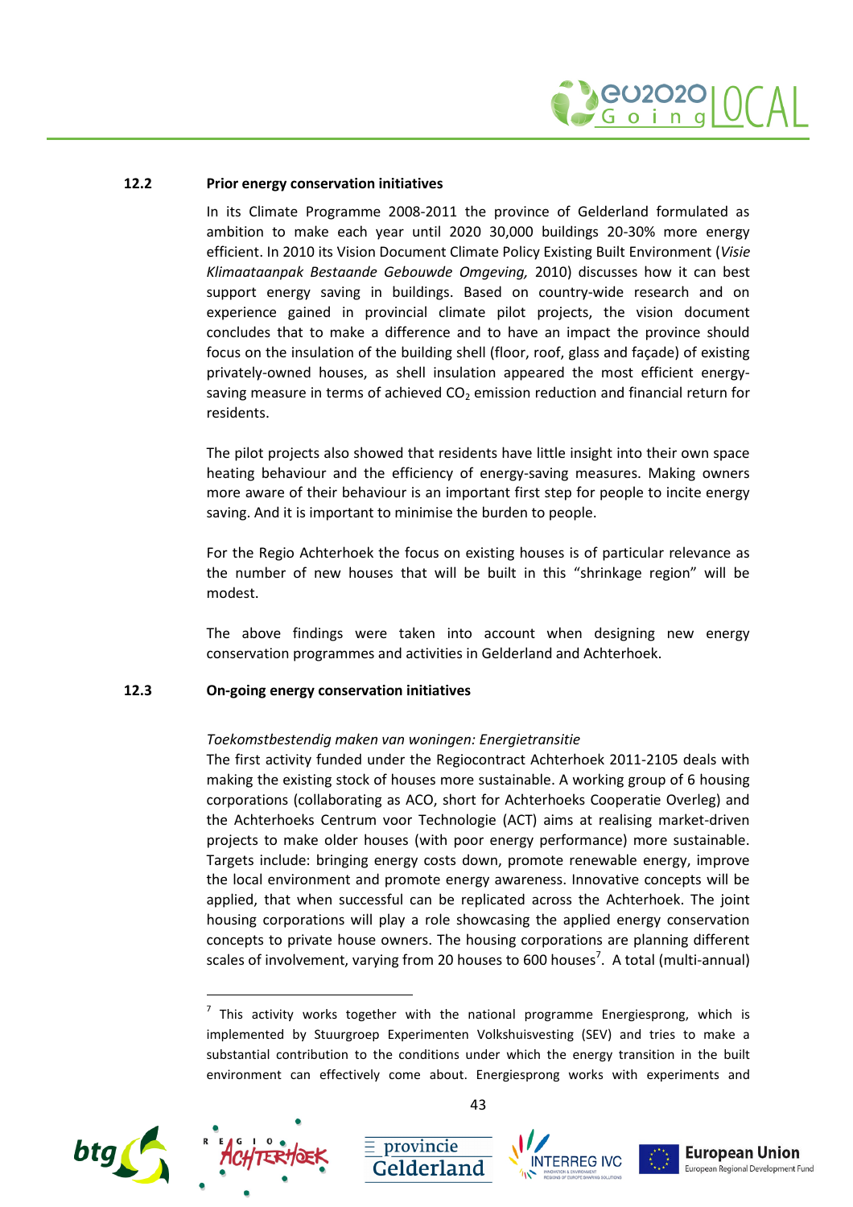### 12.2 Prior energy conservation initiatives

In its Climate Programme 2008-2011 the province of Gelderland formulated as ambition to make each year until 2020 30,000 buildings 20-30% more energy efficient. In 2010 its Vision Document Climate Policy Existing Built Environment (*Visie Klimaataanpak Bestaande Gebouwde Omgeving,* 2010) discusses how it can best support energy saving in buildings. Based on country-wide research and on experience gained in provincial climate pilot projects, the vision document concludes that to make a difference and to have an impact the province should focus on the insulation of the building shell (floor, roof, glass and façade) of existing privately-owned houses, as shell insulation appeared the most efficient energy-saving measure in terms of achieved $CO_2$ emission reduction and financial return for residents.

The pilot projects also showed that residents have little insight into their own space heating behaviour and the efficiency of energy-saving measures. Making owners more aware of their behaviour is an important first step for people to incite energy saving. And it is important to minimise the burden to people.

For the Regio Achterhoek the focus on existing houses is of particular relevance as the number of new houses that will be built in this "shrinkage region" will be modest.

The above findings were taken into account when designing new energy conservation programmes and activities in Gelderland and Achterhoek.

### 12.3 On-going energy conservation initiatives

*Toekomstbestendig maken van woningen: Energietransitie*

The first activity funded under the Regiocontract Achterhoek 2011-2105 deals with making the existing stock of houses more sustainable. A working group of 6 housing corporations (collaborating as ACO, short for Achterhoeks Cooperatie Overleg) and the Achterhoeks Centrum voor Technologie (ACT) aims at realising market-driven projects to make older houses (with poor energy performance) more sustainable. Targets include: bringing energy costs down, promote renewable energy, improve the local environment and promote energy awareness. Innovative concepts will be applied, that when successful can be replicated across the Achterhoek. The joint housing corporations will play a role showcasing the applied energy conservation concepts to private house owners. The housing corporations are planning different scales of involvement, varying from 20 houses to 600 houses[7]. A total (multi-annual)

[7] This activity works together with the national programme Energiesprong, which is implemented by Stuurgroep Experimenten Volkshuisvesting (SEV) and tries to make a substantial contribution to the conditions under which the energy transition in the built environment can effectively come about. Energiesprong works with experiments and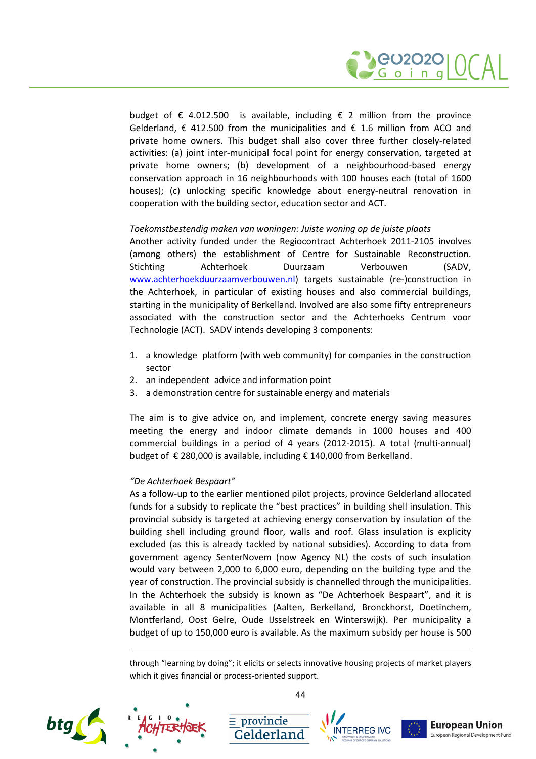budget of € 4.012.500 is available, including € 2 million from the province Gelderland, € 412.500 from the municipalities and € 1.6 million from ACO and private home owners. This budget shall also cover three further closely-related activities: (a) joint inter-municipal focal point for energy conservation, targeted at private home owners; (b) development of a neighbourhood-based energy conservation approach in 16 neighbourhoods with 100 houses each (total of 1600 houses); (c) unlocking specific knowledge about energy-neutral renovation in cooperation with the building sector, education sector and ACT.

*Toekomstbestendig maken van woningen: Juiste woning op de juiste plaats*

Another activity funded under the Regiocontract Achterhoek 2011-2105 involves (among others) the establishment of Centre for Sustainable Reconstruction. Stichting Achterhoek Duurzaam Verbouwen (SADV, www.achterhoekduurzaamverbouwen.nl) targets sustainable (re-)construction in the Achterhoek, in particular of existing houses and also commercial buildings, starting in the municipality of Berkelland. Involved are also some fifty entrepreneurs associated with the construction sector and the Achterhoeks Centrum voor Technologie (ACT). SADV intends developing 3 components:

1. a knowledge platform (with web community) for companies in the construction sector
2. an independent advice and information point
3. a demonstration centre for sustainable energy and materials

The aim is to give advice on, and implement, concrete energy saving measures meeting the energy and indoor climate demands in 1000 houses and 400 commercial buildings in a period of 4 years (2012-2015). A total (multi-annual) budget of € 280,000 is available, including € 140,000 from Berkelland.

*"De Achterhoek Bespaart"*

As a follow-up to the earlier mentioned pilot projects, province Gelderland allocated funds for a subsidy to replicate the "best practices" in building shell insulation. This provincial subsidy is targeted at achieving energy conservation by insulation of the building shell including ground floor, walls and roof. Glass insulation is explicity excluded (as this is already tackled by national subsidies). According to data from government agency SenterNovem (now Agency NL) the costs of such insulation would vary between 2,000 to 6,000 euro, depending on the building type and the year of construction. The provincial subsidy is channelled through the municipalities. In the Achterhoek the subsidy is known as "De Achterhoek Bespaart", and it is available in all 8 municipalities (Aalten, Berkelland, Bronckhorst, Doetinchem, Montferland, Oost Gelre, Oude IJsselstreek en Winterswijk). Per municipality a budget of up to 150,000 euro is available. As the maximum subsidy per house is 500

---

through "learning by doing"; it elicits or selects innovative housing projects of market players which it gives financial or process-oriented support.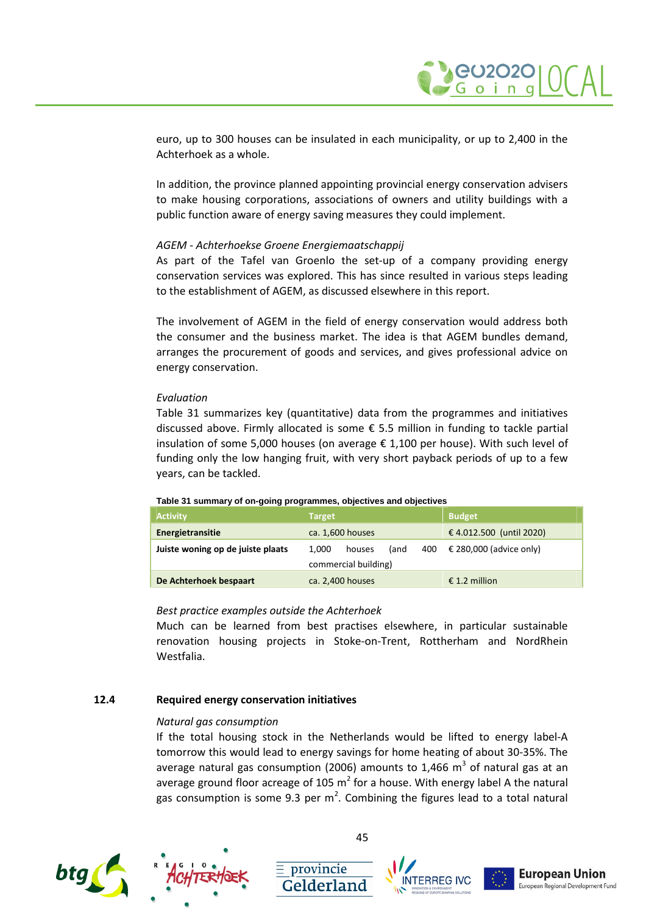euro, up to 300 houses can be insulated in each municipality, or up to 2,400 in the Achterhoek as a whole.

In addition, the province planned appointing provincial energy conservation advisers to make housing corporations, associations of owners and utility buildings with a public function aware of energy saving measures they could implement.

*AGEM - Achterhoekse Groene Energiemaatschappij*

As part of the Tafel van Groenlo the set-up of a company providing energy conservation services was explored. This has since resulted in various steps leading to the establishment of AGEM, as discussed elsewhere in this report.

The involvement of AGEM in the field of energy conservation would address both the consumer and the business market. The idea is that AGEM bundles demand, arranges the procurement of goods and services, and gives professional advice on energy conservation.

*Evaluation*

Table 31 summarizes key (quantitative) data from the programmes and initiatives discussed above. Firmly allocated is some € 5.5 million in funding to tackle partial insulation of some 5,000 houses (on average € 1,100 per house). With such level of funding only the low hanging fruit, with very short payback periods of up to a few years, can be tackled.

**Table 31 summary of on-going programmes, objectives and objectives**

| Activity | Target | Budget |
|---|---|---|
| **Energietransitie** | ca. 1,600 houses | € 4.012.500 (until 2020) |
| **Juiste woning op de juiste plaats** | 1,000 houses (and 400 commercial building) | € 280,000 (advice only) |
| **De Achterhoek bespaart** | ca. 2,400 houses | € 1.2 million |

*Best practice examples outside the Achterhoek*

Much can be learned from best practises elsewhere, in particular sustainable renovation housing projects in Stoke-on-Trent, Rottherham and NordRhein Westfalia.

## 12.4 Required energy conservation initiatives

*Natural gas consumption*

If the total housing stock in the Netherlands would be lifted to energy label-A tomorrow this would lead to energy savings for home heating of about 30-35%. The average natural gas consumption (2006) amounts to 1,466 $m^3$ of natural gas at an average ground floor acreage of 105 $m^2$ for a house. With energy label A the natural gas consumption is some 9.3 per $m^2$. Combining the figures lead to a total natural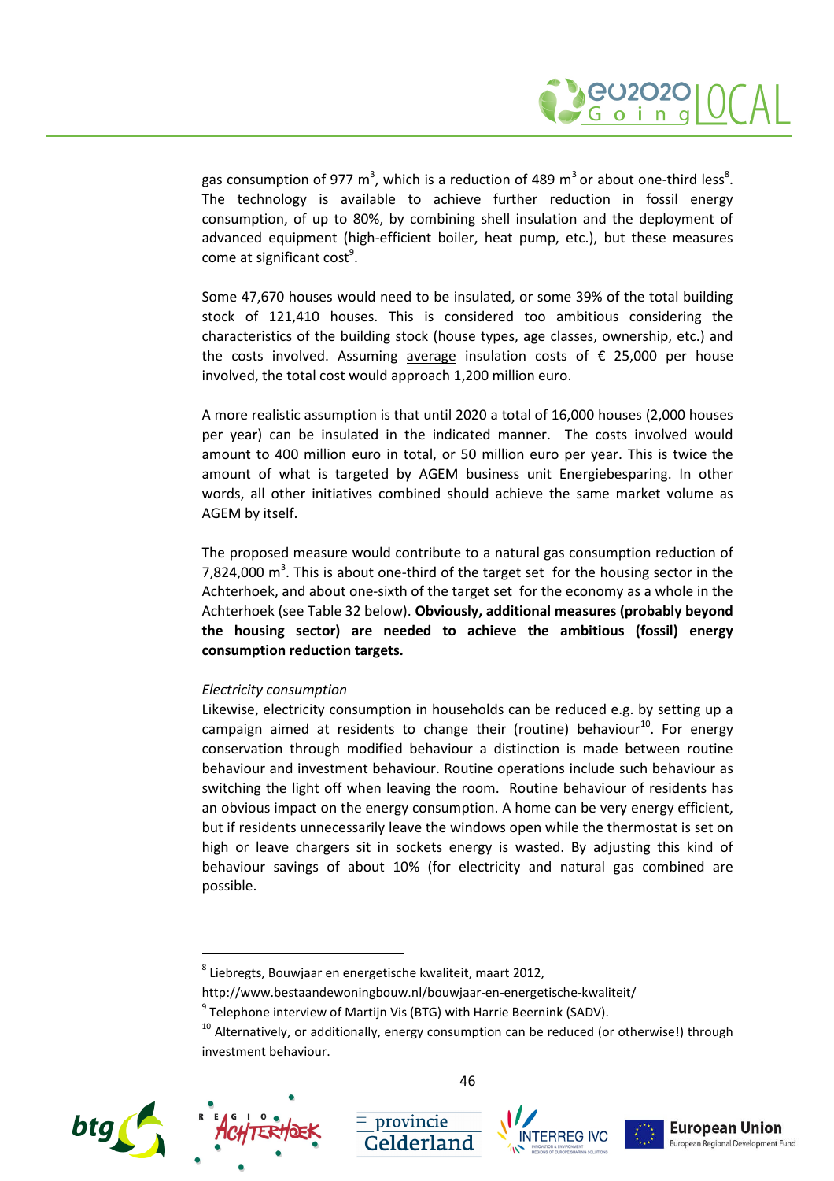gas consumption of 977 $m^3$, which is a reduction of 489 $m^3$ or about one-third less[8]. The technology is available to achieve further reduction in fossil energy consumption, of up to 80%, by combining shell insulation and the deployment of advanced equipment (high-efficient boiler, heat pump, etc.), but these measures come at significant cost[9].

Some 47,670 houses would need to be insulated, or some 39% of the total building stock of 121,410 houses. This is considered too ambitious considering the characteristics of the building stock (house types, age classes, ownership, etc.) and the costs involved. Assuming average insulation costs of € 25,000 per house involved, the total cost would approach 1,200 million euro.

A more realistic assumption is that until 2020 a total of 16,000 houses (2,000 houses per year) can be insulated in the indicated manner. The costs involved would amount to 400 million euro in total, or 50 million euro per year. This is twice the amount of what is targeted by AGEM business unit Energiebesparing. In other words, all other initiatives combined should achieve the same market volume as AGEM by itself.

The proposed measure would contribute to a natural gas consumption reduction of 7,824,000 $m^3$. This is about one-third of the target set for the housing sector in the Achterhoek, and about one-sixth of the target set for the economy as a whole in the Achterhoek (see Table 32 below). **Obviously, additional measures (probably beyond the housing sector) are needed to achieve the ambitious (fossil) energy consumption reduction targets.**

*Electricity consumption*

Likewise, electricity consumption in households can be reduced e.g. by setting up a campaign aimed at residents to change their (routine) behaviour[10]. For energy conservation through modified behaviour a distinction is made between routine behaviour and investment behaviour. Routine operations include such behaviour as switching the light off when leaving the room. Routine behaviour of residents has an obvious impact on the energy consumption. A home can be very energy efficient, but if residents unnecessarily leave the windows open while the thermostat is set on high or leave chargers sit in sockets energy is wasted. By adjusting this kind of behaviour savings of about 10% (for electricity and natural gas combined are possible.

---

[8] Liebregts, Bouwjaar en energetische kwaliteit, maart 2012, http://www.bestaandewoningbouw.nl/bouwjaar-en-energetische-kwaliteit/

[9] Telephone interview of Martijn Vis (BTG) with Harrie Beernink (SADV).

[10] Alternatively, or additionally, energy consumption can be reduced (or otherwise!) through investment behaviour.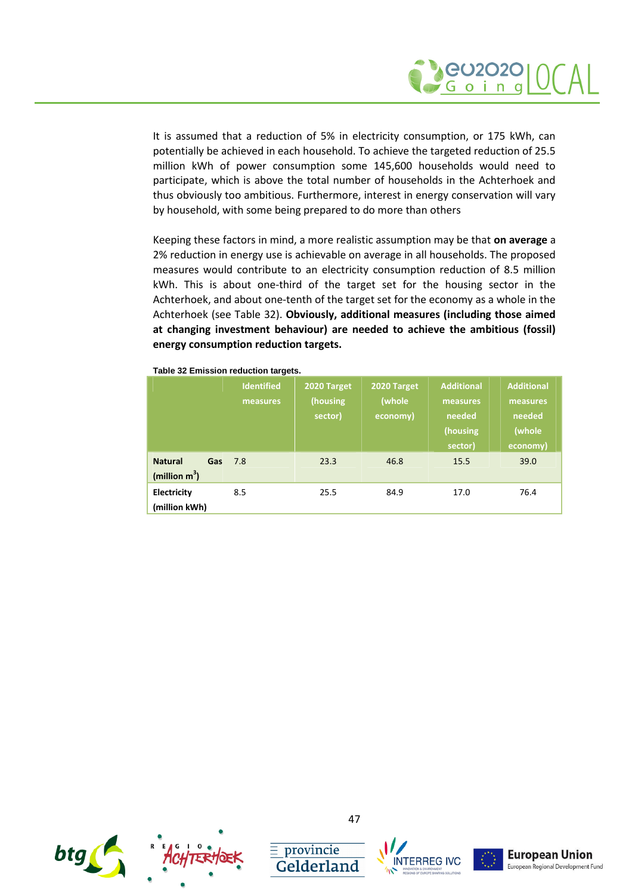It is assumed that a reduction of 5% in electricity consumption, or 175 kWh, can potentially be achieved in each household. To achieve the targeted reduction of 25.5 million kWh of power consumption some 145,600 households would need to participate, which is above the total number of households in the Achterhoek and thus obviously too ambitious. Furthermore, interest in energy conservation will vary by household, with some being prepared to do more than others

Keeping these factors in mind, a more realistic assumption may be that **on average** a 2% reduction in energy use is achievable on average in all households. The proposed measures would contribute to an electricity consumption reduction of 8.5 million kWh. This is about one-third of the target set for the housing sector in the Achterhoek, and about one-tenth of the target set for the economy as a whole in the Achterhoek (see Table 32). **Obviously, additional measures (including those aimed at changing investment behaviour) are needed to achieve the ambitious (fossil) energy consumption reduction targets.**

**Table 32 Emission reduction targets.**

| | Identified measures | 2020 Target (housing sector) | 2020 Target (whole economy) | Additional measures needed (housing sector) | Additional measures needed (whole economy) |
|---|---|---|---|---|---|
| **Natural Gas (million $m^3$)** | 7.8 | 23.3 | 46.8 | 15.5 | 39.0 |
| **Electricity (million kWh)** | 8.5 | 25.5 | 84.9 | 17.0 | 76.4 |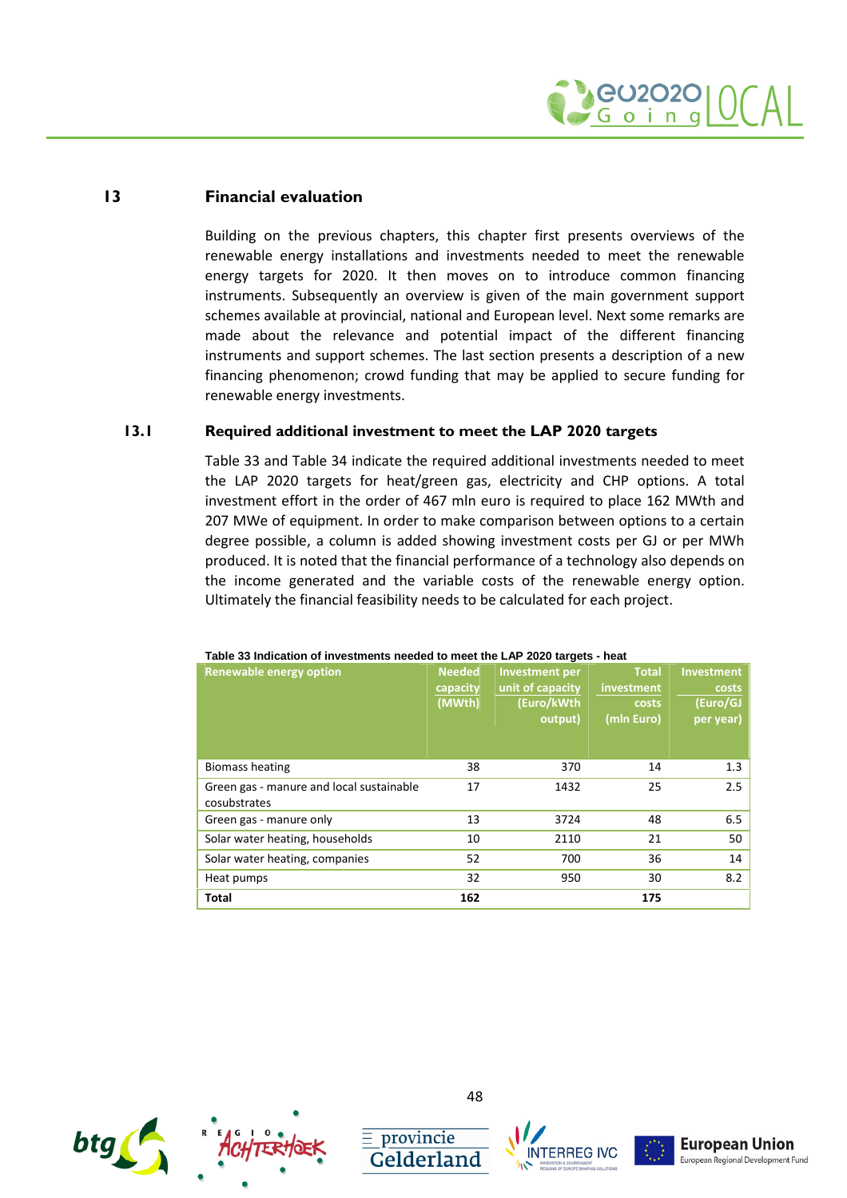# 13 Financial evaluation

Building on the previous chapters, this chapter first presents overviews of the renewable energy installations and investments needed to meet the renewable energy targets for 2020. It then moves on to introduce common financing instruments. Subsequently an overview is given of the main government support schemes available at provincial, national and European level. Next some remarks are made about the relevance and potential impact of the different financing instruments and support schemes. The last section presents a description of a new financing phenomenon; crowd funding that may be applied to secure funding for renewable energy investments.

## 13.1 Required additional investment to meet the LAP 2020 targets

Table 33 and Table 34 indicate the required additional investments needed to meet the LAP 2020 targets for heat/green gas, electricity and CHP options. A total investment effort in the order of 467 mln euro is required to place 162 MWth and 207 MWe of equipment. In order to make comparison between options to a certain degree possible, a column is added showing investment costs per GJ or per MWh produced. It is noted that the financial performance of a technology also depends on the income generated and the variable costs of the renewable energy option. Ultimately the financial feasibility needs to be calculated for each project.

**Table 33 Indication of investments needed to meet the LAP 2020 targets - heat**

| Renewable energy option | Needed capacity (MWth) | Investment per unit of capacity (Euro/kWth output) | Total investment costs (mln Euro) | Investment costs (Euro/GJ per year) |
|---|---|---|---|---|
| Biomass heating | 38 | 370 | 14 | 1.3 |
| Green gas - manure and local sustainable cosubstrates | 17 | 1432 | 25 | 2.5 |
| Green gas - manure only | 13 | 3724 | 48 | 6.5 |
| Solar water heating, households | 10 | 2110 | 21 | 50 |
| Solar water heating, companies | 52 | 700 | 36 | 14 |
| Heat pumps | 32 | 950 | 30 | 8.2 |
| **Total** | **162** | | **175** | |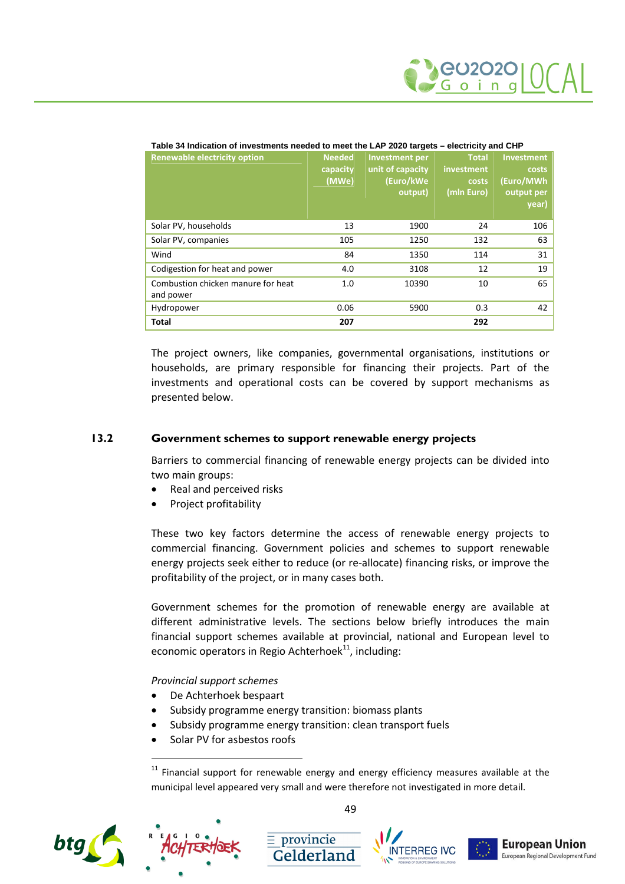**Table 34 Indication of investments needed to meet the LAP 2020 targets – electricity and CHP**

| Renewable electricity option | Needed capacity (MWe) | Investment per unit of capacity (Euro/kWe output) | Total investment costs (mln Euro) | Investment costs (Euro/MWh output per year) |
|---|---|---|---|---|
| Solar PV, households | 13 | 1900 | 24 | 106 |
| Solar PV, companies | 105 | 1250 | 132 | 63 |
| Wind | 84 | 1350 | 114 | 31 |
| Codigestion for heat and power | 4.0 | 3108 | 12 | 19 |
| Combustion chicken manure for heat and power | 1.0 | 10390 | 10 | 65 |
| Hydropower | 0.06 | 5900 | 0.3 | 42 |
| **Total** | **207** | | **292** | |

The project owners, like companies, governmental organisations, institutions or households, are primary responsible for financing their projects. Part of the investments and operational costs can be covered by support mechanisms as presented below.

## 13.2 Government schemes to support renewable energy projects

Barriers to commercial financing of renewable energy projects can be divided into two main groups:

- Real and perceived risks
- Project profitability

These two key factors determine the access of renewable energy projects to commercial financing. Government policies and schemes to support renewable energy projects seek either to reduce (or re-allocate) financing risks, or improve the profitability of the project, or in many cases both.

Government schemes for the promotion of renewable energy are available at different administrative levels. The sections below briefly introduces the main financial support schemes available at provincial, national and European level to economic operators in Regio Achterhoek[11], including:

*Provincial support schemes*

- De Achterhoek bespaart
- Subsidy programme energy transition: biomass plants
- Subsidy programme energy transition: clean transport fuels
- Solar PV for asbestos roofs

[11] Financial support for renewable energy and energy efficiency measures available at the municipal level appeared very small and were therefore not investigated in more detail.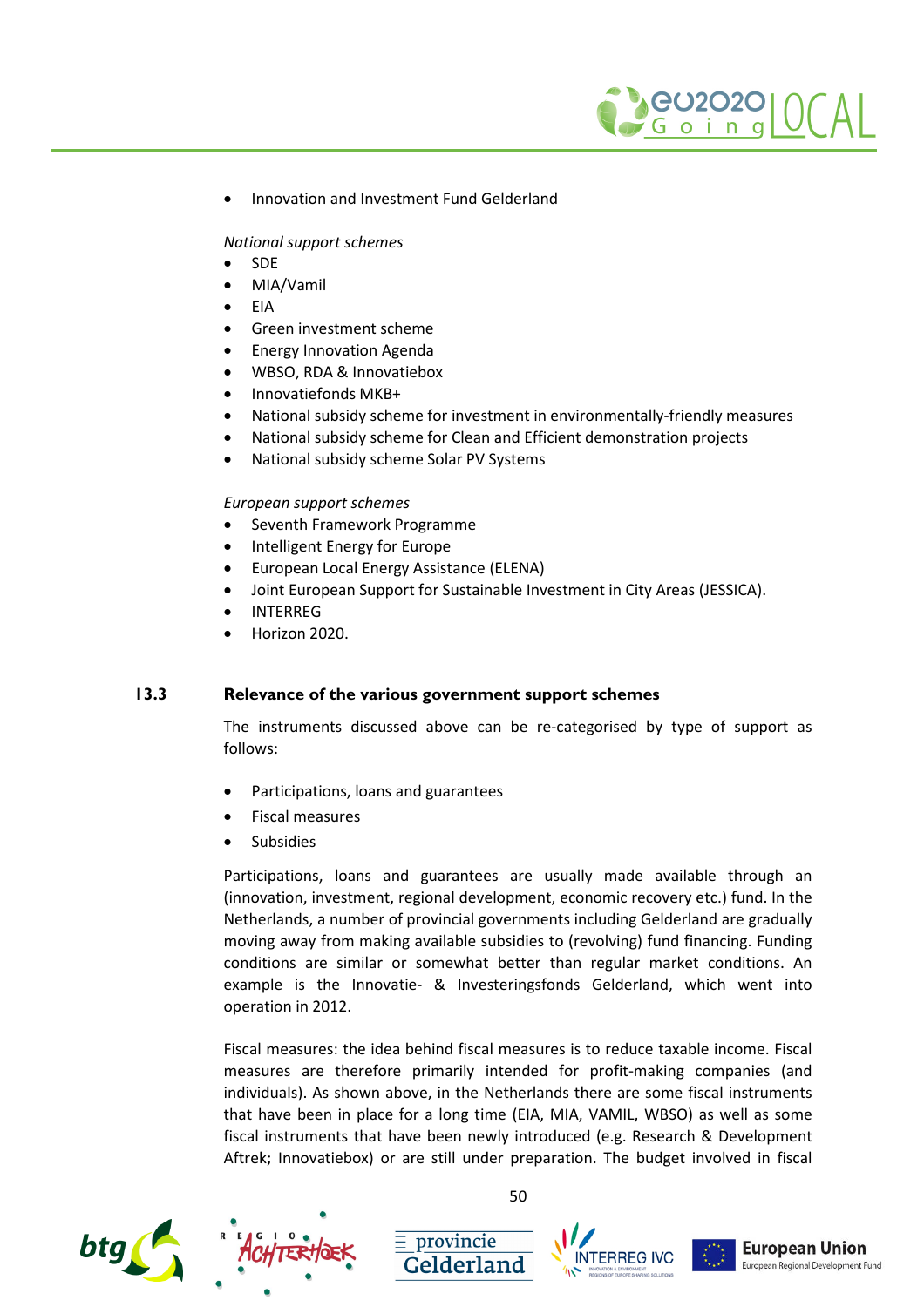- Innovation and Investment Fund Gelderland

*National support schemes*

- SDE
- MIA/Vamil
- EIA
- Green investment scheme
- Energy Innovation Agenda
- WBSO, RDA & Innovatiebox
- Innovatiefonds MKB+
- National subsidy scheme for investment in environmentally-friendly measures
- National subsidy scheme for Clean and Efficient demonstration projects
- National subsidy scheme Solar PV Systems

*European support schemes*

- Seventh Framework Programme
- Intelligent Energy for Europe
- European Local Energy Assistance (ELENA)
- Joint European Support for Sustainable Investment in City Areas (JESSICA).
- INTERREG
- Horizon 2020.

## 13.3 Relevance of the various government support schemes

The instruments discussed above can be re-categorised by type of support as follows:

- Participations, loans and guarantees
- Fiscal measures
- Subsidies

Participations, loans and guarantees are usually made available through an (innovation, investment, regional development, economic recovery etc.) fund. In the Netherlands, a number of provincial governments including Gelderland are gradually moving away from making available subsidies to (revolving) fund financing. Funding conditions are similar or somewhat better than regular market conditions. An example is the Innovatie- & Investeringsfonds Gelderland, which went into operation in 2012.

Fiscal measures: the idea behind fiscal measures is to reduce taxable income. Fiscal measures are therefore primarily intended for profit-making companies (and individuals). As shown above, in the Netherlands there are some fiscal instruments that have been in place for a long time (EIA, MIA, VAMIL, WBSO) as well as some fiscal instruments that have been newly introduced (e.g. Research & Development Aftrek; Innovatiebox) or are still under preparation. The budget involved in fiscal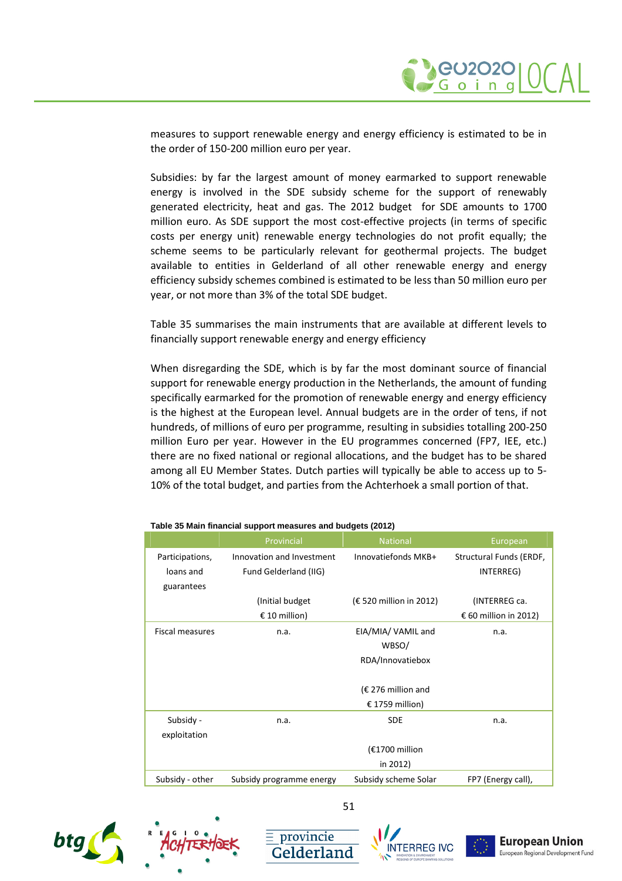measures to support renewable energy and energy efficiency is estimated to be in the order of 150-200 million euro per year.

Subsidies: by far the largest amount of money earmarked to support renewable energy is involved in the SDE subsidy scheme for the support of renewably generated electricity, heat and gas. The 2012 budget for SDE amounts to 1700 million euro. As SDE support the most cost-effective projects (in terms of specific costs per energy unit) renewable energy technologies do not profit equally; the scheme seems to be particularly relevant for geothermal projects. The budget available to entities in Gelderland of all other renewable and energy efficiency subsidy schemes combined is estimated to be less than 50 million euro per year, or not more than 3% of the total SDE budget.

Table 35 summarises the main instruments that are available at different levels to financially support renewable energy and energy efficiency

When disregarding the SDE, which is by far the most dominant source of financial support for renewable energy production in the Netherlands, the amount of funding specifically earmarked for the promotion of renewable energy and energy efficiency is the highest at the European level. Annual budgets are in the order of tens, if not hundreds, of millions of euro per programme, resulting in subsidies totalling 200-250 million Euro per year. However in the EU programmes concerned (FP7, IEE, etc.) there are no fixed national or regional allocations, and the budget has to be shared among all EU Member States. Dutch parties will typically be able to access up to 5-10% of the total budget, and parties from the Achterhoek a small portion of that.

**Table 35 Main financial support measures and budgets (2012)**

| | Provincial | National | European |
|---|---|---|---|
| Participations, loans and guarantees | Innovation and Investment Fund Gelderland (IIG)<br><br>(Initial budget € 10 million) | Innovatiefonds MKB+<br><br>(€ 520 million in 2012) | Structural Funds (ERDF, INTERREG)<br><br>(INTERREG ca. € 60 million in 2012) |
| Fiscal measures | n.a. | EIA/MIA/ VAMIL and WBSO/ RDA/Innovatiebox<br><br>(€ 276 million and € 1759 million) | n.a. |
| Subsidy - exploitation | n.a. | SDE<br><br>(€1700 million in 2012) | n.a. |
| Subsidy - other | Subsidy programme energy | Subsidy scheme Solar | FP7 (Energy call), |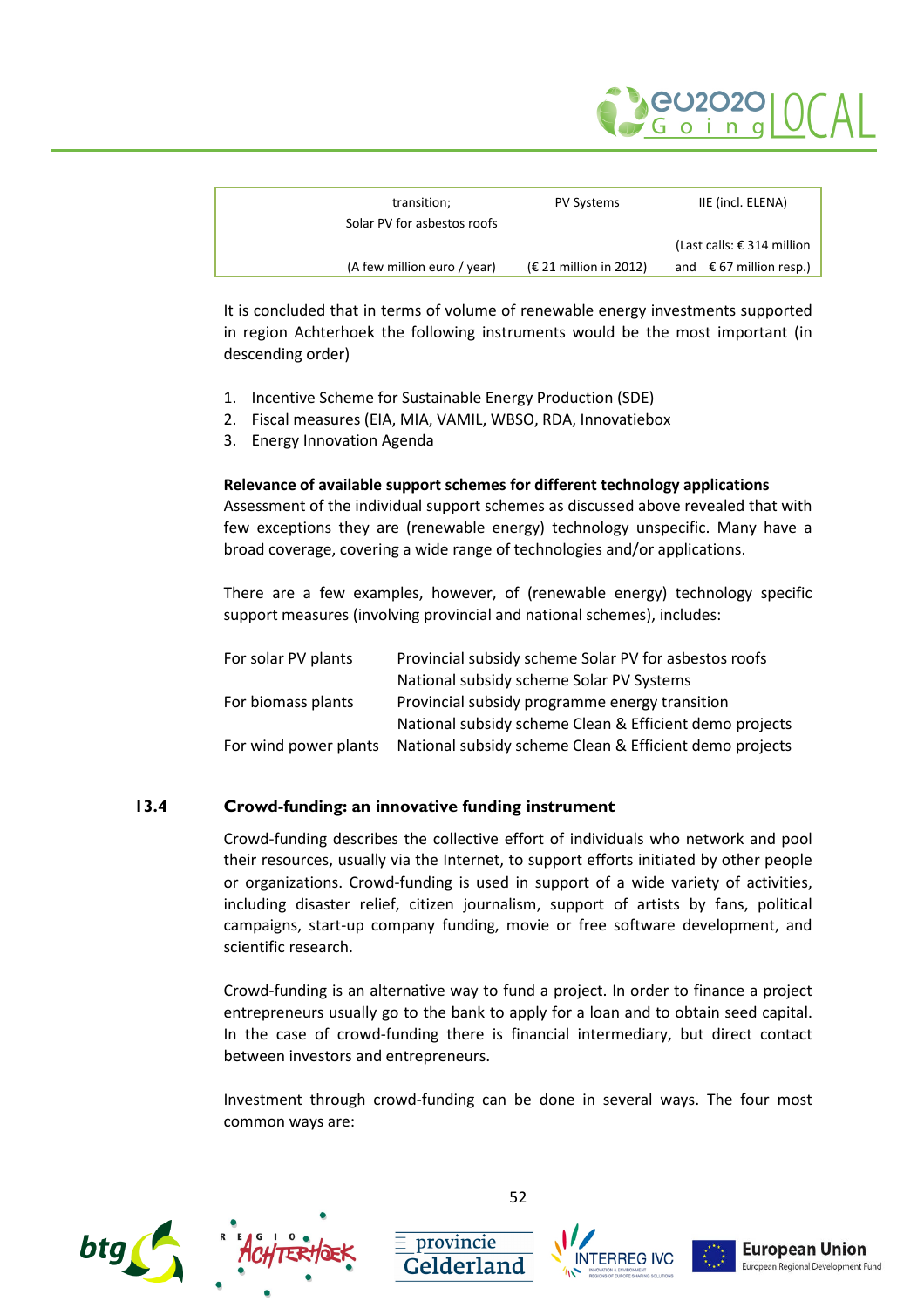| | | |
|---|---|---|
| transition; Solar PV for asbestos roofs | PV Systems | IIE (incl. ELENA) |
| | | (Last calls: € 314 million |
| (A few million euro / year) | (€ 21 million in 2012) | and € 67 million resp.) |

It is concluded that in terms of volume of renewable energy investments supported in region Achterhoek the following instruments would be the most important (in descending order)

1. Incentive Scheme for Sustainable Energy Production (SDE)
2. Fiscal measures (EIA, MIA, VAMIL, WBSO, RDA, Innovatiebox
3. Energy Innovation Agenda

**Relevance of available support schemes for different technology applications**
Assessment of the individual support schemes as discussed above revealed that with few exceptions they are (renewable energy) technology unspecific. Many have a broad coverage, covering a wide range of technologies and/or applications.

There are a few examples, however, of (renewable energy) technology specific support measures (involving provincial and national schemes), includes:

| | |
|---|---|
| For solar PV plants | Provincial subsidy scheme Solar PV for asbestos roofs |
| | National subsidy scheme Solar PV Systems |
| For biomass plants | Provincial subsidy programme energy transition |
| | National subsidy scheme Clean & Efficient demo projects |
| For wind power plants | National subsidy scheme Clean & Efficient demo projects |

## 13.4 Crowd-funding: an innovative funding instrument

Crowd-funding describes the collective effort of individuals who network and pool their resources, usually via the Internet, to support efforts initiated by other people or organizations. Crowd-funding is used in support of a wide variety of activities, including disaster relief, citizen journalism, support of artists by fans, political campaigns, start-up company funding, movie or free software development, and scientific research.

Crowd-funding is an alternative way to fund a project. In order to finance a project entrepreneurs usually go to the bank to apply for a loan and to obtain seed capital. In the case of crowd-funding there is financial intermediary, but direct contact between investors and entrepreneurs.

Investment through crowd-funding can be done in several ways. The four most common ways are: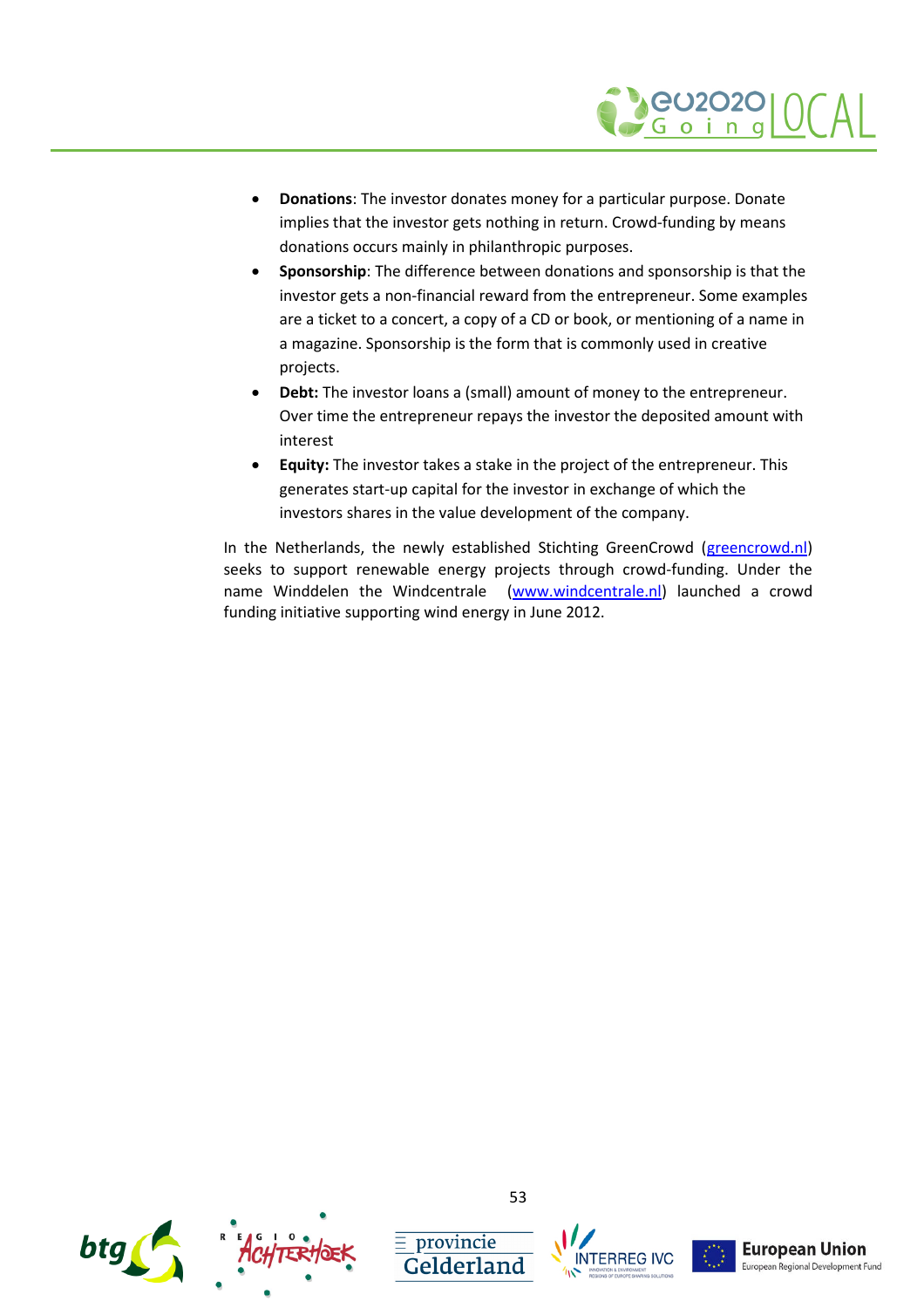- **Donations**: The investor donates money for a particular purpose. Donate implies that the investor gets nothing in return. Crowd-funding by means donations occurs mainly in philanthropic purposes.
- **Sponsorship**: The difference between donations and sponsorship is that the investor gets a non-financial reward from the entrepreneur. Some examples are a ticket to a concert, a copy of a CD or book, or mentioning of a name in a magazine. Sponsorship is the form that is commonly used in creative projects.
- **Debt:** The investor loans a (small) amount of money to the entrepreneur. Over time the entrepreneur repays the investor the deposited amount with interest
- **Equity:** The investor takes a stake in the project of the entrepreneur. This generates start-up capital for the investor in exchange of which the investors shares in the value development of the company.

In the Netherlands, the newly established Stichting GreenCrowd (greencrowd.nl) seeks to support renewable energy projects through crowd-funding. Under the name Winddelen the Windcentrale (www.windcentrale.nl) launched a crowd funding initiative supporting wind energy in June 2012.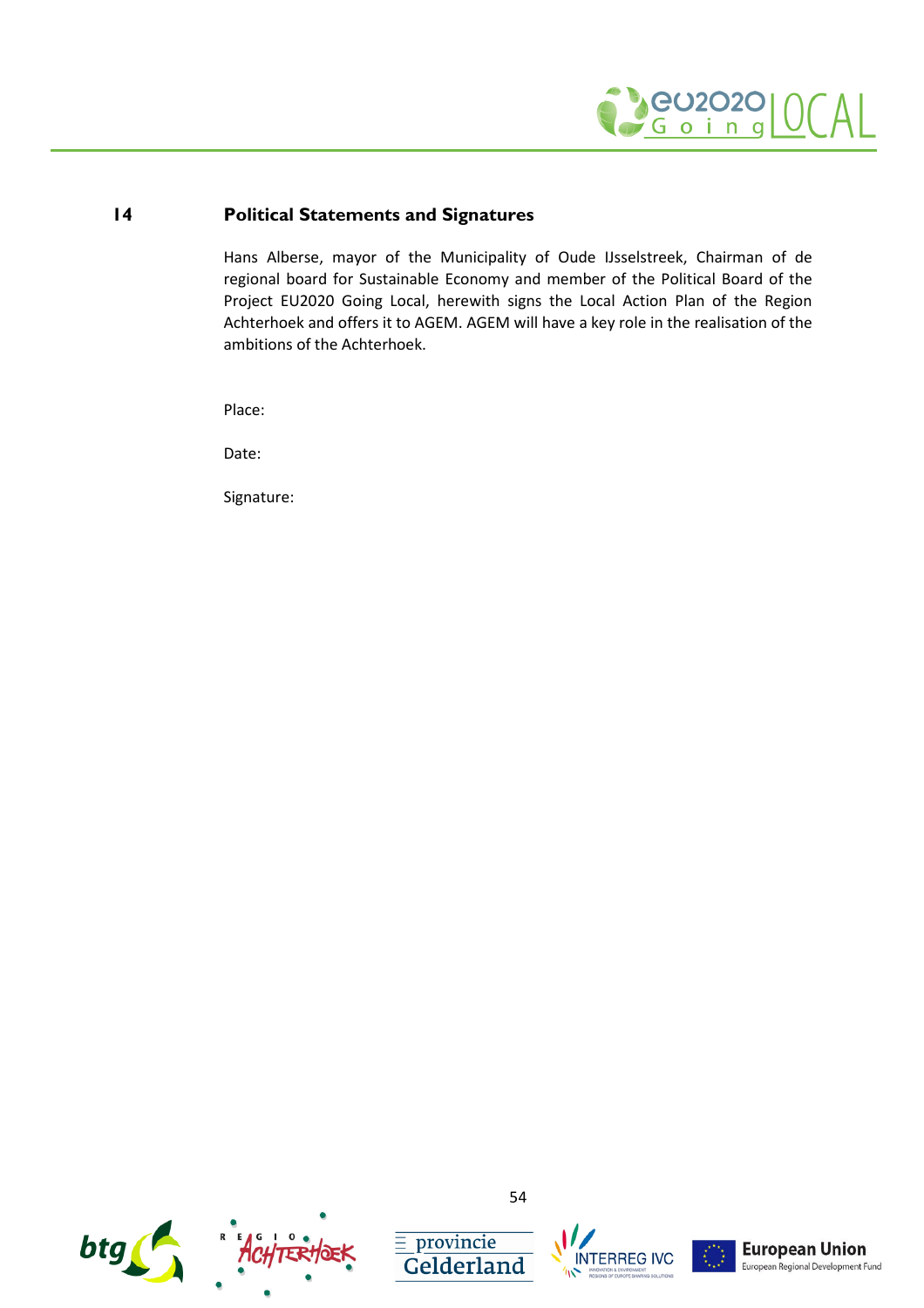## 14 Political Statements and Signatures

Hans Alberse, mayor of the Municipality of Oude IJsselstreek, Chairman of de regional board for Sustainable Economy and member of the Political Board of the Project EU2020 Going Local, herewith signs the Local Action Plan of the Region Achterhoek and offers it to AGEM. AGEM will have a key role in the realisation of the ambitions of the Achterhoek.

Place:

Date:

Signature: